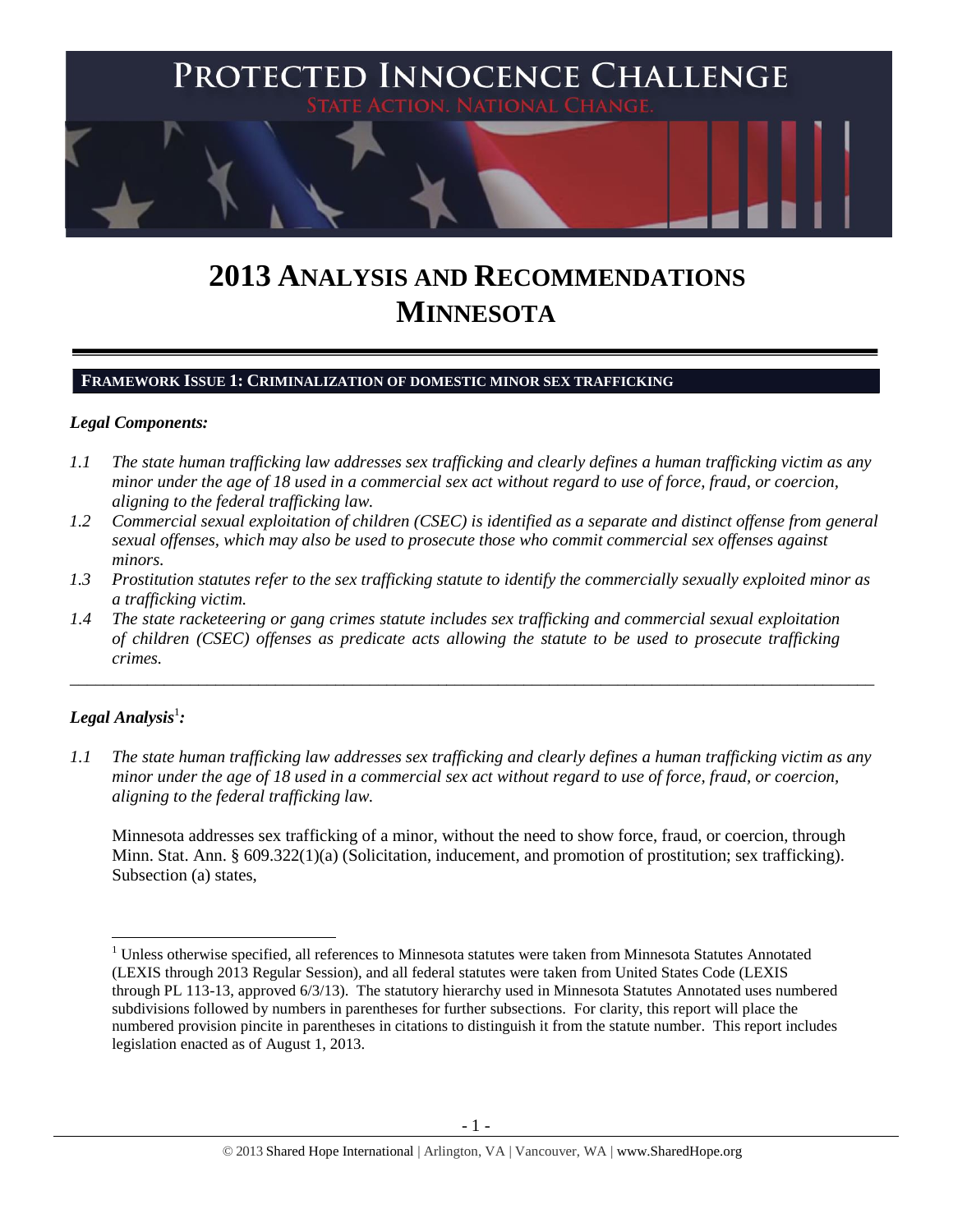# PROTECTED INNOCENCE CHALLENGE

STATE ACTION. NATIONAL CHANGE.

# 2013 ANALYSIS AND RECOMMENDATIONS MINNESOTA

## FRAMEWORK ISSUE 1: CRIMINALIZATION OF DOMESTIC MINOR SEX TRAFFICKING

### *Legal Components:*

*1.1 The state human trafficking law addresses sex trafficking and clearly defines a human trafficking victim as any minor under the age of 18 used in a commercial sex act without regard to use of force, fraud, or coercion, aligning to the federal trafficking law.*

*1.2 Commercial sexual exploitation of children (CSEC) is identified as a separate and distinct offense from general sexual offenses, which may also be used to prosecute those who commit commercial sex offenses against minors.*

*1.3 Prostitution statutes refer to the sex trafficking statute to identify the commercially sexually exploited minor as a trafficking victim.*

*1.4 The state racketeering or gang crimes statute includes sex trafficking and commercial sexual exploitation of children (CSEC) offenses as predicate acts allowing the statute to be used to prosecute trafficking crimes.*

---

### *Legal Analysis*[1]*:*

*1.1 The state human trafficking law addresses sex trafficking and clearly defines a human trafficking victim as any minor under the age of 18 used in a commercial sex act without regard to use of force, fraud, or coercion, aligning to the federal trafficking law.*

Minnesota addresses sex trafficking of a minor, without the need to show force, fraud, or coercion, through Minn. Stat. Ann. § 609.322(1)(a) (Solicitation, inducement, and promotion of prostitution; sex trafficking). Subsection (a) states,

[1] Unless otherwise specified, all references to Minnesota statutes were taken from Minnesota Statutes Annotated (LEXIS through 2013 Regular Session), and all federal statutes were taken from United States Code (LEXIS through PL 113-13, approved 6/3/13). The statutory hierarchy used in Minnesota Statutes Annotated uses numbered subdivisions followed by numbers in parentheses for further subsections. For clarity, this report will place the numbered provision pincite in parentheses in citations to distinguish it from the statute number. This report includes legislation enacted as of August 1, 2013.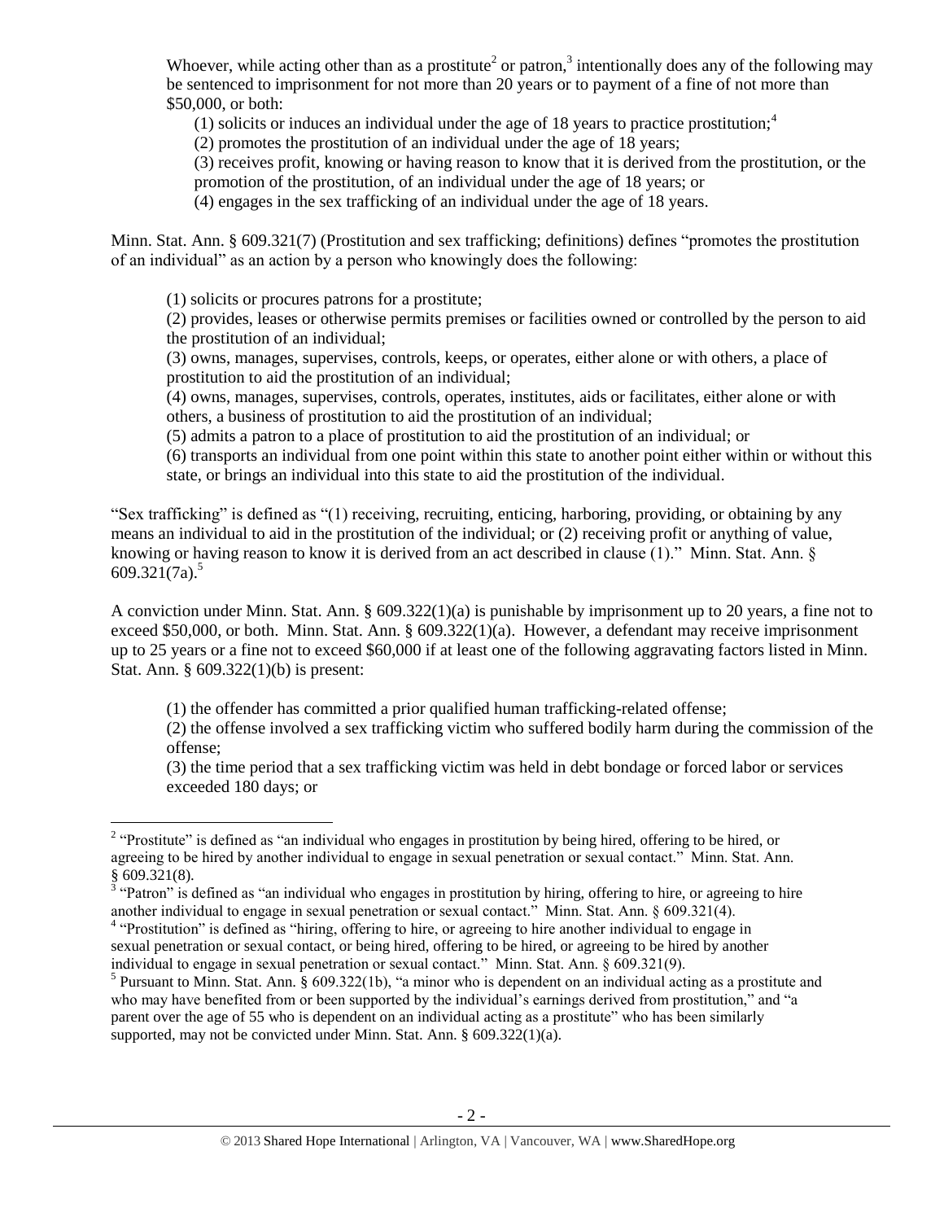Whoever, while acting other than as a prostitute[2] or patron,[3] intentionally does any of the following may be sentenced to imprisonment for not more than 20 years or to payment of a fine of not more than $50,000, or both:

(1) solicits or induces an individual under the age of 18 years to practice prostitution;[4]
(2) promotes the prostitution of an individual under the age of 18 years;
(3) receives profit, knowing or having reason to know that it is derived from the prostitution, or the promotion of the prostitution, of an individual under the age of 18 years; or
(4) engages in the sex trafficking of an individual under the age of 18 years.

Minn. Stat. Ann. § 609.321(7) (Prostitution and sex trafficking; definitions) defines "promotes the prostitution of an individual" as an action by a person who knowingly does the following:

(1) solicits or procures patrons for a prostitute;
(2) provides, leases or otherwise permits premises or facilities owned or controlled by the person to aid the prostitution of an individual;
(3) owns, manages, supervises, controls, keeps, or operates, either alone or with others, a place of prostitution to aid the prostitution of an individual;
(4) owns, manages, supervises, controls, operates, institutes, aids or facilitates, either alone or with others, a business of prostitution to aid the prostitution of an individual;
(5) admits a patron to a place of prostitution to aid the prostitution of an individual; or
(6) transports an individual from one point within this state to another point either within or without this state, or brings an individual into this state to aid the prostitution of the individual.

"Sex trafficking" is defined as "(1) receiving, recruiting, enticing, harboring, providing, or obtaining by any means an individual to aid in the prostitution of the individual; or (2) receiving profit or anything of value, knowing or having reason to know it is derived from an act described in clause (1)." Minn. Stat. Ann. § 609.321(7a).[5]

A conviction under Minn. Stat. Ann. § 609.322(1)(a) is punishable by imprisonment up to 20 years, a fine not to exceed $50,000, or both. Minn. Stat. Ann. § 609.322(1)(a). However, a defendant may receive imprisonment up to 25 years or a fine not to exceed $60,000 if at least one of the following aggravating factors listed in Minn. Stat. Ann. § 609.322(1)(b) is present:

(1) the offender has committed a prior qualified human trafficking-related offense;
(2) the offense involved a sex trafficking victim who suffered bodily harm during the commission of the offense;
(3) the time period that a sex trafficking victim was held in debt bondage or forced labor or services exceeded 180 days; or

---

[2] "Prostitute" is defined as "an individual who engages in prostitution by being hired, offering to be hired, or agreeing to be hired by another individual to engage in sexual penetration or sexual contact." Minn. Stat. Ann. § 609.321(8).

[3] "Patron" is defined as "an individual who engages in prostitution by hiring, offering to hire, or agreeing to hire another individual to engage in sexual penetration or sexual contact." Minn. Stat. Ann. § 609.321(4).

[4] "Prostitution" is defined as "hiring, offering to hire, or agreeing to hire another individual to engage in sexual penetration or sexual contact, or being hired, offering to be hired, or agreeing to be hired by another individual to engage in sexual penetration or sexual contact." Minn. Stat. Ann. § 609.321(9).

[5] Pursuant to Minn. Stat. Ann. § 609.322(1b), "a minor who is dependent on an individual acting as a prostitute and who may have benefited from or been supported by the individual's earnings derived from prostitution," and "a parent over the age of 55 who is dependent on an individual acting as a prostitute" who has been similarly supported, may not be convicted under Minn. Stat. Ann. § 609.322(1)(a).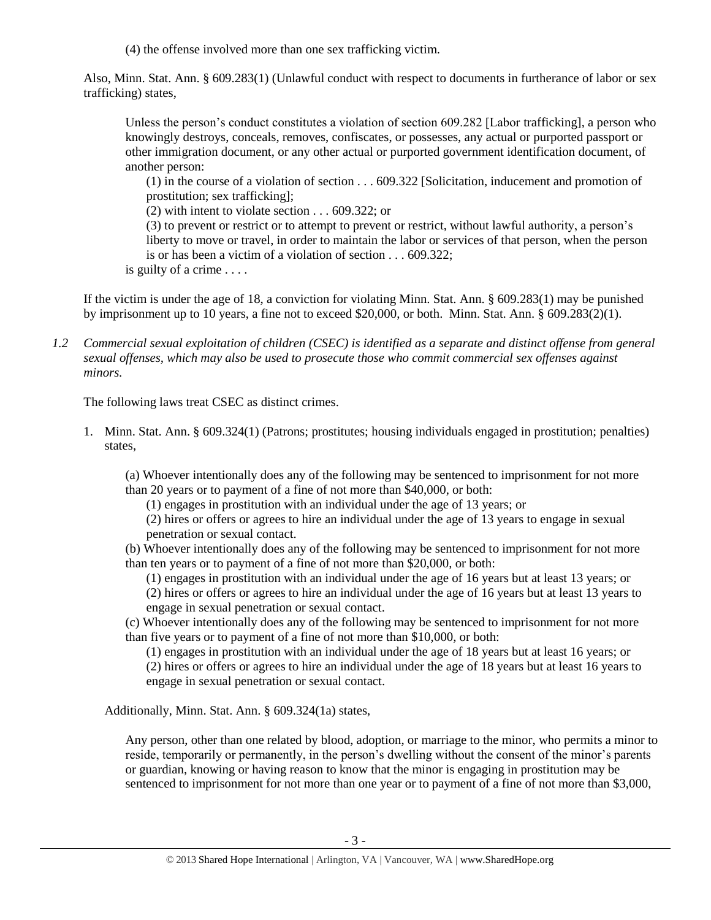(4) the offense involved more than one sex trafficking victim.

Also, Minn. Stat. Ann. § 609.283(1) (Unlawful conduct with respect to documents in furtherance of labor or sex trafficking) states,

> Unless the person's conduct constitutes a violation of section 609.282 [Labor trafficking], a person who knowingly destroys, conceals, removes, confiscates, or possesses, any actual or purported passport or other immigration document, or any other actual or purported government identification document, of another person:
>
> (1) in the course of a violation of section . . . 609.322 [Solicitation, inducement and promotion of prostitution; sex trafficking];
>
> (2) with intent to violate section . . . 609.322; or
>
> (3) to prevent or restrict or to attempt to prevent or restrict, without lawful authority, a person's liberty to move or travel, in order to maintain the labor or services of that person, when the person is or has been a victim of a violation of section . . . 609.322;
>
> is guilty of a crime . . . .

If the victim is under the age of 18, a conviction for violating Minn. Stat. Ann. § 609.283(1) may be punished by imprisonment up to 10 years, a fine not to exceed $20,000, or both. Minn. Stat. Ann. § 609.283(2)(1).

*1.2 Commercial sexual exploitation of children (CSEC) is identified as a separate and distinct offense from general sexual offenses, which may also be used to prosecute those who commit commercial sex offenses against minors.*

The following laws treat CSEC as distinct crimes.

1. Minn. Stat. Ann. § 609.324(1) (Patrons; prostitutes; housing individuals engaged in prostitution; penalties) states,

> (a) Whoever intentionally does any of the following may be sentenced to imprisonment for not more than 20 years or to payment of a fine of not more than $40,000, or both:
>
> (1) engages in prostitution with an individual under the age of 13 years; or
>
> (2) hires or offers or agrees to hire an individual under the age of 13 years to engage in sexual penetration or sexual contact.
>
> (b) Whoever intentionally does any of the following may be sentenced to imprisonment for not more than ten years or to payment of a fine of not more than $20,000, or both:
>
> (1) engages in prostitution with an individual under the age of 16 years but at least 13 years; or
>
> (2) hires or offers or agrees to hire an individual under the age of 16 years but at least 13 years to engage in sexual penetration or sexual contact.
>
> (c) Whoever intentionally does any of the following may be sentenced to imprisonment for not more than five years or to payment of a fine of not more than $10,000, or both:
>
> (1) engages in prostitution with an individual under the age of 18 years but at least 16 years; or
>
> (2) hires or offers or agrees to hire an individual under the age of 18 years but at least 16 years to engage in sexual penetration or sexual contact.

Additionally, Minn. Stat. Ann. § 609.324(1a) states,

> Any person, other than one related by blood, adoption, or marriage to the minor, who permits a minor to reside, temporarily or permanently, in the person's dwelling without the consent of the minor's parents or guardian, knowing or having reason to know that the minor is engaging in prostitution may be sentenced to imprisonment for not more than one year or to payment of a fine of not more than $3,000,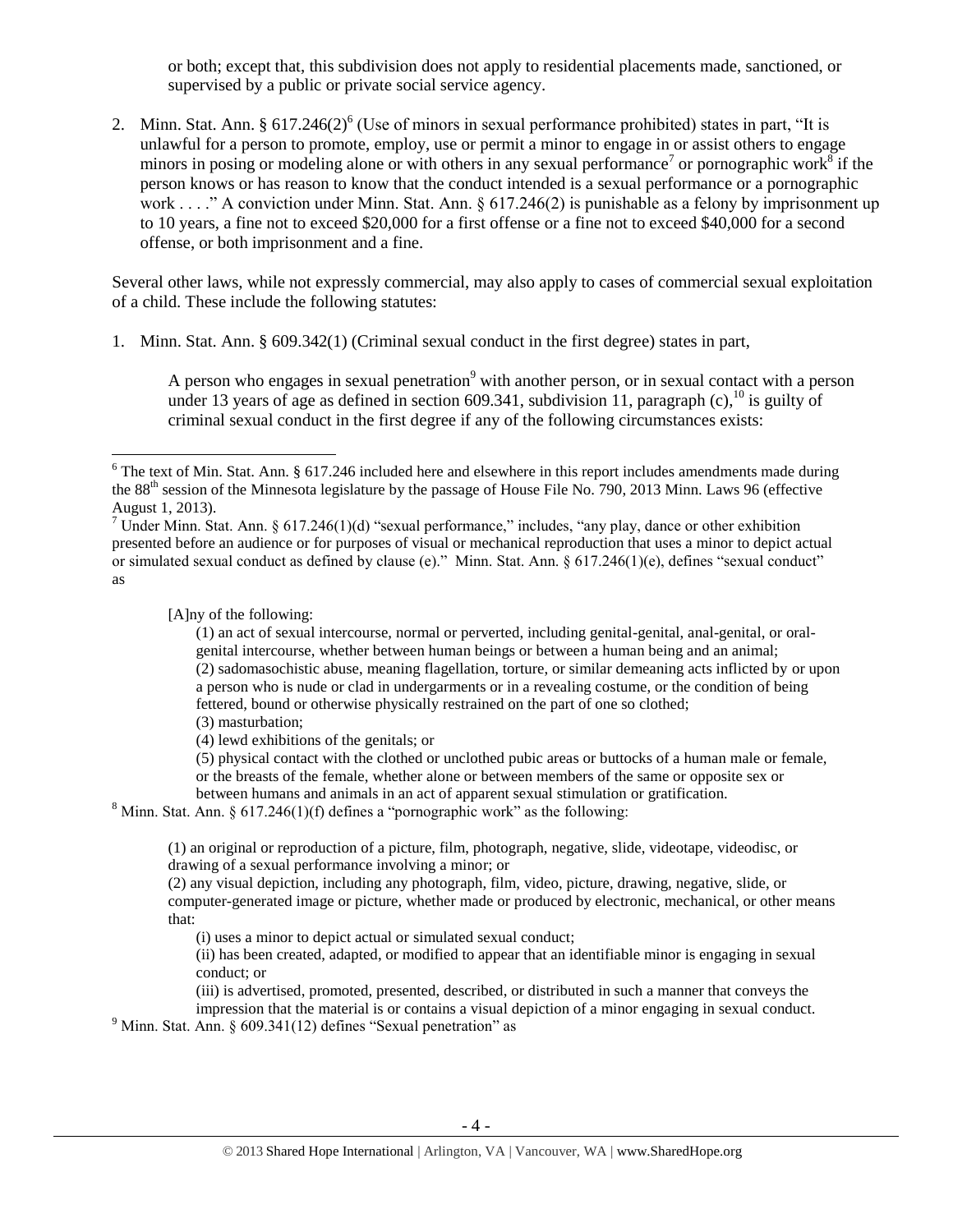or both; except that, this subdivision does not apply to residential placements made, sanctioned, or supervised by a public or private social service agency.

2. Minn. Stat. Ann. § 617.246(2)[6] (Use of minors in sexual performance prohibited) states in part, "It is unlawful for a person to promote, employ, use or permit a minor to engage in or assist others to engage minors in posing or modeling alone or with others in any sexual performance[7] or pornographic work[8] if the person knows or has reason to know that the conduct intended is a sexual performance or a pornographic work . . . ." A conviction under Minn. Stat. Ann. § 617.246(2) is punishable as a felony by imprisonment up to 10 years, a fine not to exceed $20,000 for a first offense or a fine not to exceed $40,000 for a second offense, or both imprisonment and a fine.

Several other laws, while not expressly commercial, may also apply to cases of commercial sexual exploitation of a child. These include the following statutes:

1. Minn. Stat. Ann. § 609.342(1) (Criminal sexual conduct in the first degree) states in part,

   > A person who engages in sexual penetration[9] with another person, or in sexual contact with a person under 13 years of age as defined in section 609.341, subdivision 11, paragraph (c),[10] is guilty of criminal sexual conduct in the first degree if any of the following circumstances exists:

---

[6] The text of Min. Stat. Ann. § 617.246 included here and elsewhere in this report includes amendments made during the 88th session of the Minnesota legislature by the passage of House File No. 790, 2013 Minn. Laws 96 (effective August 1, 2013).

[7] Under Minn. Stat. Ann. § 617.246(1)(d) "sexual performance," includes, "any play, dance or other exhibition presented before an audience or for purposes of visual or mechanical reproduction that uses a minor to depict actual or simulated sexual conduct as defined by clause (e)." Minn. Stat. Ann. § 617.246(1)(e), defines "sexual conduct" as

> [A]ny of the following:
>
> (1) an act of sexual intercourse, normal or perverted, including genital-genital, anal-genital, or oral-genital intercourse, whether between human beings or between a human being and an animal;
> (2) sadomasochistic abuse, meaning flagellation, torture, or similar demeaning acts inflicted by or upon a person who is nude or clad in undergarments or in a revealing costume, or the condition of being fettered, bound or otherwise physically restrained on the part of one so clothed;
> (3) masturbation;
> (4) lewd exhibitions of the genitals; or
> (5) physical contact with the clothed or unclothed pubic areas or buttocks of a human male or female, or the breasts of the female, whether alone or between members of the same or opposite sex or between humans and animals in an act of apparent sexual stimulation or gratification.

[8] Minn. Stat. Ann. § 617.246(1)(f) defines a "pornographic work" as the following:

> (1) an original or reproduction of a picture, film, photograph, negative, slide, videotape, videodisc, or drawing of a sexual performance involving a minor; or
> (2) any visual depiction, including any photograph, film, video, picture, drawing, negative, slide, or computer-generated image or picture, whether made or produced by electronic, mechanical, or other means that:
>
> (i) uses a minor to depict actual or simulated sexual conduct;
> (ii) has been created, adapted, or modified to appear that an identifiable minor is engaging in sexual conduct; or
> (iii) is advertised, promoted, presented, described, or distributed in such a manner that conveys the impression that the material is or contains a visual depiction of a minor engaging in sexual conduct.

[9] Minn. Stat. Ann. § 609.341(12) defines "Sexual penetration" as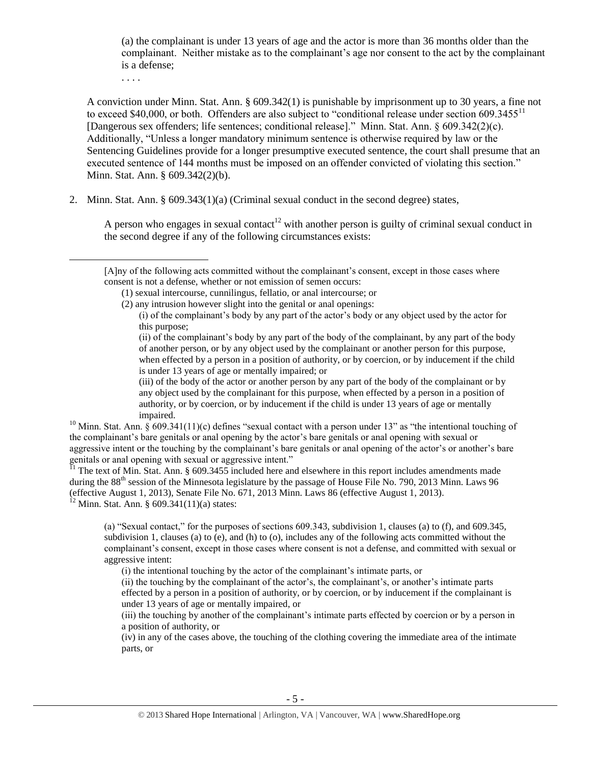(a) the complainant is under 13 years of age and the actor is more than 36 months older than the complainant. Neither mistake as to the complainant's age nor consent to the act by the complainant is a defense;

. . . .

A conviction under Minn. Stat. Ann. § 609.342(1) is punishable by imprisonment up to 30 years, a fine not to exceed $40,000, or both. Offenders are also subject to "conditional release under section 609.3455[11] [Dangerous sex offenders; life sentences; conditional release]." Minn. Stat. Ann. § 609.342(2)(c). Additionally, "Unless a longer mandatory minimum sentence is otherwise required by law or the Sentencing Guidelines provide for a longer presumptive executed sentence, the court shall presume that an executed sentence of 144 months must be imposed on an offender convicted of violating this section." Minn. Stat. Ann. § 609.342(2)(b).

2. Minn. Stat. Ann. § 609.343(1)(a) (Criminal sexual conduct in the second degree) states,

   A person who engages in sexual contact[12] with another person is guilty of criminal sexual conduct in the second degree if any of the following circumstances exists:

---

[A]ny of the following acts committed without the complainant's consent, except in those cases where consent is not a defense, whether or not emission of semen occurs:
(1) sexual intercourse, cunnilingus, fellatio, or anal intercourse; or
(2) any intrusion however slight into the genital or anal openings:
(i) of the complainant's body by any part of the actor's body or any object used by the actor for this purpose;
(ii) of the complainant's body by any part of the body of the complainant, by any part of the body of another person, or by any object used by the complainant or another person for this purpose, when effected by a person in a position of authority, or by coercion, or by inducement if the child is under 13 years of age or mentally impaired; or
(iii) of the body of the actor or another person by any part of the body of the complainant or by any object used by the complainant for this purpose, when effected by a person in a position of authority, or by coercion, or by inducement if the child is under 13 years of age or mentally impaired.

[10] Minn. Stat. Ann. § 609.341(11)(c) defines "sexual contact with a person under 13" as "the intentional touching of the complainant's bare genitals or anal opening by the actor's bare genitals or anal opening with sexual or aggressive intent or the touching by the complainant's bare genitals or anal opening of the actor's or another's bare genitals or anal opening with sexual or aggressive intent."

[11] The text of Min. Stat. Ann. § 609.3455 included here and elsewhere in this report includes amendments made during the 88th session of the Minnesota legislature by the passage of House File No. 790, 2013 Minn. Laws 96 (effective August 1, 2013), Senate File No. 671, 2013 Minn. Laws 86 (effective August 1, 2013).

[12] Minn. Stat. Ann. § 609.341(11)(a) states:

(a) "Sexual contact," for the purposes of sections 609.343, subdivision 1, clauses (a) to (f), and 609.345, subdivision 1, clauses (a) to (e), and (h) to (o), includes any of the following acts committed without the complainant's consent, except in those cases where consent is not a defense, and committed with sexual or aggressive intent:
(i) the intentional touching by the actor of the complainant's intimate parts, or
(ii) the touching by the complainant of the actor's, the complainant's, or another's intimate parts effected by a person in a position of authority, or by coercion, or by inducement if the complainant is under 13 years of age or mentally impaired, or
(iii) the touching by another of the complainant's intimate parts effected by coercion or by a person in a position of authority, or
(iv) in any of the cases above, the touching of the clothing covering the immediate area of the intimate parts, or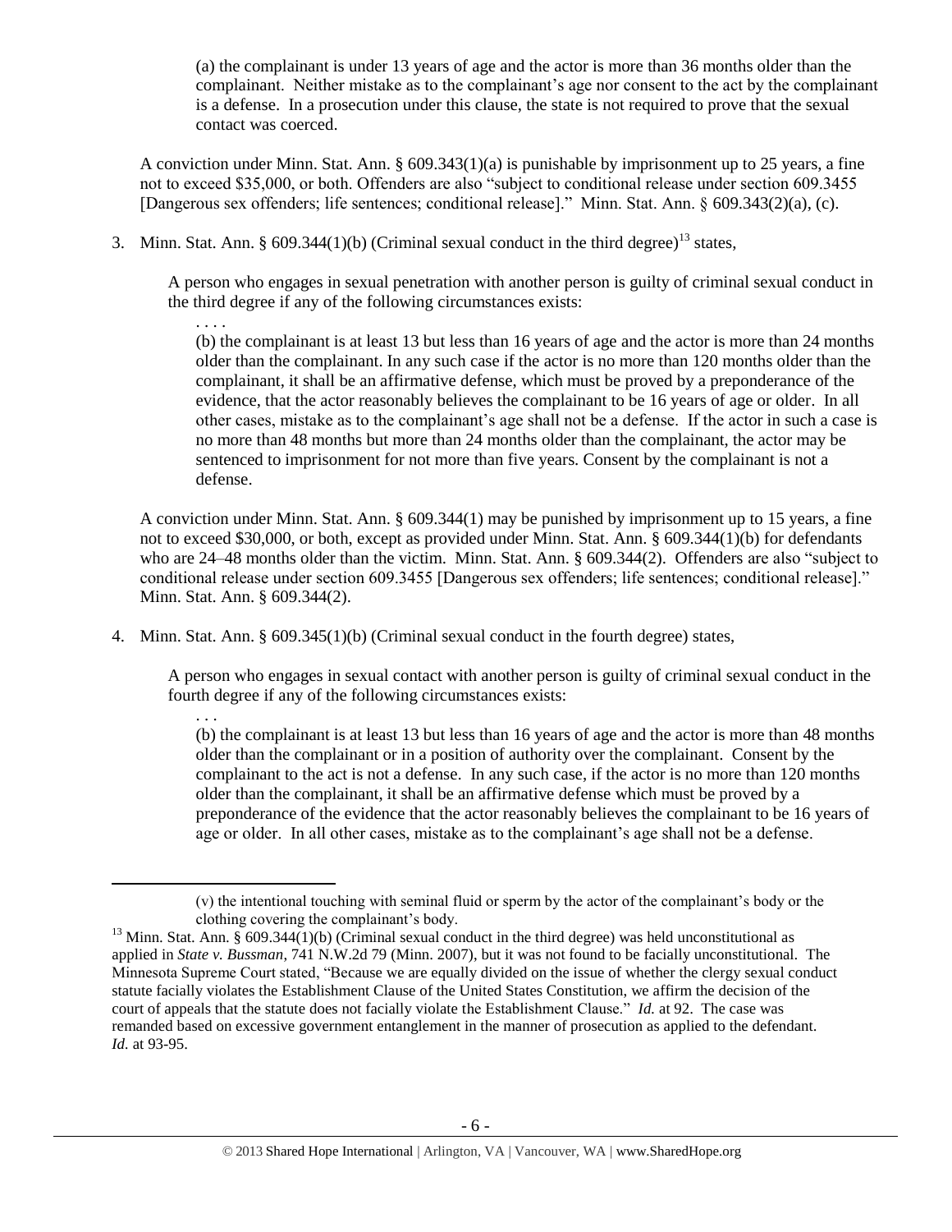> (a) the complainant is under 13 years of age and the actor is more than 36 months older than the complainant. Neither mistake as to the complainant's age nor consent to the act by the complainant is a defense. In a prosecution under this clause, the state is not required to prove that the sexual contact was coerced.

A conviction under Minn. Stat. Ann. § 609.343(1)(a) is punishable by imprisonment up to 25 years, a fine not to exceed $35,000, or both. Offenders are also "subject to conditional release under section 609.3455 [Dangerous sex offenders; life sentences; conditional release]." Minn. Stat. Ann. § 609.343(2)(a), (c).

3. Minn. Stat. Ann. § 609.344(1)(b) (Criminal sexual conduct in the third degree)[13] states,

> A person who engages in sexual penetration with another person is guilty of criminal sexual conduct in the third degree if any of the following circumstances exists:
>
> . . . .
>
> (b) the complainant is at least 13 but less than 16 years of age and the actor is more than 24 months older than the complainant. In any such case if the actor is no more than 120 months older than the complainant, it shall be an affirmative defense, which must be proved by a preponderance of the evidence, that the actor reasonably believes the complainant to be 16 years of age or older. In all other cases, mistake as to the complainant's age shall not be a defense. If the actor in such a case is no more than 48 months but more than 24 months older than the complainant, the actor may be sentenced to imprisonment for not more than five years. Consent by the complainant is not a defense.

A conviction under Minn. Stat. Ann. § 609.344(1) may be punished by imprisonment up to 15 years, a fine not to exceed $30,000, or both, except as provided under Minn. Stat. Ann. § 609.344(1)(b) for defendants who are 24–48 months older than the victim. Minn. Stat. Ann. § 609.344(2). Offenders are also "subject to conditional release under section 609.3455 [Dangerous sex offenders; life sentences; conditional release]." Minn. Stat. Ann. § 609.344(2).

4. Minn. Stat. Ann. § 609.345(1)(b) (Criminal sexual conduct in the fourth degree) states,

> A person who engages in sexual contact with another person is guilty of criminal sexual conduct in the fourth degree if any of the following circumstances exists:
>
> . . .
>
> (b) the complainant is at least 13 but less than 16 years of age and the actor is more than 48 months older than the complainant or in a position of authority over the complainant. Consent by the complainant to the act is not a defense. In any such case, if the actor is no more than 120 months older than the complainant, it shall be an affirmative defense which must be proved by a preponderance of the evidence that the actor reasonably believes the complainant to be 16 years of age or older. In all other cases, mistake as to the complainant's age shall not be a defense.

---

> (v) the intentional touching with seminal fluid or sperm by the actor of the complainant's body or the clothing covering the complainant's body.

[13] Minn. Stat. Ann. § 609.344(1)(b) (Criminal sexual conduct in the third degree) was held unconstitutional as applied in *State v. Bussman*, 741 N.W.2d 79 (Minn. 2007), but it was not found to be facially unconstitutional. The Minnesota Supreme Court stated, "Because we are equally divided on the issue of whether the clergy sexual conduct statute facially violates the Establishment Clause of the United States Constitution, we affirm the decision of the court of appeals that the statute does not facially violate the Establishment Clause." *Id.* at 92. The case was remanded based on excessive government entanglement in the manner of prosecution as applied to the defendant. *Id.* at 93-95.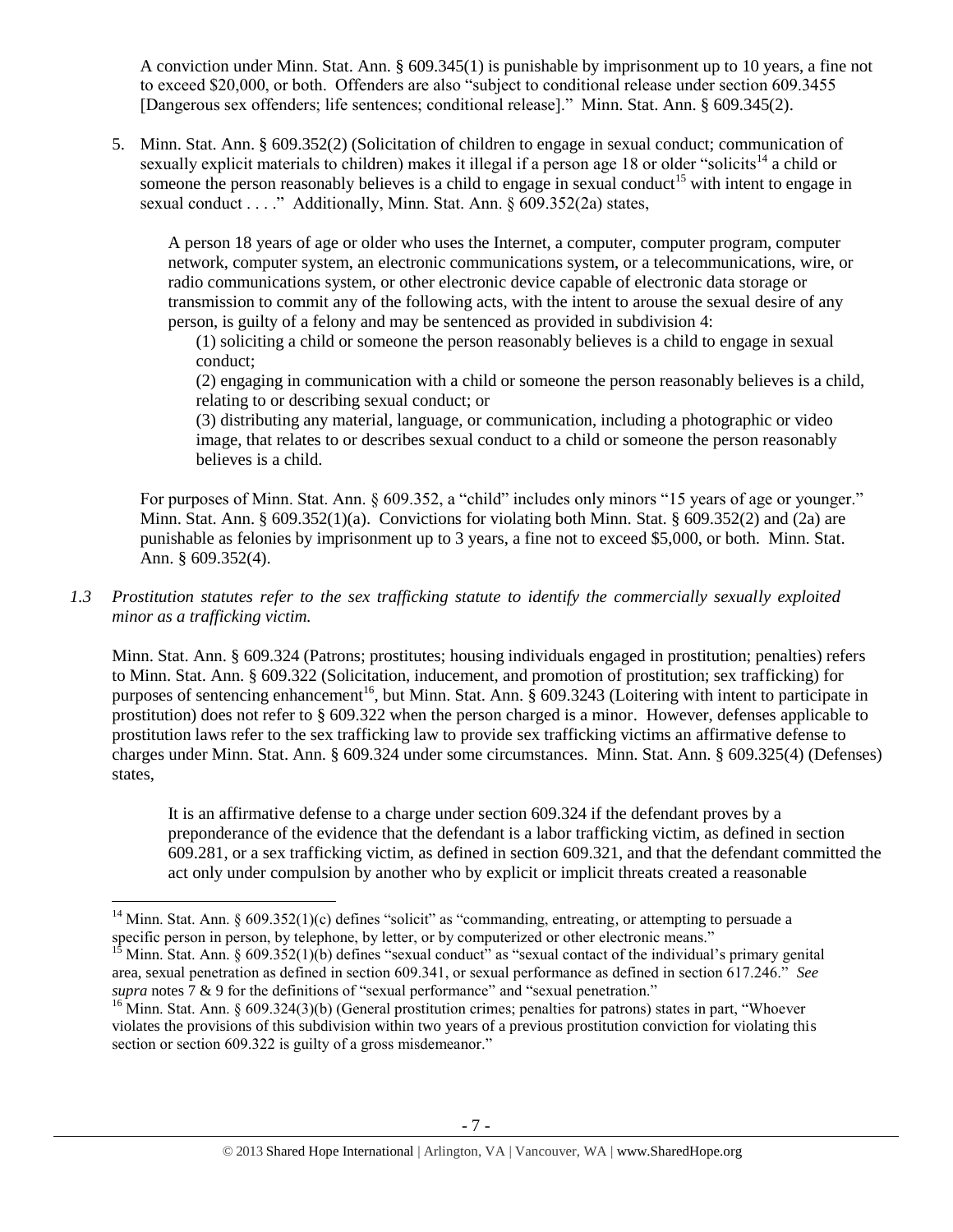A conviction under Minn. Stat. Ann. § 609.345(1) is punishable by imprisonment up to 10 years, a fine not to exceed $20,000, or both. Offenders are also "subject to conditional release under section 609.3455 [Dangerous sex offenders; life sentences; conditional release]." Minn. Stat. Ann. § 609.345(2).

5. Minn. Stat. Ann. § 609.352(2) (Solicitation of children to engage in sexual conduct; communication of sexually explicit materials to children) makes it illegal if a person age 18 or older "solicits[14] a child or someone the person reasonably believes is a child to engage in sexual conduct[15] with intent to engage in sexual conduct . . . ." Additionally, Minn. Stat. Ann. § 609.352(2a) states,

   > A person 18 years of age or older who uses the Internet, a computer, computer program, computer network, computer system, an electronic communications system, or a telecommunications, wire, or radio communications system, or other electronic device capable of electronic data storage or transmission to commit any of the following acts, with the intent to arouse the sexual desire of any person, is guilty of a felony and may be sentenced as provided in subdivision 4:
   >
   > (1) soliciting a child or someone the person reasonably believes is a child to engage in sexual conduct;
   >
   > (2) engaging in communication with a child or someone the person reasonably believes is a child, relating to or describing sexual conduct; or
   >
   > (3) distributing any material, language, or communication, including a photographic or video image, that relates to or describes sexual conduct to a child or someone the person reasonably believes is a child.

   For purposes of Minn. Stat. Ann. § 609.352, a "child" includes only minors "15 years of age or younger." Minn. Stat. Ann. § 609.352(1)(a). Convictions for violating both Minn. Stat. § 609.352(2) and (2a) are punishable as felonies by imprisonment up to 3 years, a fine not to exceed $5,000, or both. Minn. Stat. Ann. § 609.352(4).

*1.3 Prostitution statutes refer to the sex trafficking statute to identify the commercially sexually exploited minor as a trafficking victim.*

Minn. Stat. Ann. § 609.324 (Patrons; prostitutes; housing individuals engaged in prostitution; penalties) refers to Minn. Stat. Ann. § 609.322 (Solicitation, inducement, and promotion of prostitution; sex trafficking) for purposes of sentencing enhancement[16], but Minn. Stat. Ann. § 609.3243 (Loitering with intent to participate in prostitution) does not refer to § 609.322 when the person charged is a minor. However, defenses applicable to prostitution laws refer to the sex trafficking law to provide sex trafficking victims an affirmative defense to charges under Minn. Stat. Ann. § 609.324 under some circumstances. Minn. Stat. Ann. § 609.325(4) (Defenses) states,

> It is an affirmative defense to a charge under section 609.324 if the defendant proves by a preponderance of the evidence that the defendant is a labor trafficking victim, as defined in section 609.281, or a sex trafficking victim, as defined in section 609.321, and that the defendant committed the act only under compulsion by another who by explicit or implicit threats created a reasonable

---

[14] Minn. Stat. Ann. § 609.352(1)(c) defines "solicit" as "commanding, entreating, or attempting to persuade a specific person in person, by telephone, by letter, or by computerized or other electronic means."

[15] Minn. Stat. Ann. § 609.352(1)(b) defines "sexual conduct" as "sexual contact of the individual's primary genital area, sexual penetration as defined in section 609.341, or sexual performance as defined in section 617.246." *See supra* notes 7 & 9 for the definitions of "sexual performance" and "sexual penetration."

[16] Minn. Stat. Ann. § 609.324(3)(b) (General prostitution crimes; penalties for patrons) states in part, "Whoever violates the provisions of this subdivision within two years of a previous prostitution conviction for violating this section or section 609.322 is guilty of a gross misdemeanor."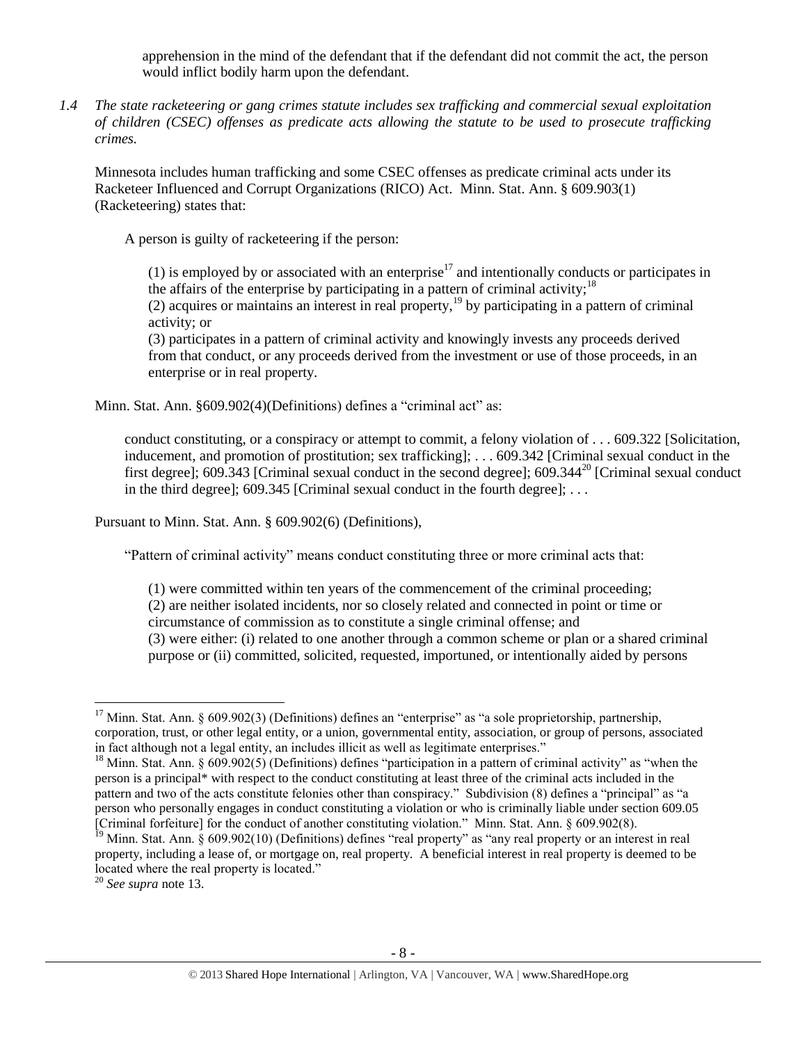apprehension in the mind of the defendant that if the defendant did not commit the act, the person would inflict bodily harm upon the defendant.

*1.4 The state racketeering or gang crimes statute includes sex trafficking and commercial sexual exploitation of children (CSEC) offenses as predicate acts allowing the statute to be used to prosecute trafficking crimes.*

Minnesota includes human trafficking and some CSEC offenses as predicate criminal acts under its Racketeer Influenced and Corrupt Organizations (RICO) Act. Minn. Stat. Ann. § 609.903(1) (Racketeering) states that:

> A person is guilty of racketeering if the person:
>
> (1) is employed by or associated with an enterprise[17] and intentionally conducts or participates in the affairs of the enterprise by participating in a pattern of criminal activity;[18]
> (2) acquires or maintains an interest in real property,[19] by participating in a pattern of criminal activity; or
> (3) participates in a pattern of criminal activity and knowingly invests any proceeds derived from that conduct, or any proceeds derived from the investment or use of those proceeds, in an enterprise or in real property.

Minn. Stat. Ann. §609.902(4)(Definitions) defines a "criminal act" as:

> conduct constituting, or a conspiracy or attempt to commit, a felony violation of . . . 609.322 [Solicitation, inducement, and promotion of prostitution; sex trafficking]; . . . 609.342 [Criminal sexual conduct in the first degree]; 609.343 [Criminal sexual conduct in the second degree]; 609.344[20] [Criminal sexual conduct in the third degree]; 609.345 [Criminal sexual conduct in the fourth degree]; . . .

Pursuant to Minn. Stat. Ann. § 609.902(6) (Definitions),

> "Pattern of criminal activity" means conduct constituting three or more criminal acts that:
>
> (1) were committed within ten years of the commencement of the criminal proceeding;
> (2) are neither isolated incidents, nor so closely related and connected in point or time or circumstance of commission as to constitute a single criminal offense; and
> (3) were either: (i) related to one another through a common scheme or plan or a shared criminal purpose or (ii) committed, solicited, requested, importuned, or intentionally aided by persons

---

[17] Minn. Stat. Ann. § 609.902(3) (Definitions) defines an "enterprise" as "a sole proprietorship, partnership, corporation, trust, or other legal entity, or a union, governmental entity, association, or group of persons, associated in fact although not a legal entity, an includes illicit as well as legitimate enterprises."

[18] Minn. Stat. Ann. § 609.902(5) (Definitions) defines "participation in a pattern of criminal activity" as "when the person is a principal* with respect to the conduct constituting at least three of the criminal acts included in the pattern and two of the acts constitute felonies other than conspiracy." Subdivision (8) defines a "principal" as "a person who personally engages in conduct constituting a violation or who is criminally liable under section 609.05 [Criminal forfeiture] for the conduct of another constituting violation." Minn. Stat. Ann. § 609.902(8).

[19] Minn. Stat. Ann. § 609.902(10) (Definitions) defines "real property" as "any real property or an interest in real property, including a lease of, or mortgage on, real property. A beneficial interest in real property is deemed to be located where the real property is located."

[20] *See supra* note 13.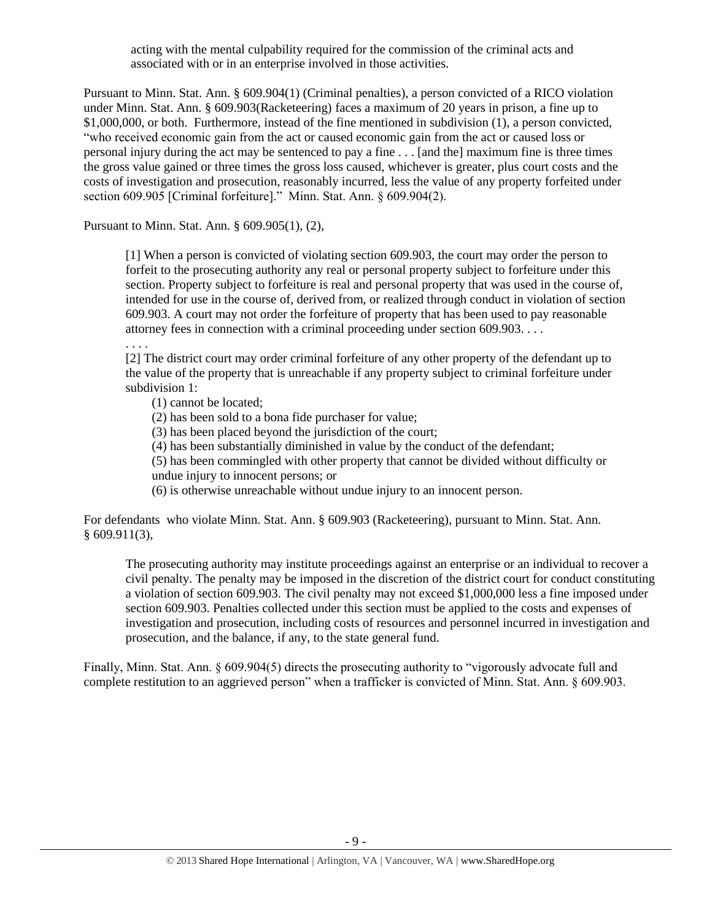> acting with the mental culpability required for the commission of the criminal acts and associated with or in an enterprise involved in those activities.

Pursuant to Minn. Stat. Ann. § 609.904(1) (Criminal penalties), a person convicted of a RICO violation under Minn. Stat. Ann. § 609.903(Racketeering) faces a maximum of 20 years in prison, a fine up to $1,000,000, or both. Furthermore, instead of the fine mentioned in subdivision (1), a person convicted, "who received economic gain from the act or caused economic gain from the act or caused loss or personal injury during the act may be sentenced to pay a fine . . . [and the] maximum fine is three times the gross value gained or three times the gross loss caused, whichever is greater, plus court costs and the costs of investigation and prosecution, reasonably incurred, less the value of any property forfeited under section 609.905 [Criminal forfeiture]." Minn. Stat. Ann. § 609.904(2).

Pursuant to Minn. Stat. Ann. § 609.905(1), (2),

> [1] When a person is convicted of violating section 609.903, the court may order the person to forfeit to the prosecuting authority any real or personal property subject to forfeiture under this section. Property subject to forfeiture is real and personal property that was used in the course of, intended for use in the course of, derived from, or realized through conduct in violation of section 609.903. A court may not order the forfeiture of property that has been used to pay reasonable attorney fees in connection with a criminal proceeding under section 609.903. . . .
>
> . . . .
>
> [2] The district court may order criminal forfeiture of any other property of the defendant up to the value of the property that is unreachable if any property subject to criminal forfeiture under subdivision 1:
>
> (1) cannot be located;
> (2) has been sold to a bona fide purchaser for value;
> (3) has been placed beyond the jurisdiction of the court;
> (4) has been substantially diminished in value by the conduct of the defendant;
> (5) has been commingled with other property that cannot be divided without difficulty or undue injury to innocent persons; or
> (6) is otherwise unreachable without undue injury to an innocent person.

For defendants who violate Minn. Stat. Ann. § 609.903 (Racketeering), pursuant to Minn. Stat. Ann. § 609.911(3),

> The prosecuting authority may institute proceedings against an enterprise or an individual to recover a civil penalty. The penalty may be imposed in the discretion of the district court for conduct constituting a violation of section 609.903. The civil penalty may not exceed $1,000,000 less a fine imposed under section 609.903. Penalties collected under this section must be applied to the costs and expenses of investigation and prosecution, including costs of resources and personnel incurred in investigation and prosecution, and the balance, if any, to the state general fund.

Finally, Minn. Stat. Ann. § 609.904(5) directs the prosecuting authority to "vigorously advocate full and complete restitution to an aggrieved person" when a trafficker is convicted of Minn. Stat. Ann. § 609.903.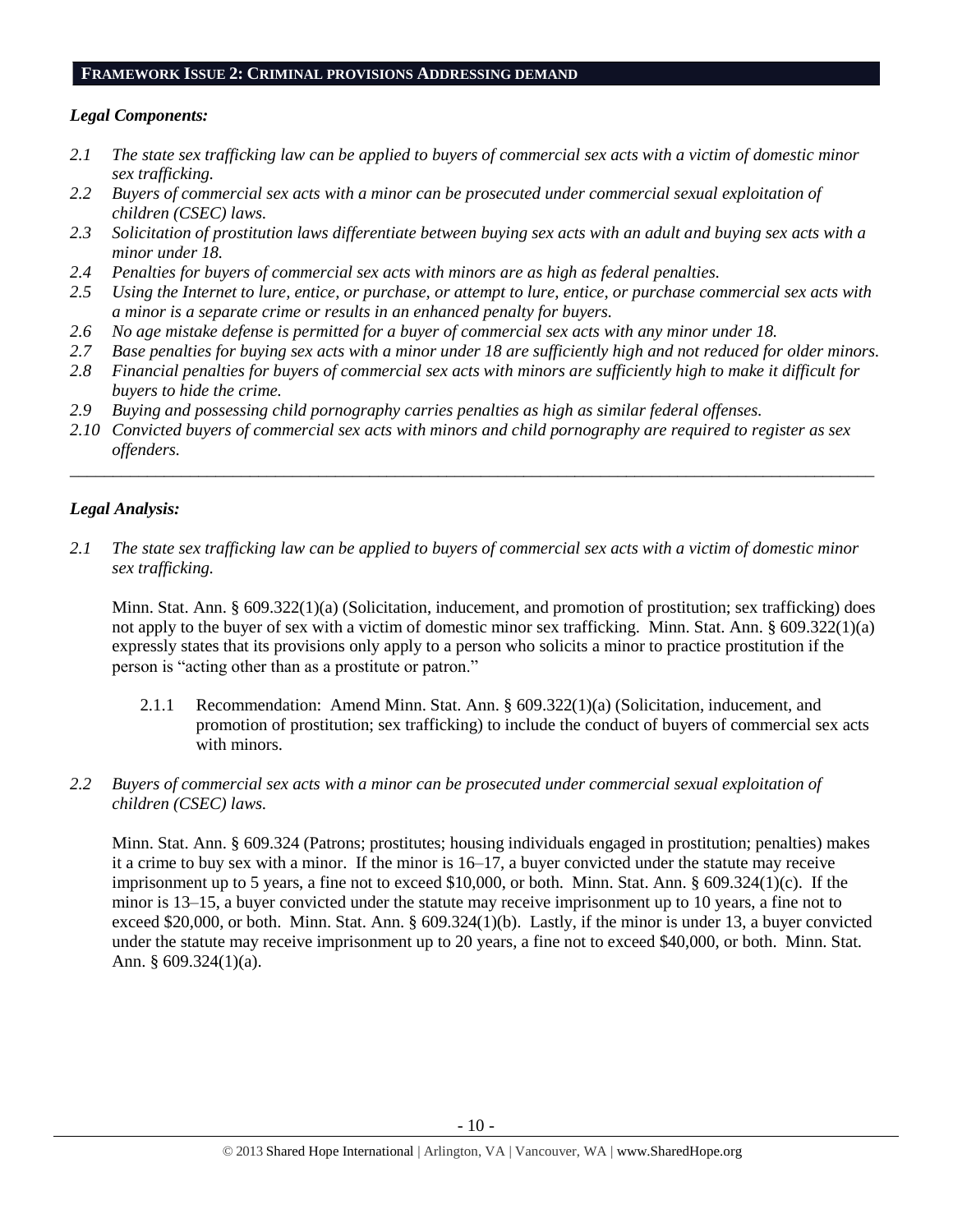## FRAMEWORK ISSUE 2: CRIMINAL PROVISIONS ADDRESSING DEMAND

### *Legal Components:*

*2.1 The state sex trafficking law can be applied to buyers of commercial sex acts with a victim of domestic minor sex trafficking.*

*2.2 Buyers of commercial sex acts with a minor can be prosecuted under commercial sexual exploitation of children (CSEC) laws.*

*2.3 Solicitation of prostitution laws differentiate between buying sex acts with an adult and buying sex acts with a minor under 18.*

*2.4 Penalties for buyers of commercial sex acts with minors are as high as federal penalties.*

*2.5 Using the Internet to lure, entice, or purchase, or attempt to lure, entice, or purchase commercial sex acts with a minor is a separate crime or results in an enhanced penalty for buyers.*

*2.6 No age mistake defense is permitted for a buyer of commercial sex acts with any minor under 18.*

*2.7 Base penalties for buying sex acts with a minor under 18 are sufficiently high and not reduced for older minors.*

*2.8 Financial penalties for buyers of commercial sex acts with minors are sufficiently high to make it difficult for buyers to hide the crime.*

*2.9 Buying and possessing child pornography carries penalties as high as similar federal offenses.*

*2.10 Convicted buyers of commercial sex acts with minors and child pornography are required to register as sex offenders.*

---

### *Legal Analysis:*

*2.1 The state sex trafficking law can be applied to buyers of commercial sex acts with a victim of domestic minor sex trafficking.*

Minn. Stat. Ann. § 609.322(1)(a) (Solicitation, inducement, and promotion of prostitution; sex trafficking) does not apply to the buyer of sex with a victim of domestic minor sex trafficking. Minn. Stat. Ann. § 609.322(1)(a) expressly states that its provisions only apply to a person who solicits a minor to practice prostitution if the person is "acting other than as a prostitute or patron."

2.1.1 Recommendation: Amend Minn. Stat. Ann. § 609.322(1)(a) (Solicitation, inducement, and promotion of prostitution; sex trafficking) to include the conduct of buyers of commercial sex acts with minors.

*2.2 Buyers of commercial sex acts with a minor can be prosecuted under commercial sexual exploitation of children (CSEC) laws.*

Minn. Stat. Ann. § 609.324 (Patrons; prostitutes; housing individuals engaged in prostitution; penalties) makes it a crime to buy sex with a minor. If the minor is 16–17, a buyer convicted under the statute may receive imprisonment up to 5 years, a fine not to exceed $10,000, or both. Minn. Stat. Ann. § 609.324(1)(c). If the minor is 13–15, a buyer convicted under the statute may receive imprisonment up to 10 years, a fine not to exceed $20,000, or both. Minn. Stat. Ann. § 609.324(1)(b). Lastly, if the minor is under 13, a buyer convicted under the statute may receive imprisonment up to 20 years, a fine not to exceed $40,000, or both. Minn. Stat. Ann. § 609.324(1)(a).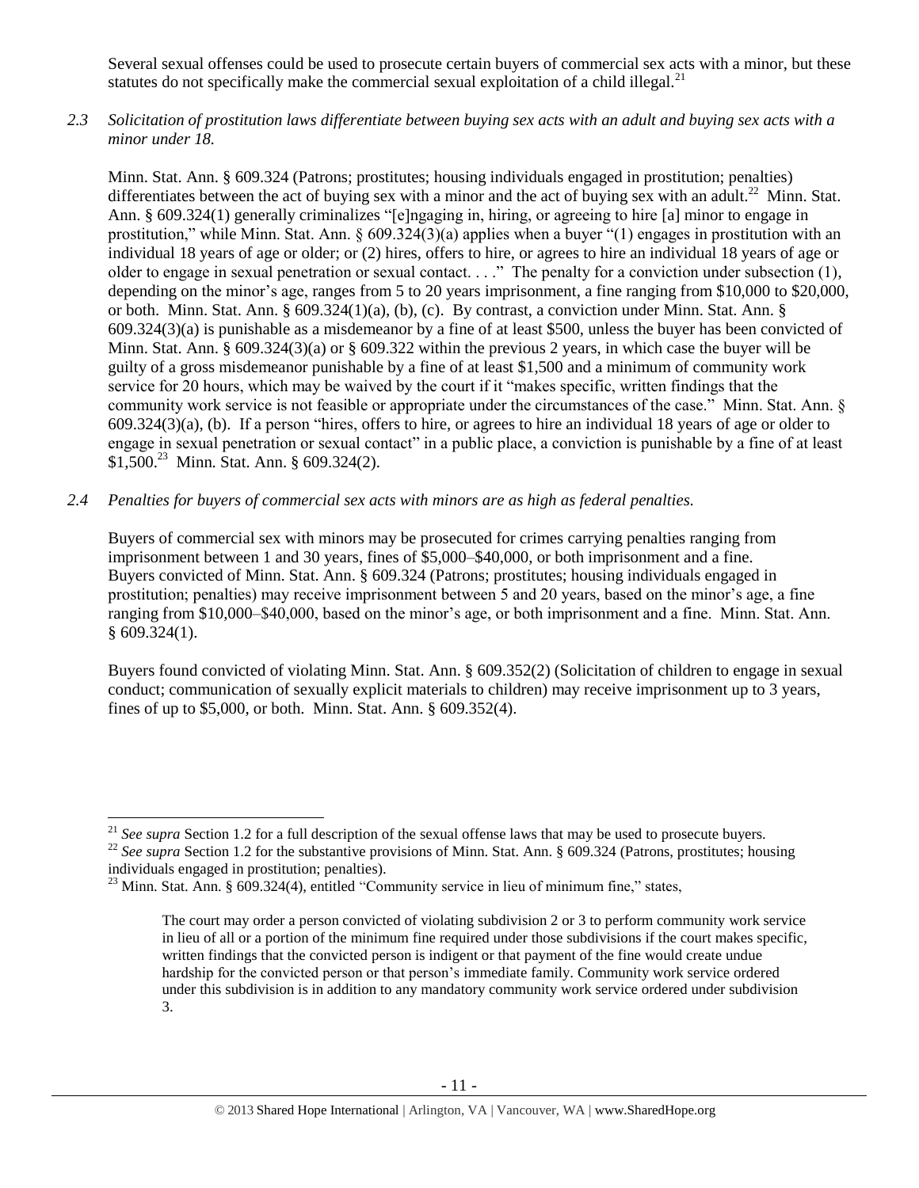Several sexual offenses could be used to prosecute certain buyers of commercial sex acts with a minor, but these statutes do not specifically make the commercial sexual exploitation of a child illegal.[21]

*2.3 Solicitation of prostitution laws differentiate between buying sex acts with an adult and buying sex acts with a minor under 18.*

Minn. Stat. Ann. § 609.324 (Patrons; prostitutes; housing individuals engaged in prostitution; penalties) differentiates between the act of buying sex with a minor and the act of buying sex with an adult.[22] Minn. Stat. Ann. § 609.324(1) generally criminalizes "[e]ngaging in, hiring, or agreeing to hire [a] minor to engage in prostitution," while Minn. Stat. Ann. § 609.324(3)(a) applies when a buyer "(1) engages in prostitution with an individual 18 years of age or older; or (2) hires, offers to hire, or agrees to hire an individual 18 years of age or older to engage in sexual penetration or sexual contact. . . ." The penalty for a conviction under subsection (1), depending on the minor's age, ranges from 5 to 20 years imprisonment, a fine ranging from $10,000 to $20,000, or both. Minn. Stat. Ann. § 609.324(1)(a), (b), (c). By contrast, a conviction under Minn. Stat. Ann. § 609.324(3)(a) is punishable as a misdemeanor by a fine of at least $500, unless the buyer has been convicted of Minn. Stat. Ann. § 609.324(3)(a) or § 609.322 within the previous 2 years, in which case the buyer will be guilty of a gross misdemeanor punishable by a fine of at least $1,500 and a minimum of community work service for 20 hours, which may be waived by the court if it "makes specific, written findings that the community work service is not feasible or appropriate under the circumstances of the case." Minn. Stat. Ann. § 609.324(3)(a), (b). If a person "hires, offers to hire, or agrees to hire an individual 18 years of age or older to engage in sexual penetration or sexual contact" in a public place, a conviction is punishable by a fine of at least $1,500.[23] Minn. Stat. Ann. § 609.324(2).

*2.4 Penalties for buyers of commercial sex acts with minors are as high as federal penalties.*

Buyers of commercial sex with minors may be prosecuted for crimes carrying penalties ranging from imprisonment between 1 and 30 years, fines of $5,000–$40,000, or both imprisonment and a fine. Buyers convicted of Minn. Stat. Ann. § 609.324 (Patrons; prostitutes; housing individuals engaged in prostitution; penalties) may receive imprisonment between 5 and 20 years, based on the minor's age, a fine ranging from $10,000–$40,000, based on the minor's age, or both imprisonment and a fine. Minn. Stat. Ann. § 609.324(1).

Buyers found convicted of violating Minn. Stat. Ann. § 609.352(2) (Solicitation of children to engage in sexual conduct; communication of sexually explicit materials to children) may receive imprisonment up to 3 years, fines of up to $5,000, or both. Minn. Stat. Ann. § 609.352(4).

---

[21] *See supra* Section 1.2 for a full description of the sexual offense laws that may be used to prosecute buyers.

[22] *See supra* Section 1.2 for the substantive provisions of Minn. Stat. Ann. § 609.324 (Patrons, prostitutes; housing individuals engaged in prostitution; penalties).

[23] Minn. Stat. Ann. § 609.324(4), entitled "Community service in lieu of minimum fine," states,

> The court may order a person convicted of violating subdivision 2 or 3 to perform community work service in lieu of all or a portion of the minimum fine required under those subdivisions if the court makes specific, written findings that the convicted person is indigent or that payment of the fine would create undue hardship for the convicted person or that person's immediate family. Community work service ordered under this subdivision is in addition to any mandatory community work service ordered under subdivision 3.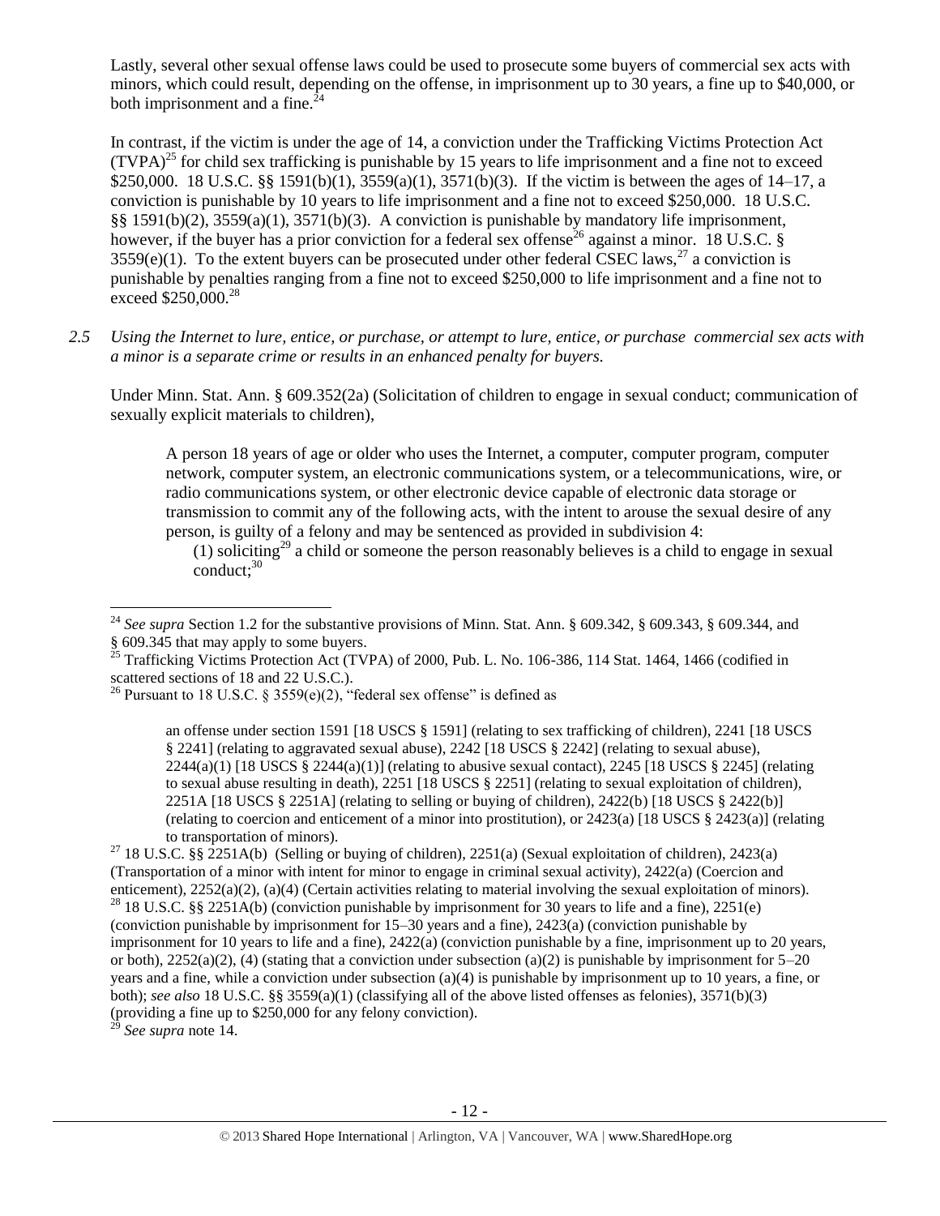Lastly, several other sexual offense laws could be used to prosecute some buyers of commercial sex acts with minors, which could result, depending on the offense, in imprisonment up to 30 years, a fine up to $40,000, or both imprisonment and a fine.[24]

In contrast, if the victim is under the age of 14, a conviction under the Trafficking Victims Protection Act (TVPA)[25] for child sex trafficking is punishable by 15 years to life imprisonment and a fine not to exceed $250,000. 18 U.S.C. §§ 1591(b)(1), 3559(a)(1), 3571(b)(3). If the victim is between the ages of 14–17, a conviction is punishable by 10 years to life imprisonment and a fine not to exceed $250,000. 18 U.S.C. §§ 1591(b)(2), 3559(a)(1), 3571(b)(3). A conviction is punishable by mandatory life imprisonment, however, if the buyer has a prior conviction for a federal sex offense[26] against a minor. 18 U.S.C. § 3559(e)(1). To the extent buyers can be prosecuted under other federal CSEC laws,[27] a conviction is punishable by penalties ranging from a fine not to exceed $250,000 to life imprisonment and a fine not to exceed $250,000.[28]

*2.5 Using the Internet to lure, entice, or purchase, or attempt to lure, entice, or purchase commercial sex acts with a minor is a separate crime or results in an enhanced penalty for buyers.*

Under Minn. Stat. Ann. § 609.352(2a) (Solicitation of children to engage in sexual conduct; communication of sexually explicit materials to children),

> A person 18 years of age or older who uses the Internet, a computer, computer program, computer network, computer system, an electronic communications system, or a telecommunications, wire, or radio communications system, or other electronic device capable of electronic data storage or transmission to commit any of the following acts, with the intent to arouse the sexual desire of any person, is guilty of a felony and may be sentenced as provided in subdivision 4:
>
> (1) soliciting[29] a child or someone the person reasonably believes is a child to engage in sexual conduct;[30]

---

[24] *See supra* Section 1.2 for the substantive provisions of Minn. Stat. Ann. § 609.342, § 609.343, § 609.344, and § 609.345 that may apply to some buyers.

[25] Trafficking Victims Protection Act (TVPA) of 2000, Pub. L. No. 106-386, 114 Stat. 1464, 1466 (codified in scattered sections of 18 and 22 U.S.C.).

[26] Pursuant to 18 U.S.C. § 3559(e)(2), "federal sex offense" is defined as

> an offense under section 1591 [18 USCS § 1591] (relating to sex trafficking of children), 2241 [18 USCS § 2241] (relating to aggravated sexual abuse), 2242 [18 USCS § 2242] (relating to sexual abuse), 2244(a)(1) [18 USCS § 2244(a)(1)] (relating to abusive sexual contact), 2245 [18 USCS § 2245] (relating to sexual abuse resulting in death), 2251 [18 USCS § 2251] (relating to sexual exploitation of children), 2251A [18 USCS § 2251A] (relating to selling or buying of children), 2422(b) [18 USCS § 2422(b)] (relating to coercion and enticement of a minor into prostitution), or 2423(a) [18 USCS § 2423(a)] (relating to transportation of minors).

[27] 18 U.S.C. §§ 2251A(b) (Selling or buying of children), 2251(a) (Sexual exploitation of children), 2423(a) (Transportation of a minor with intent for minor to engage in criminal sexual activity), 2422(a) (Coercion and enticement), 2252(a)(2), (a)(4) (Certain activities relating to material involving the sexual exploitation of minors).

[28] 18 U.S.C. §§ 2251A(b) (conviction punishable by imprisonment for 30 years to life and a fine), 2251(e) (conviction punishable by imprisonment for 15–30 years and a fine), 2423(a) (conviction punishable by imprisonment for 10 years to life and a fine), 2422(a) (conviction punishable by a fine, imprisonment up to 20 years, or both), 2252(a)(2), (4) (stating that a conviction under subsection (a)(2) is punishable by imprisonment for 5–20 years and a fine, while a conviction under subsection (a)(4) is punishable by imprisonment up to 10 years, a fine, or both); *see also* 18 U.S.C. §§ 3559(a)(1) (classifying all of the above listed offenses as felonies), 3571(b)(3) (providing a fine up to $250,000 for any felony conviction).

[29] *See supra* note 14.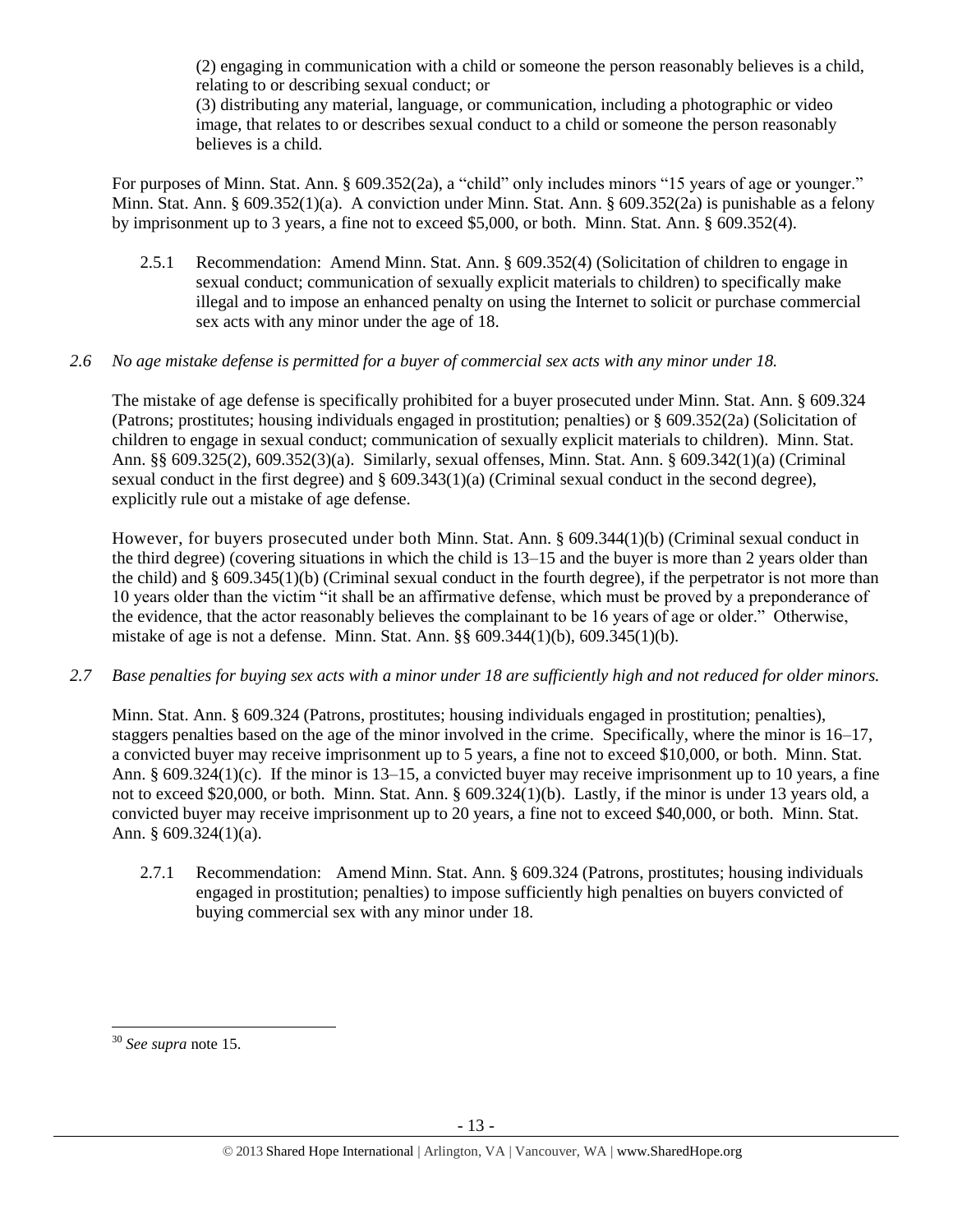(2) engaging in communication with a child or someone the person reasonably believes is a child, relating to or describing sexual conduct; or
(3) distributing any material, language, or communication, including a photographic or video image, that relates to or describes sexual conduct to a child or someone the person reasonably believes is a child.

For purposes of Minn. Stat. Ann. § 609.352(2a), a "child" only includes minors "15 years of age or younger." Minn. Stat. Ann. § 609.352(1)(a). A conviction under Minn. Stat. Ann. § 609.352(2a) is punishable as a felony by imprisonment up to 3 years, a fine not to exceed $5,000, or both. Minn. Stat. Ann. § 609.352(4).

2.5.1 Recommendation: Amend Minn. Stat. Ann. § 609.352(4) (Solicitation of children to engage in sexual conduct; communication of sexually explicit materials to children) to specifically make illegal and to impose an enhanced penalty on using the Internet to solicit or purchase commercial sex acts with any minor under the age of 18.

*2.6 No age mistake defense is permitted for a buyer of commercial sex acts with any minor under 18.*

The mistake of age defense is specifically prohibited for a buyer prosecuted under Minn. Stat. Ann. § 609.324 (Patrons; prostitutes; housing individuals engaged in prostitution; penalties) or § 609.352(2a) (Solicitation of children to engage in sexual conduct; communication of sexually explicit materials to children). Minn. Stat. Ann. §§ 609.325(2), 609.352(3)(a). Similarly, sexual offenses, Minn. Stat. Ann. § 609.342(1)(a) (Criminal sexual conduct in the first degree) and § 609.343(1)(a) (Criminal sexual conduct in the second degree), explicitly rule out a mistake of age defense.

However, for buyers prosecuted under both Minn. Stat. Ann. § 609.344(1)(b) (Criminal sexual conduct in the third degree) (covering situations in which the child is 13–15 and the buyer is more than 2 years older than the child) and § 609.345(1)(b) (Criminal sexual conduct in the fourth degree), if the perpetrator is not more than 10 years older than the victim "it shall be an affirmative defense, which must be proved by a preponderance of the evidence, that the actor reasonably believes the complainant to be 16 years of age or older." Otherwise, mistake of age is not a defense. Minn. Stat. Ann. §§ 609.344(1)(b), 609.345(1)(b).

*2.7 Base penalties for buying sex acts with a minor under 18 are sufficiently high and not reduced for older minors.*

Minn. Stat. Ann. § 609.324 (Patrons, prostitutes; housing individuals engaged in prostitution; penalties), staggers penalties based on the age of the minor involved in the crime. Specifically, where the minor is 16–17, a convicted buyer may receive imprisonment up to 5 years, a fine not to exceed $10,000, or both. Minn. Stat. Ann. § 609.324(1)(c). If the minor is 13–15, a convicted buyer may receive imprisonment up to 10 years, a fine not to exceed $20,000, or both. Minn. Stat. Ann. § 609.324(1)(b). Lastly, if the minor is under 13 years old, a convicted buyer may receive imprisonment up to 20 years, a fine not to exceed $40,000, or both. Minn. Stat. Ann. § 609.324(1)(a).

2.7.1 Recommendation: Amend Minn. Stat. Ann. § 609.324 (Patrons, prostitutes; housing individuals engaged in prostitution; penalties) to impose sufficiently high penalties on buyers convicted of buying commercial sex with any minor under 18.

[30] *See supra* note 15.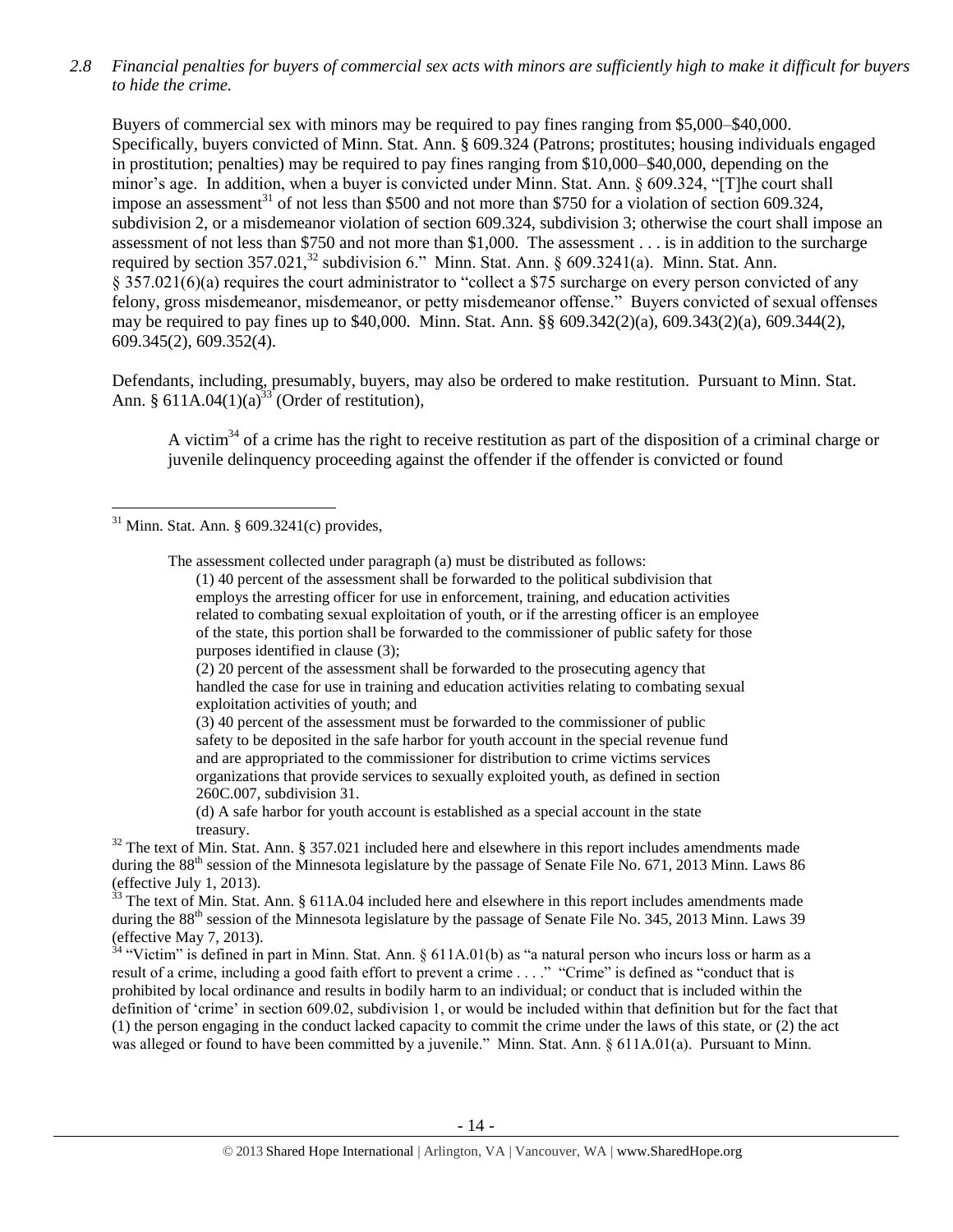*2.8 Financial penalties for buyers of commercial sex acts with minors are sufficiently high to make it difficult for buyers to hide the crime.*

Buyers of commercial sex with minors may be required to pay fines ranging from \$5,000–\$40,000. Specifically, buyers convicted of Minn. Stat. Ann. § 609.324 (Patrons; prostitutes; housing individuals engaged in prostitution; penalties) may be required to pay fines ranging from \$10,000–\$40,000, depending on the minor's age. In addition, when a buyer is convicted under Minn. Stat. Ann. § 609.324, "[T]he court shall impose an assessment[31] of not less than \$500 and not more than \$750 for a violation of section 609.324, subdivision 2, or a misdemeanor violation of section 609.324, subdivision 3; otherwise the court shall impose an assessment of not less than \$750 and not more than \$1,000. The assessment . . . is in addition to the surcharge required by section 357.021,[32] subdivision 6." Minn. Stat. Ann. § 609.3241(a). Minn. Stat. Ann. § 357.021(6)(a) requires the court administrator to "collect a \$75 surcharge on every person convicted of any felony, gross misdemeanor, misdemeanor, or petty misdemeanor offense." Buyers convicted of sexual offenses may be required to pay fines up to \$40,000. Minn. Stat. Ann. §§ 609.342(2)(a), 609.343(2)(a), 609.344(2), 609.345(2), 609.352(4).

Defendants, including, presumably, buyers, may also be ordered to make restitution. Pursuant to Minn. Stat. Ann. § 611A.04(1)(a)[33] (Order of restitution),

> A victim[34] of a crime has the right to receive restitution as part of the disposition of a criminal charge or juvenile delinquency proceeding against the offender if the offender is convicted or found

---

[31] Minn. Stat. Ann. § 609.3241(c) provides,

> The assessment collected under paragraph (a) must be distributed as follows:
>
> (1) 40 percent of the assessment shall be forwarded to the political subdivision that employs the arresting officer for use in enforcement, training, and education activities related to combating sexual exploitation of youth, or if the arresting officer is an employee of the state, this portion shall be forwarded to the commissioner of public safety for those purposes identified in clause (3);
>
> (2) 20 percent of the assessment shall be forwarded to the prosecuting agency that handled the case for use in training and education activities relating to combating sexual exploitation activities of youth; and
>
> (3) 40 percent of the assessment must be forwarded to the commissioner of public safety to be deposited in the safe harbor for youth account in the special revenue fund and are appropriated to the commissioner for distribution to crime victims services organizations that provide services to sexually exploited youth, as defined in section 260C.007, subdivision 31.
>
> (d) A safe harbor for youth account is established as a special account in the state treasury.

[32] The text of Min. Stat. Ann. § 357.021 included here and elsewhere in this report includes amendments made during the 88th session of the Minnesota legislature by the passage of Senate File No. 671, 2013 Minn. Laws 86 (effective July 1, 2013).

[33] The text of Min. Stat. Ann. § 611A.04 included here and elsewhere in this report includes amendments made during the 88th session of the Minnesota legislature by the passage of Senate File No. 345, 2013 Minn. Laws 39 (effective May 7, 2013).

[34] "Victim" is defined in part in Minn. Stat. Ann. § 611A.01(b) as "a natural person who incurs loss or harm as a result of a crime, including a good faith effort to prevent a crime . . . ." "Crime" is defined as "conduct that is prohibited by local ordinance and results in bodily harm to an individual; or conduct that is included within the definition of 'crime' in section 609.02, subdivision 1, or would be included within that definition but for the fact that (1) the person engaging in the conduct lacked capacity to commit the crime under the laws of this state, or (2) the act was alleged or found to have been committed by a juvenile." Minn. Stat. Ann. § 611A.01(a). Pursuant to Minn.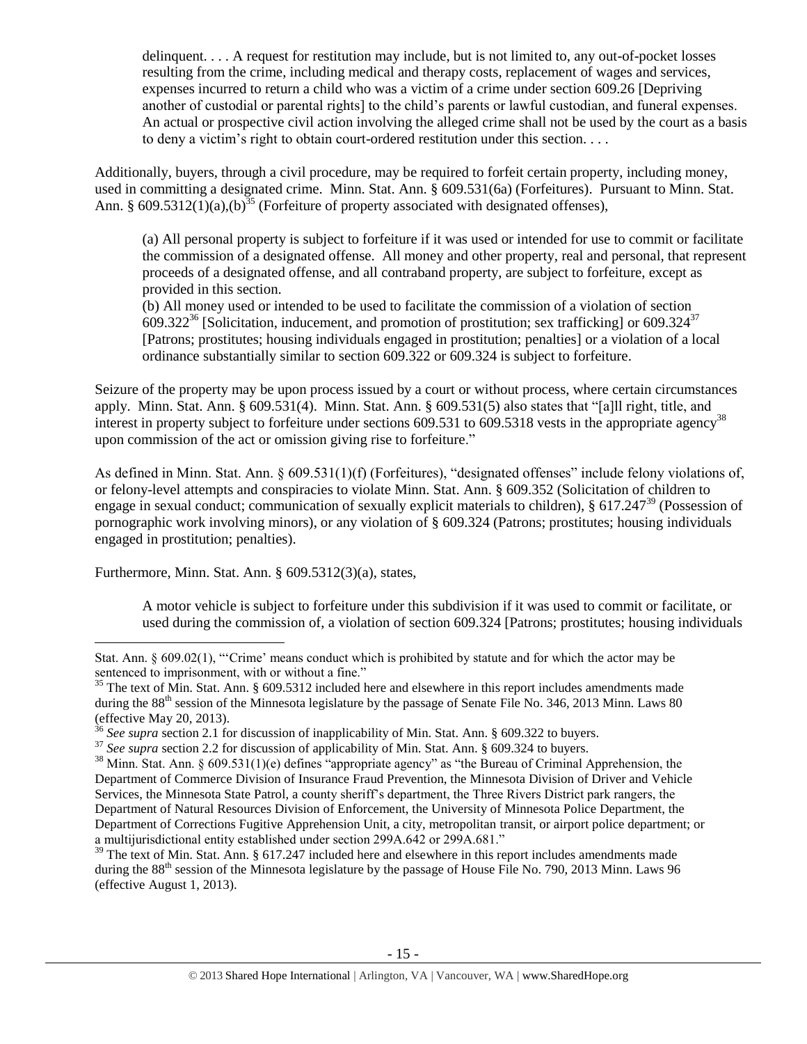delinquent. . . . A request for restitution may include, but is not limited to, any out-of-pocket losses resulting from the crime, including medical and therapy costs, replacement of wages and services, expenses incurred to return a child who was a victim of a crime under section 609.26 [Depriving another of custodial or parental rights] to the child's parents or lawful custodian, and funeral expenses. An actual or prospective civil action involving the alleged crime shall not be used by the court as a basis to deny a victim's right to obtain court-ordered restitution under this section. . . .

Additionally, buyers, through a civil procedure, may be required to forfeit certain property, including money, used in committing a designated crime. Minn. Stat. Ann. § 609.531(6a) (Forfeitures). Pursuant to Minn. Stat. Ann. § 609.5312(1)(a),(b)[35] (Forfeiture of property associated with designated offenses),

> (a) All personal property is subject to forfeiture if it was used or intended for use to commit or facilitate the commission of a designated offense. All money and other property, real and personal, that represent proceeds of a designated offense, and all contraband property, are subject to forfeiture, except as provided in this section.
> (b) All money used or intended to be used to facilitate the commission of a violation of section 609.322[36] [Solicitation, inducement, and promotion of prostitution; sex trafficking] or 609.324[37] [Patrons; prostitutes; housing individuals engaged in prostitution; penalties] or a violation of a local ordinance substantially similar to section 609.322 or 609.324 is subject to forfeiture.

Seizure of the property may be upon process issued by a court or without process, where certain circumstances apply. Minn. Stat. Ann. § 609.531(4). Minn. Stat. Ann. § 609.531(5) also states that "[a]ll right, title, and interest in property subject to forfeiture under sections 609.531 to 609.5318 vests in the appropriate agency[38] upon commission of the act or omission giving rise to forfeiture."

As defined in Minn. Stat. Ann. § 609.531(1)(f) (Forfeitures), "designated offenses" include felony violations of, or felony-level attempts and conspiracies to violate Minn. Stat. Ann. § 609.352 (Solicitation of children to engage in sexual conduct; communication of sexually explicit materials to children), § 617.247[39] (Possession of pornographic work involving minors), or any violation of § 609.324 (Patrons; prostitutes; housing individuals engaged in prostitution; penalties).

Furthermore, Minn. Stat. Ann. § 609.5312(3)(a), states,

> A motor vehicle is subject to forfeiture under this subdivision if it was used to commit or facilitate, or used during the commission of, a violation of section 609.324 [Patrons; prostitutes; housing individuals

---

Stat. Ann. § 609.02(1), "'Crime' means conduct which is prohibited by statute and for which the actor may be sentenced to imprisonment, with or without a fine."

[35] The text of Min. Stat. Ann. § 609.5312 included here and elsewhere in this report includes amendments made during the 88th session of the Minnesota legislature by the passage of Senate File No. 346, 2013 Minn. Laws 80 (effective May 20, 2013).

[36] *See supra* section 2.1 for discussion of inapplicability of Min. Stat. Ann. § 609.322 to buyers.

[37] *See supra* section 2.2 for discussion of applicability of Min. Stat. Ann. § 609.324 to buyers.

[38] Minn. Stat. Ann. § 609.531(1)(e) defines "appropriate agency" as "the Bureau of Criminal Apprehension, the Department of Commerce Division of Insurance Fraud Prevention, the Minnesota Division of Driver and Vehicle Services, the Minnesota State Patrol, a county sheriff's department, the Three Rivers District park rangers, the Department of Natural Resources Division of Enforcement, the University of Minnesota Police Department, the Department of Corrections Fugitive Apprehension Unit, a city, metropolitan transit, or airport police department; or a multijurisdictional entity established under section 299A.642 or 299A.681."

[39] The text of Min. Stat. Ann. § 617.247 included here and elsewhere in this report includes amendments made during the 88th session of the Minnesota legislature by the passage of House File No. 790, 2013 Minn. Laws 96 (effective August 1, 2013).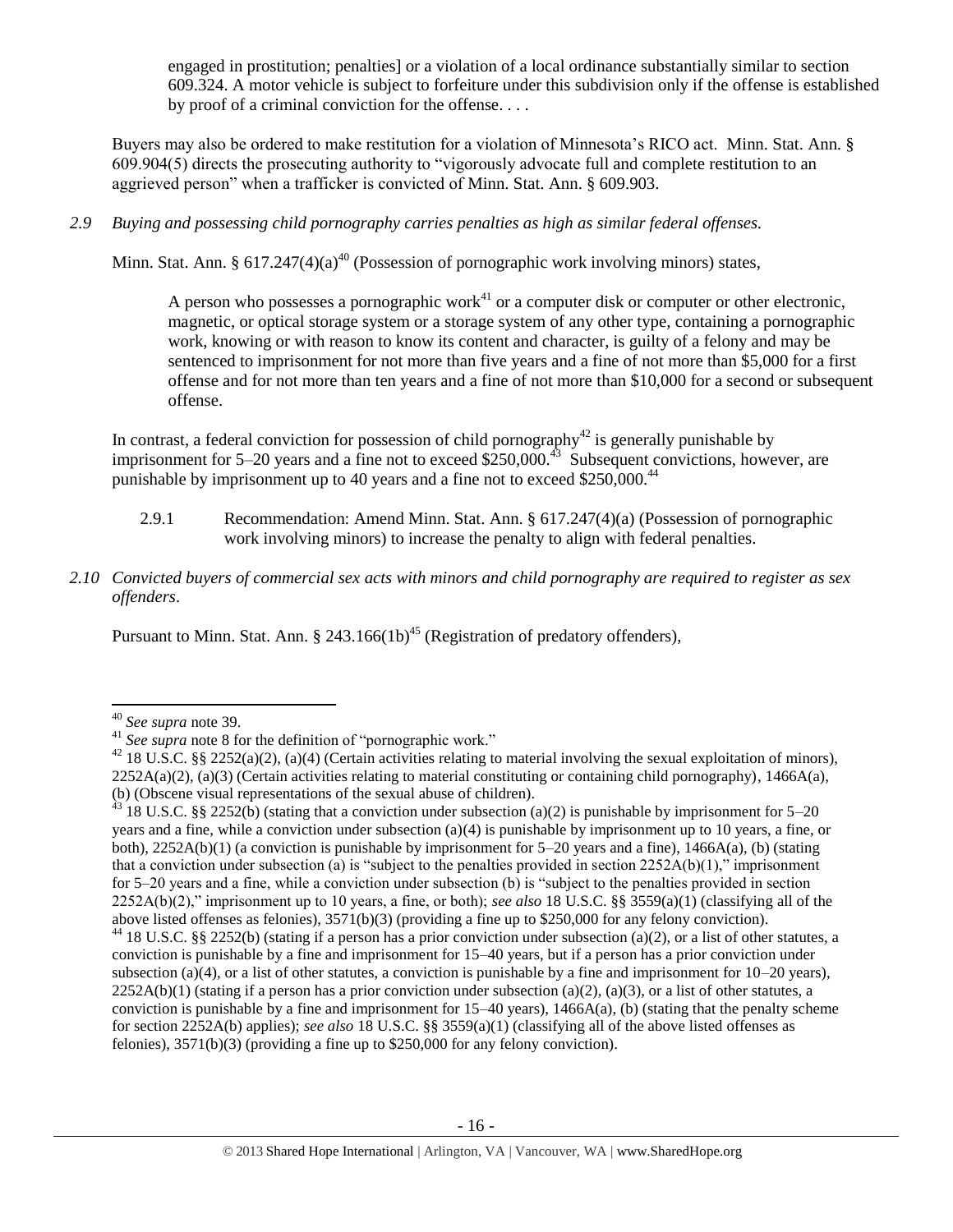engaged in prostitution; penalties] or a violation of a local ordinance substantially similar to section 609.324. A motor vehicle is subject to forfeiture under this subdivision only if the offense is established by proof of a criminal conviction for the offense. . . .

Buyers may also be ordered to make restitution for a violation of Minnesota's RICO act. Minn. Stat. Ann. § 609.904(5) directs the prosecuting authority to "vigorously advocate full and complete restitution to an aggrieved person" when a trafficker is convicted of Minn. Stat. Ann. § 609.903.

*2.9 Buying and possessing child pornography carries penalties as high as similar federal offenses.*

Minn. Stat. Ann. § 617.247(4)(a)[40] (Possession of pornographic work involving minors) states,

> A person who possesses a pornographic work[41] or a computer disk or computer or other electronic, magnetic, or optical storage system or a storage system of any other type, containing a pornographic work, knowing or with reason to know its content and character, is guilty of a felony and may be sentenced to imprisonment for not more than five years and a fine of not more than $5,000 for a first offense and for not more than ten years and a fine of not more than $10,000 for a second or subsequent offense.

In contrast, a federal conviction for possession of child pornography[42] is generally punishable by imprisonment for 5–20 years and a fine not to exceed $250,000.[43] Subsequent convictions, however, are punishable by imprisonment up to 40 years and a fine not to exceed $250,000.[44]

2.9.1 Recommendation: Amend Minn. Stat. Ann. § 617.247(4)(a) (Possession of pornographic work involving minors) to increase the penalty to align with federal penalties.

*2.10 Convicted buyers of commercial sex acts with minors and child pornography are required to register as sex offenders.*

Pursuant to Minn. Stat. Ann. § 243.166(1b)[45] (Registration of predatory offenders),

---

[40] *See supra* note 39.

[41] *See supra* note 8 for the definition of "pornographic work."

[42] 18 U.S.C. §§ 2252(a)(2), (a)(4) (Certain activities relating to material involving the sexual exploitation of minors), 2252A(a)(2), (a)(3) (Certain activities relating to material constituting or containing child pornography), 1466A(a), (b) (Obscene visual representations of the sexual abuse of children).

[43] 18 U.S.C. §§ 2252(b) (stating that a conviction under subsection (a)(2) is punishable by imprisonment for 5–20 years and a fine, while a conviction under subsection (a)(4) is punishable by imprisonment up to 10 years, a fine, or both), 2252A(b)(1) (a conviction is punishable by imprisonment for 5–20 years and a fine), 1466A(a), (b) (stating that a conviction under subsection (a) is "subject to the penalties provided in section 2252A(b)(1)," imprisonment for 5–20 years and a fine, while a conviction under subsection (b) is "subject to the penalties provided in section 2252A(b)(2)," imprisonment up to 10 years, a fine, or both); *see also* 18 U.S.C. §§ 3559(a)(1) (classifying all of the above listed offenses as felonies), 3571(b)(3) (providing a fine up to $250,000 for any felony conviction).

[44] 18 U.S.C. §§ 2252(b) (stating if a person has a prior conviction under subsection (a)(2), or a list of other statutes, a conviction is punishable by a fine and imprisonment for 15–40 years, but if a person has a prior conviction under subsection (a)(4), or a list of other statutes, a conviction is punishable by a fine and imprisonment for 10–20 years), 2252A(b)(1) (stating if a person has a prior conviction under subsection (a)(2), (a)(3), or a list of other statutes, a conviction is punishable by a fine and imprisonment for 15–40 years), 1466A(a), (b) (stating that the penalty scheme for section 2252A(b) applies); *see also* 18 U.S.C. §§ 3559(a)(1) (classifying all of the above listed offenses as felonies), 3571(b)(3) (providing a fine up to $250,000 for any felony conviction).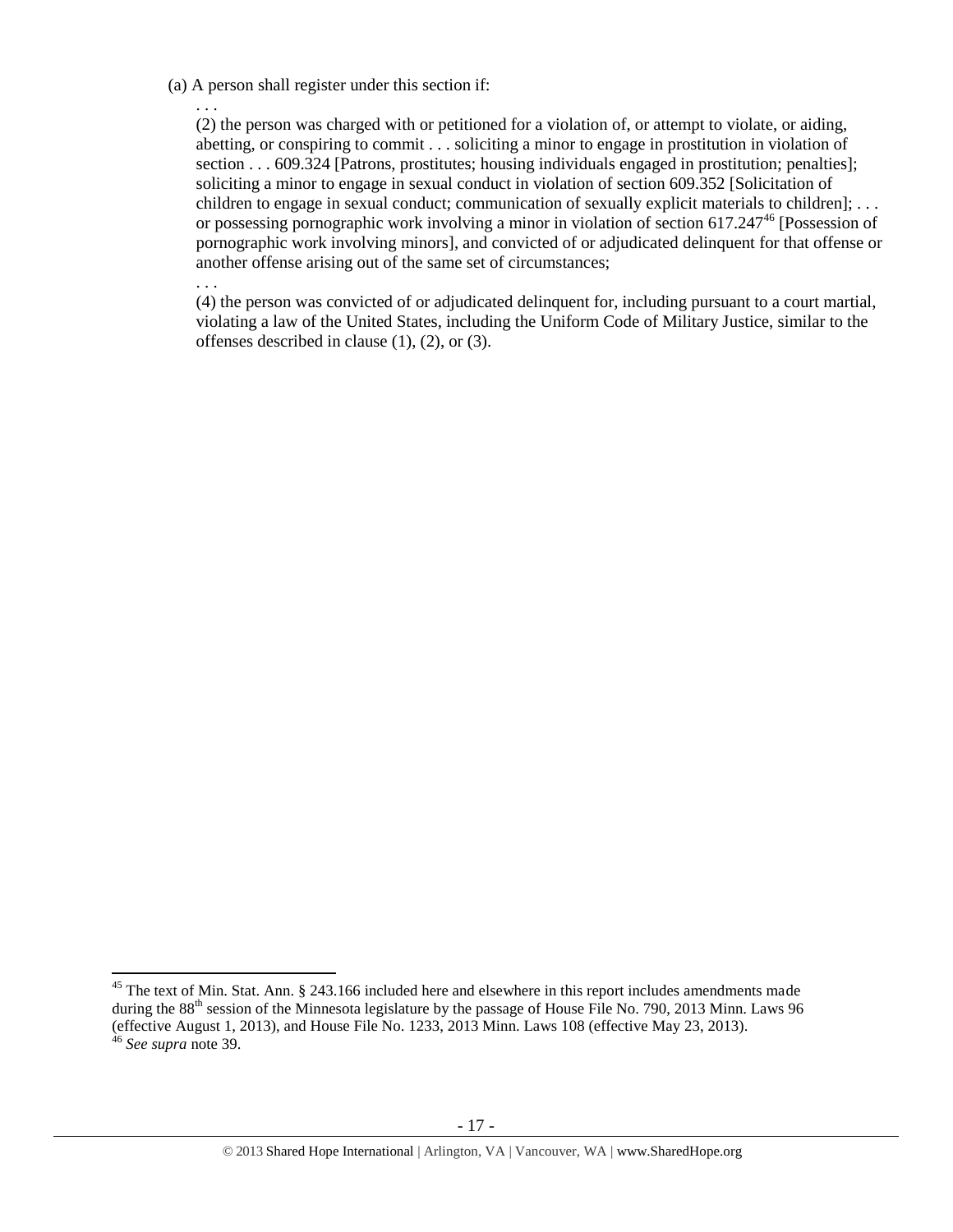(a) A person shall register under this section if:

. . .

(2) the person was charged with or petitioned for a violation of, or attempt to violate, or aiding, abetting, or conspiring to commit . . . soliciting a minor to engage in prostitution in violation of section . . . 609.324 [Patrons, prostitutes; housing individuals engaged in prostitution; penalties]; soliciting a minor to engage in sexual conduct in violation of section 609.352 [Solicitation of children to engage in sexual conduct; communication of sexually explicit materials to children]; . . . or possessing pornographic work involving a minor in violation of section 617.247[46] [Possession of pornographic work involving minors], and convicted of or adjudicated delinquent for that offense or another offense arising out of the same set of circumstances;

. . .

(4) the person was convicted of or adjudicated delinquent for, including pursuant to a court martial, violating a law of the United States, including the Uniform Code of Military Justice, similar to the offenses described in clause (1), (2), or (3).

---

[45] The text of Min. Stat. Ann. § 243.166 included here and elsewhere in this report includes amendments made during the 88th session of the Minnesota legislature by the passage of House File No. 790, 2013 Minn. Laws 96 (effective August 1, 2013), and House File No. 1233, 2013 Minn. Laws 108 (effective May 23, 2013).

[46] *See supra* note 39.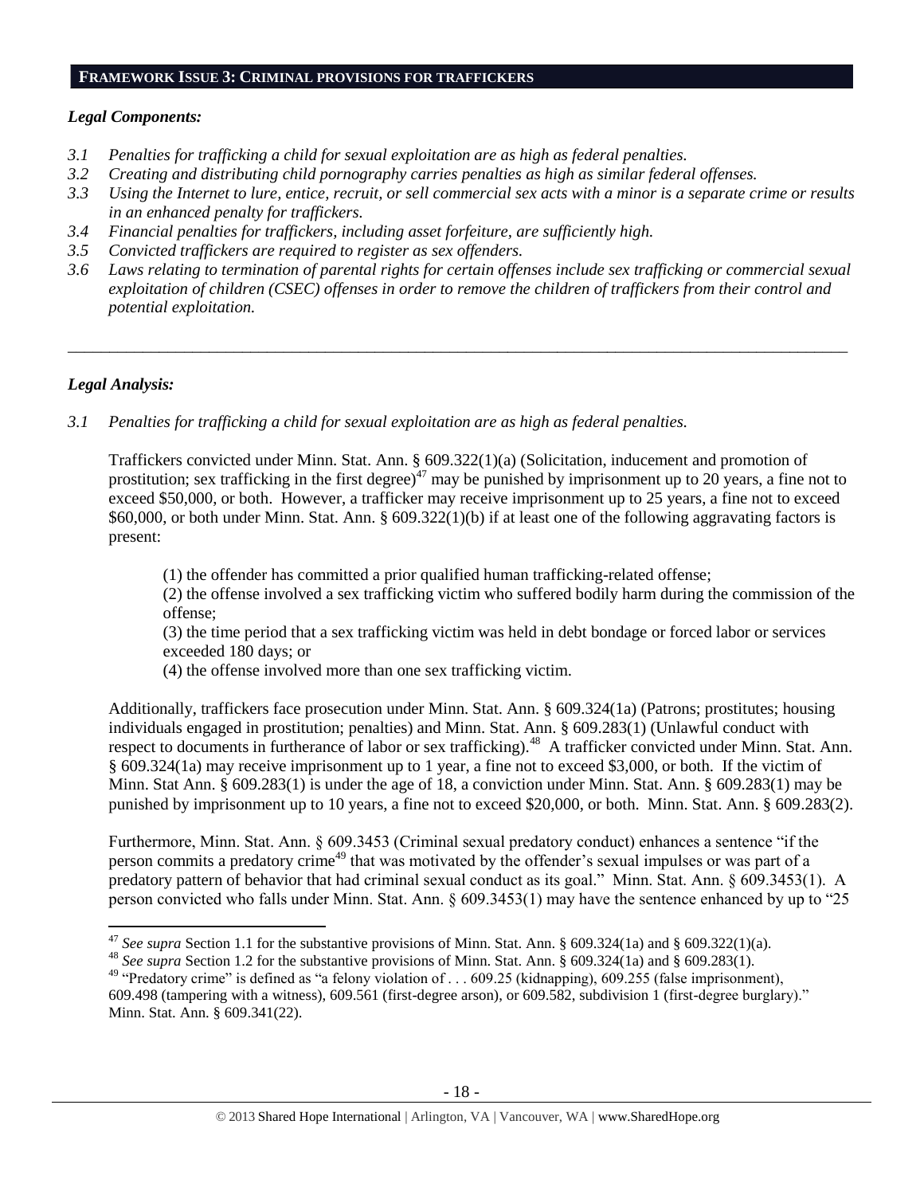## FRAMEWORK ISSUE 3: CRIMINAL PROVISIONS FOR TRAFFICKERS

### *Legal Components:*

*3.1 Penalties for trafficking a child for sexual exploitation are as high as federal penalties.*
*3.2 Creating and distributing child pornography carries penalties as high as similar federal offenses.*
*3.3 Using the Internet to lure, entice, recruit, or sell commercial sex acts with a minor is a separate crime or results in an enhanced penalty for traffickers.*
*3.4 Financial penalties for traffickers, including asset forfeiture, are sufficiently high.*
*3.5 Convicted traffickers are required to register as sex offenders.*
*3.6 Laws relating to termination of parental rights for certain offenses include sex trafficking or commercial sexual exploitation of children (CSEC) offenses in order to remove the children of traffickers from their control and potential exploitation.*

---

### *Legal Analysis:*

*3.1 Penalties for trafficking a child for sexual exploitation are as high as federal penalties.*

Traffickers convicted under Minn. Stat. Ann. § 609.322(1)(a) (Solicitation, inducement and promotion of prostitution; sex trafficking in the first degree)[47] may be punished by imprisonment up to 20 years, a fine not to exceed $50,000, or both. However, a trafficker may receive imprisonment up to 25 years, a fine not to exceed $60,000, or both under Minn. Stat. Ann. § 609.322(1)(b) if at least one of the following aggravating factors is present:

(1) the offender has committed a prior qualified human trafficking-related offense;
(2) the offense involved a sex trafficking victim who suffered bodily harm during the commission of the offense;
(3) the time period that a sex trafficking victim was held in debt bondage or forced labor or services exceeded 180 days; or
(4) the offense involved more than one sex trafficking victim.

Additionally, traffickers face prosecution under Minn. Stat. Ann. § 609.324(1a) (Patrons; prostitutes; housing individuals engaged in prostitution; penalties) and Minn. Stat. Ann. § 609.283(1) (Unlawful conduct with respect to documents in furtherance of labor or sex trafficking).[48] A trafficker convicted under Minn. Stat. Ann. § 609.324(1a) may receive imprisonment up to 1 year, a fine not to exceed $3,000, or both. If the victim of Minn. Stat Ann. § 609.283(1) is under the age of 18, a conviction under Minn. Stat. Ann. § 609.283(1) may be punished by imprisonment up to 10 years, a fine not to exceed $20,000, or both. Minn. Stat. Ann. § 609.283(2).

Furthermore, Minn. Stat. Ann. § 609.3453 (Criminal sexual predatory conduct) enhances a sentence "if the person commits a predatory crime[49] that was motivated by the offender's sexual impulses or was part of a predatory pattern of behavior that had criminal sexual conduct as its goal." Minn. Stat. Ann. § 609.3453(1). A person convicted who falls under Minn. Stat. Ann. § 609.3453(1) may have the sentence enhanced by up to "25

---

[47] *See supra* Section 1.1 for the substantive provisions of Minn. Stat. Ann. § 609.324(1a) and § 609.322(1)(a).

[48] *See supra* Section 1.2 for the substantive provisions of Minn. Stat. Ann. § 609.324(1a) and § 609.283(1).

[49] "Predatory crime" is defined as "a felony violation of . . . 609.25 (kidnapping), 609.255 (false imprisonment), 609.498 (tampering with a witness), 609.561 (first-degree arson), or 609.582, subdivision 1 (first-degree burglary)." Minn. Stat. Ann. § 609.341(22).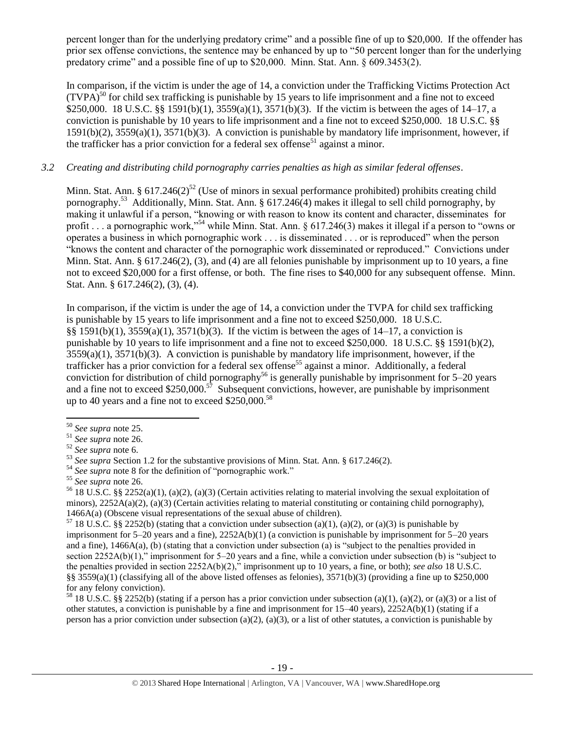percent longer than for the underlying predatory crime" and a possible fine of up to $20,000. If the offender has prior sex offense convictions, the sentence may be enhanced by up to "50 percent longer than for the underlying predatory crime" and a possible fine of up to $20,000. Minn. Stat. Ann. § 609.3453(2).

In comparison, if the victim is under the age of 14, a conviction under the Trafficking Victims Protection Act (TVPA)[50] for child sex trafficking is punishable by 15 years to life imprisonment and a fine not to exceed $250,000. 18 U.S.C. §§ 1591(b)(1), 3559(a)(1), 3571(b)(3). If the victim is between the ages of 14–17, a conviction is punishable by 10 years to life imprisonment and a fine not to exceed $250,000. 18 U.S.C. §§ 1591(b)(2), 3559(a)(1), 3571(b)(3). A conviction is punishable by mandatory life imprisonment, however, if the trafficker has a prior conviction for a federal sex offense[51] against a minor.

*3.2 Creating and distributing child pornography carries penalties as high as similar federal offenses.*

Minn. Stat. Ann. § 617.246(2)[52] (Use of minors in sexual performance prohibited) prohibits creating child pornography.[53] Additionally, Minn. Stat. Ann. § 617.246(4) makes it illegal to sell child pornography, by making it unlawful if a person, "knowing or with reason to know its content and character, disseminates for profit . . . a pornographic work,"[54] while Minn. Stat. Ann. § 617.246(3) makes it illegal if a person to "owns or operates a business in which pornographic work . . . is disseminated . . . or is reproduced" when the person "knows the content and character of the pornographic work disseminated or reproduced." Convictions under Minn. Stat. Ann. § 617.246(2), (3), and (4) are all felonies punishable by imprisonment up to 10 years, a fine not to exceed $20,000 for a first offense, or both. The fine rises to $40,000 for any subsequent offense. Minn. Stat. Ann. § 617.246(2), (3), (4).

In comparison, if the victim is under the age of 14, a conviction under the TVPA for child sex trafficking is punishable by 15 years to life imprisonment and a fine not to exceed $250,000. 18 U.S.C. §§ 1591(b)(1), 3559(a)(1), 3571(b)(3). If the victim is between the ages of 14–17, a conviction is punishable by 10 years to life imprisonment and a fine not to exceed $250,000. 18 U.S.C. §§ 1591(b)(2), 3559(a)(1), 3571(b)(3). A conviction is punishable by mandatory life imprisonment, however, if the trafficker has a prior conviction for a federal sex offense[55] against a minor. Additionally, a federal conviction for distribution of child pornography[56] is generally punishable by imprisonment for 5–20 years and a fine not to exceed $250,000.[57] Subsequent convictions, however, are punishable by imprisonment up to 40 years and a fine not to exceed $250,000.[58]

---

[50] *See supra* note 25.

[51] *See supra* note 26.

[52] *See supra* note 6.

[53] *See supra* Section 1.2 for the substantive provisions of Minn. Stat. Ann. § 617.246(2).

[54] *See supra* note 8 for the definition of "pornographic work."

[55] *See supra* note 26.

[56] 18 U.S.C. §§ 2252(a)(1), (a)(2), (a)(3) (Certain activities relating to material involving the sexual exploitation of minors), 2252A(a)(2), (a)(3) (Certain activities relating to material constituting or containing child pornography), 1466A(a) (Obscene visual representations of the sexual abuse of children).

[57] 18 U.S.C. §§ 2252(b) (stating that a conviction under subsection (a)(1), (a)(2), or (a)(3) is punishable by imprisonment for 5–20 years and a fine), 2252A(b)(1) (a conviction is punishable by imprisonment for 5–20 years and a fine), 1466A(a), (b) (stating that a conviction under subsection (a) is "subject to the penalties provided in section 2252A(b)(1)," imprisonment for 5–20 years and a fine, while a conviction under subsection (b) is "subject to the penalties provided in section 2252A(b)(2)," imprisonment up to 10 years, a fine, or both); *see also* 18 U.S.C. §§ 3559(a)(1) (classifying all of the above listed offenses as felonies), 3571(b)(3) (providing a fine up to $250,000 for any felony conviction).

[58] 18 U.S.C. §§ 2252(b) (stating if a person has a prior conviction under subsection (a)(1), (a)(2), or (a)(3) or a list of other statutes, a conviction is punishable by a fine and imprisonment for 15–40 years), 2252A(b)(1) (stating if a person has a prior conviction under subsection (a)(2), (a)(3), or a list of other statutes, a conviction is punishable by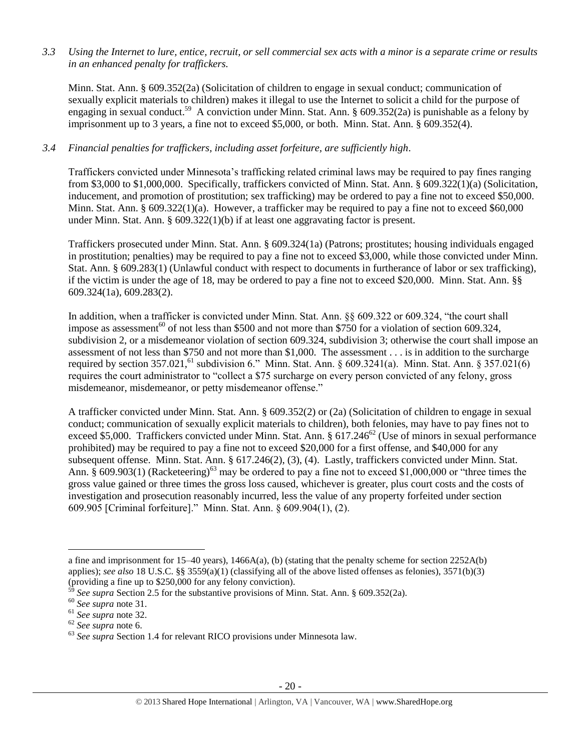*3.3 Using the Internet to lure, entice, recruit, or sell commercial sex acts with a minor is a separate crime or results in an enhanced penalty for traffickers.*

Minn. Stat. Ann. § 609.352(2a) (Solicitation of children to engage in sexual conduct; communication of sexually explicit materials to children) makes it illegal to use the Internet to solicit a child for the purpose of engaging in sexual conduct.[59] A conviction under Minn. Stat. Ann. § 609.352(2a) is punishable as a felony by imprisonment up to 3 years, a fine not to exceed $5,000, or both. Minn. Stat. Ann. § 609.352(4).

*3.4 Financial penalties for traffickers, including asset forfeiture, are sufficiently high.*

Traffickers convicted under Minnesota's trafficking related criminal laws may be required to pay fines ranging from $3,000 to $1,000,000. Specifically, traffickers convicted of Minn. Stat. Ann. § 609.322(1)(a) (Solicitation, inducement, and promotion of prostitution; sex trafficking) may be ordered to pay a fine not to exceed $50,000. Minn. Stat. Ann. § 609.322(1)(a). However, a trafficker may be required to pay a fine not to exceed $60,000 under Minn. Stat. Ann. § 609.322(1)(b) if at least one aggravating factor is present.

Traffickers prosecuted under Minn. Stat. Ann. § 609.324(1a) (Patrons; prostitutes; housing individuals engaged in prostitution; penalties) may be required to pay a fine not to exceed $3,000, while those convicted under Minn. Stat. Ann. § 609.283(1) (Unlawful conduct with respect to documents in furtherance of labor or sex trafficking), if the victim is under the age of 18, may be ordered to pay a fine not to exceed $20,000. Minn. Stat. Ann. §§ 609.324(1a), 609.283(2).

In addition, when a trafficker is convicted under Minn. Stat. Ann. §§ 609.322 or 609.324, "the court shall impose as assessment[60] of not less than $500 and not more than $750 for a violation of section 609.324, subdivision 2, or a misdemeanor violation of section 609.324, subdivision 3; otherwise the court shall impose an assessment of not less than $750 and not more than $1,000. The assessment . . . is in addition to the surcharge required by section 357.021,[61] subdivision 6." Minn. Stat. Ann. § 609.3241(a). Minn. Stat. Ann. § 357.021(6) requires the court administrator to "collect a $75 surcharge on every person convicted of any felony, gross misdemeanor, misdemeanor, or petty misdemeanor offense."

A trafficker convicted under Minn. Stat. Ann. § 609.352(2) or (2a) (Solicitation of children to engage in sexual conduct; communication of sexually explicit materials to children), both felonies, may have to pay fines not to exceed $5,000. Traffickers convicted under Minn. Stat. Ann. § 617.246[62] (Use of minors in sexual performance prohibited) may be required to pay a fine not to exceed $20,000 for a first offense, and $40,000 for any subsequent offense. Minn. Stat. Ann. § 617.246(2), (3), (4). Lastly, traffickers convicted under Minn. Stat. Ann. § 609.903(1) (Racketeering)[63] may be ordered to pay a fine not to exceed $1,000,000 or "three times the gross value gained or three times the gross loss caused, whichever is greater, plus court costs and the costs of investigation and prosecution reasonably incurred, less the value of any property forfeited under section 609.905 [Criminal forfeiture]." Minn. Stat. Ann. § 609.904(1), (2).

---

a fine and imprisonment for 15–40 years), 1466A(a), (b) (stating that the penalty scheme for section 2252A(b) applies); *see also* 18 U.S.C. §§ 3559(a)(1) (classifying all of the above listed offenses as felonies), 3571(b)(3) (providing a fine up to $250,000 for any felony conviction).

[59] *See supra* Section 2.5 for the substantive provisions of Minn. Stat. Ann. § 609.352(2a).

[60] *See supra* note 31.

[61] *See supra* note 32.

[62] *See supra* note 6.

[63] *See supra* Section 1.4 for relevant RICO provisions under Minnesota law.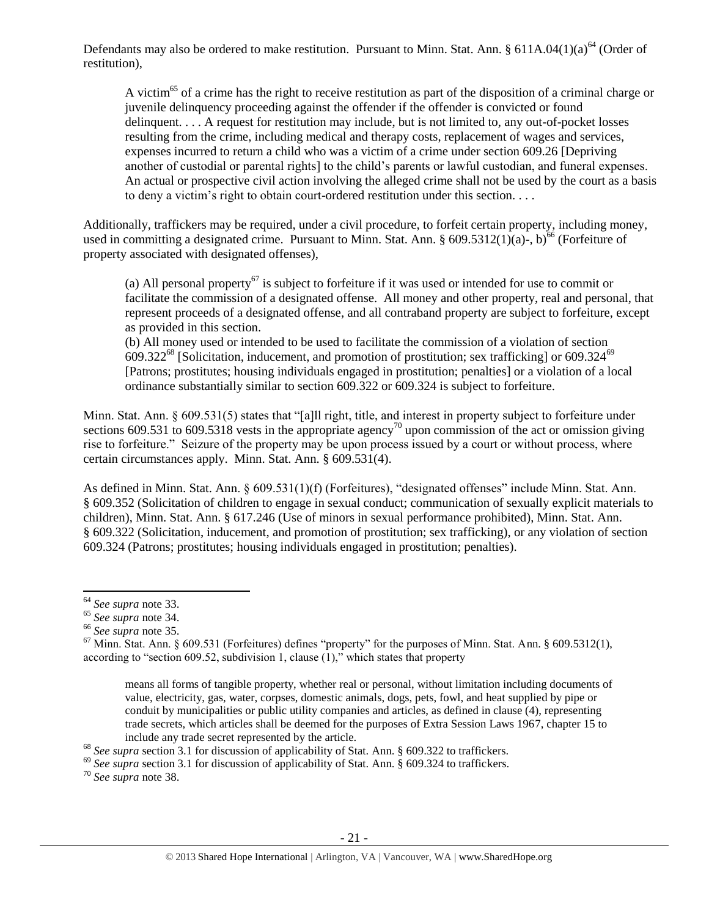Defendants may also be ordered to make restitution. Pursuant to Minn. Stat. Ann. § 611A.04(1)(a)[64] (Order of restitution),

> A victim[65] of a crime has the right to receive restitution as part of the disposition of a criminal charge or juvenile delinquency proceeding against the offender if the offender is convicted or found delinquent. . . . A request for restitution may include, but is not limited to, any out-of-pocket losses resulting from the crime, including medical and therapy costs, replacement of wages and services, expenses incurred to return a child who was a victim of a crime under section 609.26 [Depriving another of custodial or parental rights] to the child's parents or lawful custodian, and funeral expenses. An actual or prospective civil action involving the alleged crime shall not be used by the court as a basis to deny a victim's right to obtain court-ordered restitution under this section. . . .

Additionally, traffickers may be required, under a civil procedure, to forfeit certain property, including money, used in committing a designated crime. Pursuant to Minn. Stat. Ann. § 609.5312(1)(a)-, b)[66] (Forfeiture of property associated with designated offenses),

> (a) All personal property[67] is subject to forfeiture if it was used or intended for use to commit or facilitate the commission of a designated offense. All money and other property, real and personal, that represent proceeds of a designated offense, and all contraband property are subject to forfeiture, except as provided in this section.
>
> (b) All money used or intended to be used to facilitate the commission of a violation of section 609.322[68] [Solicitation, inducement, and promotion of prostitution; sex trafficking] or 609.324[69] [Patrons; prostitutes; housing individuals engaged in prostitution; penalties] or a violation of a local ordinance substantially similar to section 609.322 or 609.324 is subject to forfeiture.

Minn. Stat. Ann. § 609.531(5) states that "[a]ll right, title, and interest in property subject to forfeiture under sections 609.531 to 609.5318 vests in the appropriate agency[70] upon commission of the act or omission giving rise to forfeiture." Seizure of the property may be upon process issued by a court or without process, where certain circumstances apply. Minn. Stat. Ann. § 609.531(4).

As defined in Minn. Stat. Ann. § 609.531(1)(f) (Forfeitures), "designated offenses" include Minn. Stat. Ann. § 609.352 (Solicitation of children to engage in sexual conduct; communication of sexually explicit materials to children), Minn. Stat. Ann. § 617.246 (Use of minors in sexual performance prohibited), Minn. Stat. Ann. § 609.322 (Solicitation, inducement, and promotion of prostitution; sex trafficking), or any violation of section 609.324 (Patrons; prostitutes; housing individuals engaged in prostitution; penalties).

---

[64] *See supra* note 33.

[65] *See supra* note 34.

[66] *See supra* note 35.

[67] Minn. Stat. Ann. § 609.531 (Forfeitures) defines "property" for the purposes of Minn. Stat. Ann. § 609.5312(1), according to "section 609.52, subdivision 1, clause (1)," which states that property

> means all forms of tangible property, whether real or personal, without limitation including documents of value, electricity, gas, water, corpses, domestic animals, dogs, pets, fowl, and heat supplied by pipe or conduit by municipalities or public utility companies and articles, as defined in clause (4), representing trade secrets, which articles shall be deemed for the purposes of Extra Session Laws 1967, chapter 15 to include any trade secret represented by the article.

[68] *See supra* section 3.1 for discussion of applicability of Stat. Ann. § 609.322 to traffickers.

[69] *See supra* section 3.1 for discussion of applicability of Stat. Ann. § 609.324 to traffickers.

[70] *See supra* note 38.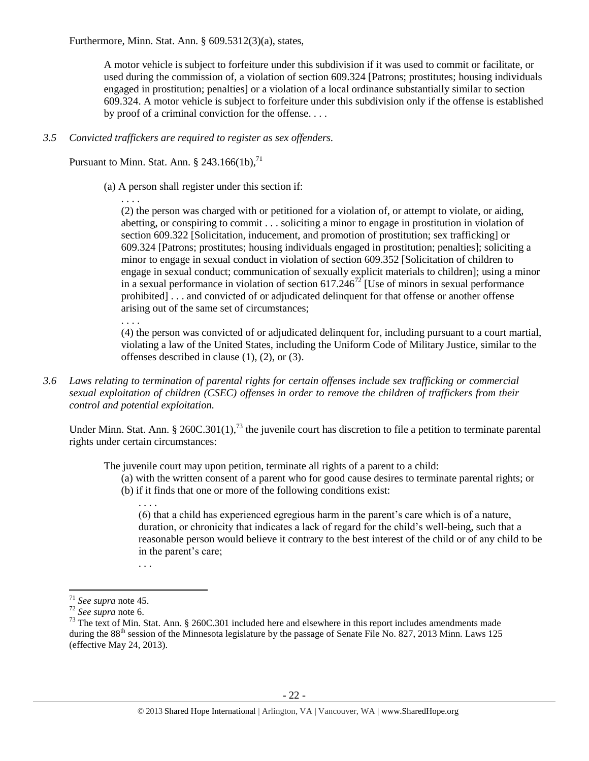Furthermore, Minn. Stat. Ann. § 609.5312(3)(a), states,

> A motor vehicle is subject to forfeiture under this subdivision if it was used to commit or facilitate, or used during the commission of, a violation of section 609.324 [Patrons; prostitutes; housing individuals engaged in prostitution; penalties] or a violation of a local ordinance substantially similar to section 609.324. A motor vehicle is subject to forfeiture under this subdivision only if the offense is established by proof of a criminal conviction for the offense. . . .

*3.5 Convicted traffickers are required to register as sex offenders.*

Pursuant to Minn. Stat. Ann. § 243.166(1b),[71]

> (a) A person shall register under this section if:
>
> . . . .
>
> (2) the person was charged with or petitioned for a violation of, or attempt to violate, or aiding, abetting, or conspiring to commit . . . soliciting a minor to engage in prostitution in violation of section 609.322 [Solicitation, inducement, and promotion of prostitution; sex trafficking] or 609.324 [Patrons; prostitutes; housing individuals engaged in prostitution; penalties]; soliciting a minor to engage in sexual conduct in violation of section 609.352 [Solicitation of children to engage in sexual conduct; communication of sexually explicit materials to children]; using a minor in a sexual performance in violation of section 617.246[72] [Use of minors in sexual performance prohibited] . . . and convicted of or adjudicated delinquent for that offense or another offense arising out of the same set of circumstances;
>
> . . . .
>
> (4) the person was convicted of or adjudicated delinquent for, including pursuant to a court martial, violating a law of the United States, including the Uniform Code of Military Justice, similar to the offenses described in clause (1), (2), or (3).

*3.6 Laws relating to termination of parental rights for certain offenses include sex trafficking or commercial sexual exploitation of children (CSEC) offenses in order to remove the children of traffickers from their control and potential exploitation.*

Under Minn. Stat. Ann. § 260C.301(1),[73] the juvenile court has discretion to file a petition to terminate parental rights under certain circumstances:

> The juvenile court may upon petition, terminate all rights of a parent to a child:
>
> (a) with the written consent of a parent who for good cause desires to terminate parental rights; or
>
> (b) if it finds that one or more of the following conditions exist:
>
> . . . .
>
> (6) that a child has experienced egregious harm in the parent's care which is of a nature, duration, or chronicity that indicates a lack of regard for the child's well-being, such that a reasonable person would believe it contrary to the best interest of the child or of any child to be in the parent's care;
>
> . . .

---

[71] *See supra* note 45.

[72] *See supra* note 6.

[73] The text of Min. Stat. Ann. § 260C.301 included here and elsewhere in this report includes amendments made during the 88th session of the Minnesota legislature by the passage of Senate File No. 827, 2013 Minn. Laws 125 (effective May 24, 2013).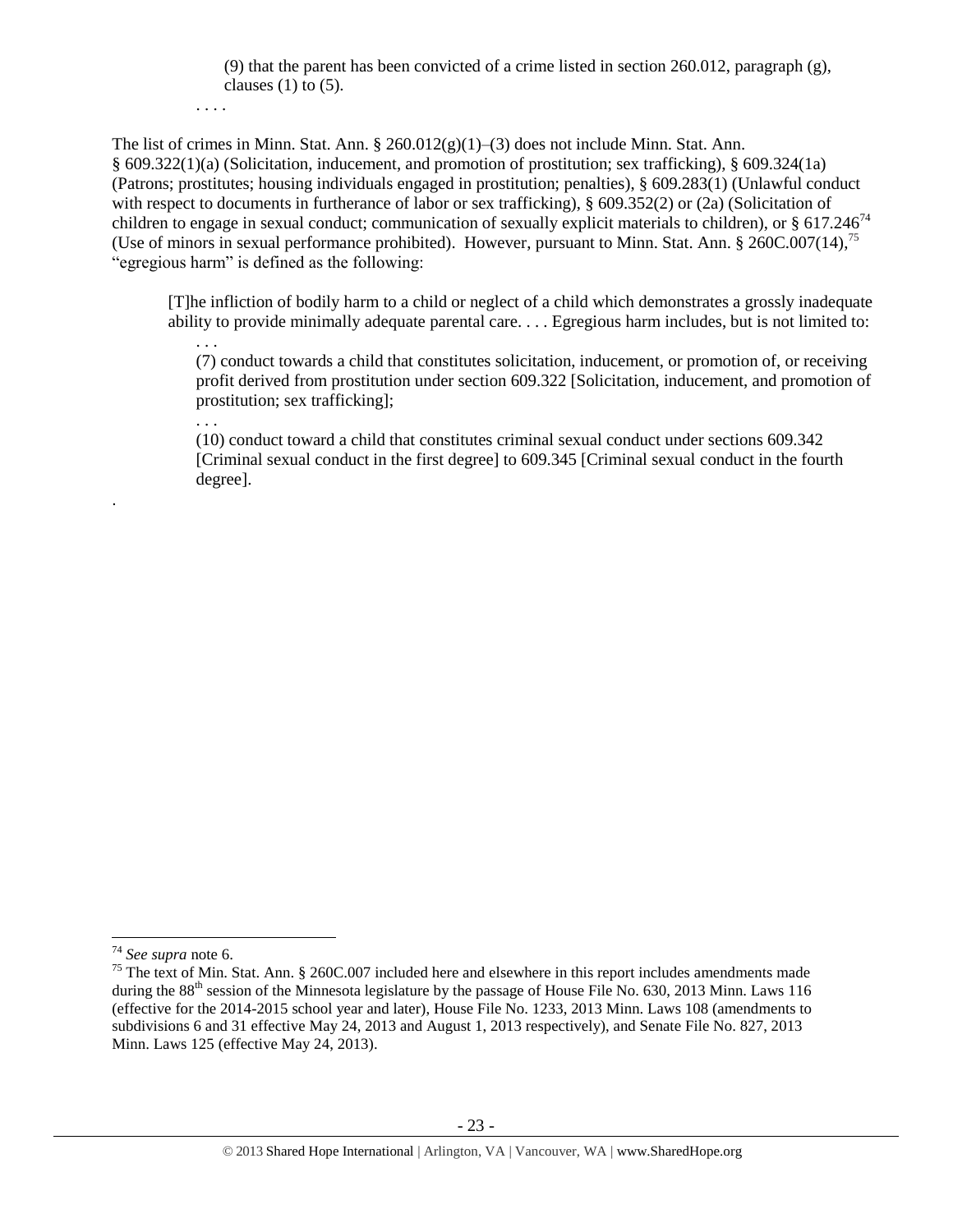> (9) that the parent has been convicted of a crime listed in section 260.012, paragraph (g), clauses (1) to (5).
>
> . . . .

The list of crimes in Minn. Stat. Ann. § 260.012(g)(1)–(3) does not include Minn. Stat. Ann. § 609.322(1)(a) (Solicitation, inducement, and promotion of prostitution; sex trafficking), § 609.324(1a) (Patrons; prostitutes; housing individuals engaged in prostitution; penalties), § 609.283(1) (Unlawful conduct with respect to documents in furtherance of labor or sex trafficking), § 609.352(2) or (2a) (Solicitation of children to engage in sexual conduct; communication of sexually explicit materials to children), or § 617.246[74] (Use of minors in sexual performance prohibited). However, pursuant to Minn. Stat. Ann. § 260C.007(14),[75] "egregious harm" is defined as the following:

> [T]he infliction of bodily harm to a child or neglect of a child which demonstrates a grossly inadequate ability to provide minimally adequate parental care. . . . Egregious harm includes, but is not limited to:
>
> . . .
>
> (7) conduct towards a child that constitutes solicitation, inducement, or promotion of, or receiving profit derived from prostitution under section 609.322 [Solicitation, inducement, and promotion of prostitution; sex trafficking];
>
> . . .
>
> (10) conduct toward a child that constitutes criminal sexual conduct under sections 609.342 [Criminal sexual conduct in the first degree] to 609.345 [Criminal sexual conduct in the fourth degree].

.

---

[74] *See supra* note 6.

[75] The text of Min. Stat. Ann. § 260C.007 included here and elsewhere in this report includes amendments made during the 88th session of the Minnesota legislature by the passage of House File No. 630, 2013 Minn. Laws 116 (effective for the 2014-2015 school year and later), House File No. 1233, 2013 Minn. Laws 108 (amendments to subdivisions 6 and 31 effective May 24, 2013 and August 1, 2013 respectively), and Senate File No. 827, 2013 Minn. Laws 125 (effective May 24, 2013).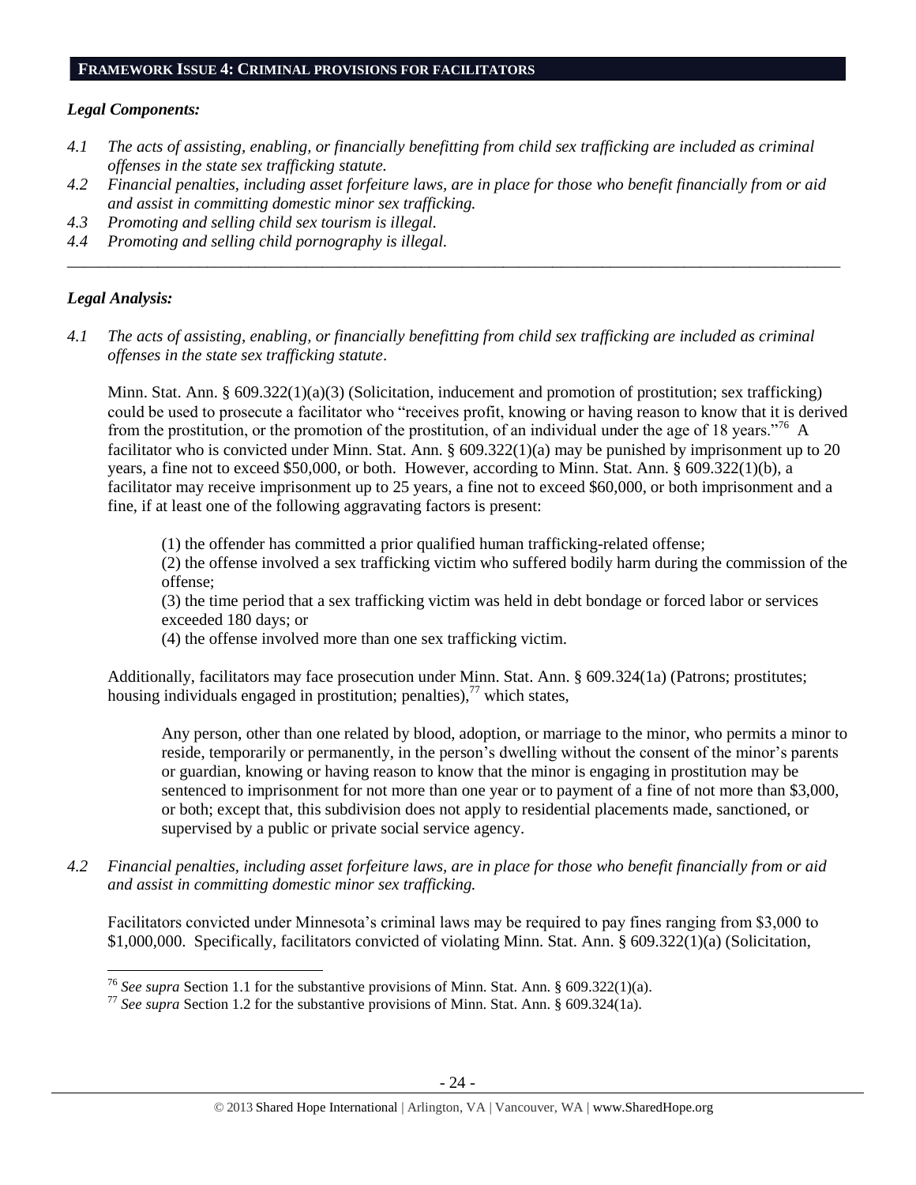## FRAMEWORK ISSUE 4: CRIMINAL PROVISIONS FOR FACILITATORS

### *Legal Components:*

*4.1 The acts of assisting, enabling, or financially benefitting from child sex trafficking are included as criminal offenses in the state sex trafficking statute.*

*4.2 Financial penalties, including asset forfeiture laws, are in place for those who benefit financially from or aid and assist in committing domestic minor sex trafficking.*

*4.3 Promoting and selling child sex tourism is illegal.*

*4.4 Promoting and selling child pornography is illegal.*

---

### *Legal Analysis:*

*4.1 The acts of assisting, enabling, or financially benefitting from child sex trafficking are included as criminal offenses in the state sex trafficking statute.*

Minn. Stat. Ann. § 609.322(1)(a)(3) (Solicitation, inducement and promotion of prostitution; sex trafficking) could be used to prosecute a facilitator who "receives profit, knowing or having reason to know that it is derived from the prostitution, or the promotion of the prostitution, of an individual under the age of 18 years."[76] A facilitator who is convicted under Minn. Stat. Ann. § 609.322(1)(a) may be punished by imprisonment up to 20 years, a fine not to exceed $50,000, or both. However, according to Minn. Stat. Ann. § 609.322(1)(b), a facilitator may receive imprisonment up to 25 years, a fine not to exceed $60,000, or both imprisonment and a fine, if at least one of the following aggravating factors is present:

> (1) the offender has committed a prior qualified human trafficking-related offense;
> (2) the offense involved a sex trafficking victim who suffered bodily harm during the commission of the offense;
> (3) the time period that a sex trafficking victim was held in debt bondage or forced labor or services exceeded 180 days; or
> (4) the offense involved more than one sex trafficking victim.

Additionally, facilitators may face prosecution under Minn. Stat. Ann. § 609.324(1a) (Patrons; prostitutes; housing individuals engaged in prostitution; penalties),[77] which states,

> Any person, other than one related by blood, adoption, or marriage to the minor, who permits a minor to reside, temporarily or permanently, in the person's dwelling without the consent of the minor's parents or guardian, knowing or having reason to know that the minor is engaging in prostitution may be sentenced to imprisonment for not more than one year or to payment of a fine of not more than $3,000, or both; except that, this subdivision does not apply to residential placements made, sanctioned, or supervised by a public or private social service agency.

*4.2 Financial penalties, including asset forfeiture laws, are in place for those who benefit financially from or aid and assist in committing domestic minor sex trafficking.*

Facilitators convicted under Minnesota's criminal laws may be required to pay fines ranging from $3,000 to $1,000,000. Specifically, facilitators convicted of violating Minn. Stat. Ann. § 609.322(1)(a) (Solicitation,

---

[76] *See supra* Section 1.1 for the substantive provisions of Minn. Stat. Ann. § 609.322(1)(a).

[77] *See supra* Section 1.2 for the substantive provisions of Minn. Stat. Ann. § 609.324(1a).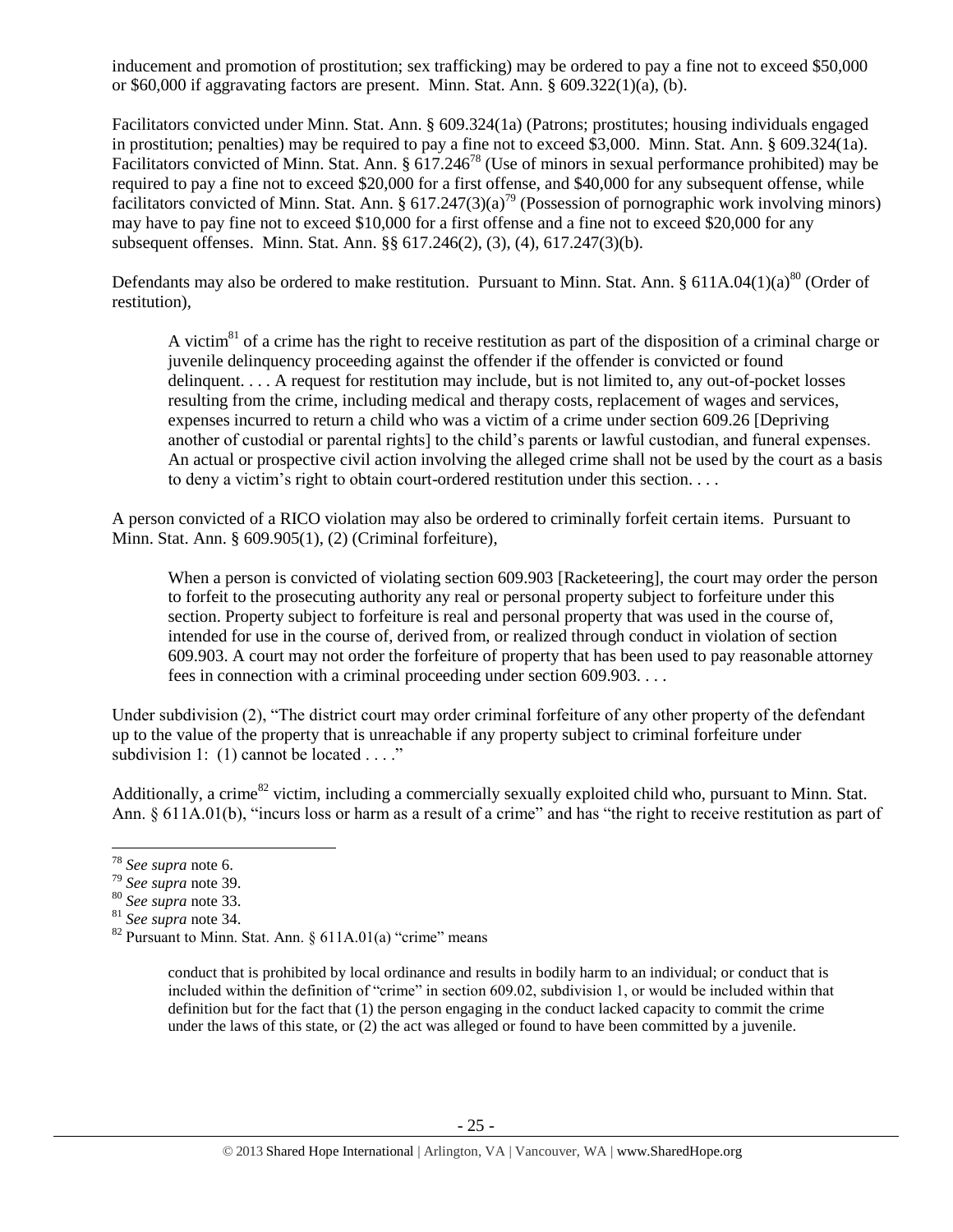inducement and promotion of prostitution; sex trafficking) may be ordered to pay a fine not to exceed $50,000 or $60,000 if aggravating factors are present. Minn. Stat. Ann. § 609.322(1)(a), (b).

Facilitators convicted under Minn. Stat. Ann. § 609.324(1a) (Patrons; prostitutes; housing individuals engaged in prostitution; penalties) may be required to pay a fine not to exceed $3,000. Minn. Stat. Ann. § 609.324(1a). Facilitators convicted of Minn. Stat. Ann. § 617.246[78] (Use of minors in sexual performance prohibited) may be required to pay a fine not to exceed $20,000 for a first offense, and $40,000 for any subsequent offense, while facilitators convicted of Minn. Stat. Ann. § 617.247(3)(a)[79] (Possession of pornographic work involving minors) may have to pay fine not to exceed $10,000 for a first offense and a fine not to exceed $20,000 for any subsequent offenses. Minn. Stat. Ann. §§ 617.246(2), (3), (4), 617.247(3)(b).

Defendants may also be ordered to make restitution. Pursuant to Minn. Stat. Ann. § 611A.04(1)(a)[80] (Order of restitution),

> A victim[81] of a crime has the right to receive restitution as part of the disposition of a criminal charge or juvenile delinquency proceeding against the offender if the offender is convicted or found delinquent. . . . A request for restitution may include, but is not limited to, any out-of-pocket losses resulting from the crime, including medical and therapy costs, replacement of wages and services, expenses incurred to return a child who was a victim of a crime under section 609.26 [Depriving another of custodial or parental rights] to the child's parents or lawful custodian, and funeral expenses. An actual or prospective civil action involving the alleged crime shall not be used by the court as a basis to deny a victim's right to obtain court-ordered restitution under this section. . . .

A person convicted of a RICO violation may also be ordered to criminally forfeit certain items. Pursuant to Minn. Stat. Ann. § 609.905(1), (2) (Criminal forfeiture),

> When a person is convicted of violating section 609.903 [Racketeering], the court may order the person to forfeit to the prosecuting authority any real or personal property subject to forfeiture under this section. Property subject to forfeiture is real and personal property that was used in the course of, intended for use in the course of, derived from, or realized through conduct in violation of section 609.903. A court may not order the forfeiture of property that has been used to pay reasonable attorney fees in connection with a criminal proceeding under section 609.903. . . .

Under subdivision (2), "The district court may order criminal forfeiture of any other property of the defendant up to the value of the property that is unreachable if any property subject to criminal forfeiture under subdivision 1: (1) cannot be located . . . ."

Additionally, a crime[82] victim, including a commercially sexually exploited child who, pursuant to Minn. Stat. Ann. § 611A.01(b), "incurs loss or harm as a result of a crime" and has "the right to receive restitution as part of

---

[78] *See supra* note 6.

[79] *See supra* note 39.

[80] *See supra* note 33.

[81] *See supra* note 34.

[82] Pursuant to Minn. Stat. Ann. § 611A.01(a) "crime" means

> conduct that is prohibited by local ordinance and results in bodily harm to an individual; or conduct that is included within the definition of "crime" in section 609.02, subdivision 1, or would be included within that definition but for the fact that (1) the person engaging in the conduct lacked capacity to commit the crime under the laws of this state, or (2) the act was alleged or found to have been committed by a juvenile.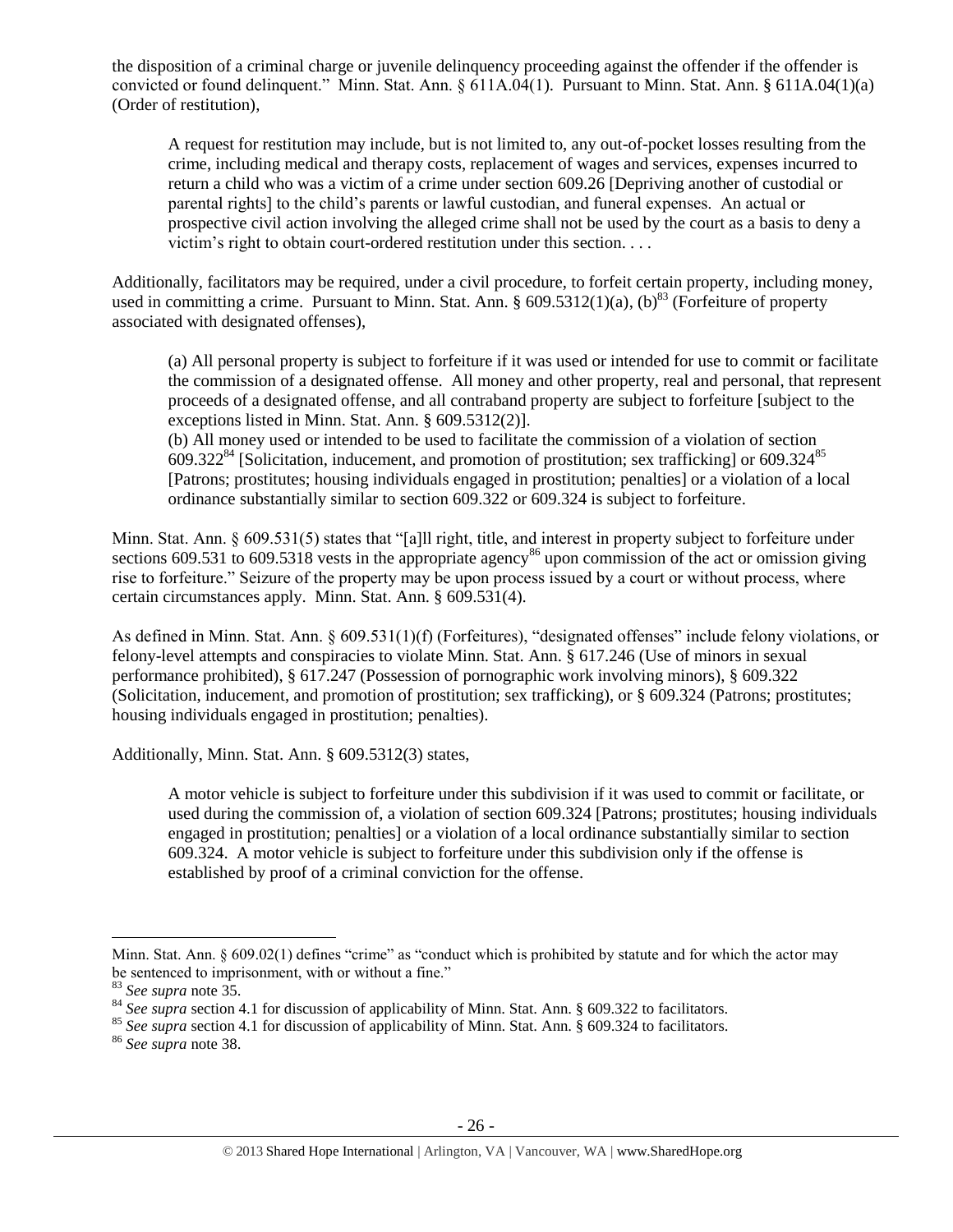the disposition of a criminal charge or juvenile delinquency proceeding against the offender if the offender is convicted or found delinquent." Minn. Stat. Ann. § 611A.04(1). Pursuant to Minn. Stat. Ann. § 611A.04(1)(a) (Order of restitution),

> A request for restitution may include, but is not limited to, any out-of-pocket losses resulting from the crime, including medical and therapy costs, replacement of wages and services, expenses incurred to return a child who was a victim of a crime under section 609.26 [Depriving another of custodial or parental rights] to the child's parents or lawful custodian, and funeral expenses. An actual or prospective civil action involving the alleged crime shall not be used by the court as a basis to deny a victim's right to obtain court-ordered restitution under this section. . . .

Additionally, facilitators may be required, under a civil procedure, to forfeit certain property, including money, used in committing a crime. Pursuant to Minn. Stat. Ann. § 609.5312(1)(a), (b)[83] (Forfeiture of property associated with designated offenses),

> (a) All personal property is subject to forfeiture if it was used or intended for use to commit or facilitate the commission of a designated offense. All money and other property, real and personal, that represent proceeds of a designated offense, and all contraband property are subject to forfeiture [subject to the exceptions listed in Minn. Stat. Ann. § 609.5312(2)].
>
> (b) All money used or intended to be used to facilitate the commission of a violation of section 609.322[84] [Solicitation, inducement, and promotion of prostitution; sex trafficking] or 609.324[85] [Patrons; prostitutes; housing individuals engaged in prostitution; penalties] or a violation of a local ordinance substantially similar to section 609.322 or 609.324 is subject to forfeiture.

Minn. Stat. Ann. § 609.531(5) states that "[a]ll right, title, and interest in property subject to forfeiture under sections 609.531 to 609.5318 vests in the appropriate agency[86] upon commission of the act or omission giving rise to forfeiture." Seizure of the property may be upon process issued by a court or without process, where certain circumstances apply. Minn. Stat. Ann. § 609.531(4).

As defined in Minn. Stat. Ann. § 609.531(1)(f) (Forfeitures), "designated offenses" include felony violations, or felony-level attempts and conspiracies to violate Minn. Stat. Ann. § 617.246 (Use of minors in sexual performance prohibited), § 617.247 (Possession of pornographic work involving minors), § 609.322 (Solicitation, inducement, and promotion of prostitution; sex trafficking), or § 609.324 (Patrons; prostitutes; housing individuals engaged in prostitution; penalties).

Additionally, Minn. Stat. Ann. § 609.5312(3) states,

> A motor vehicle is subject to forfeiture under this subdivision if it was used to commit or facilitate, or used during the commission of, a violation of section 609.324 [Patrons; prostitutes; housing individuals engaged in prostitution; penalties] or a violation of a local ordinance substantially similar to section 609.324. A motor vehicle is subject to forfeiture under this subdivision only if the offense is established by proof of a criminal conviction for the offense.

---

Minn. Stat. Ann. § 609.02(1) defines "crime" as "conduct which is prohibited by statute and for which the actor may be sentenced to imprisonment, with or without a fine."

[83] *See supra* note 35.

[84] *See supra* section 4.1 for discussion of applicability of Minn. Stat. Ann. § 609.322 to facilitators.

[85] *See supra* section 4.1 for discussion of applicability of Minn. Stat. Ann. § 609.324 to facilitators.

[86] *See supra* note 38.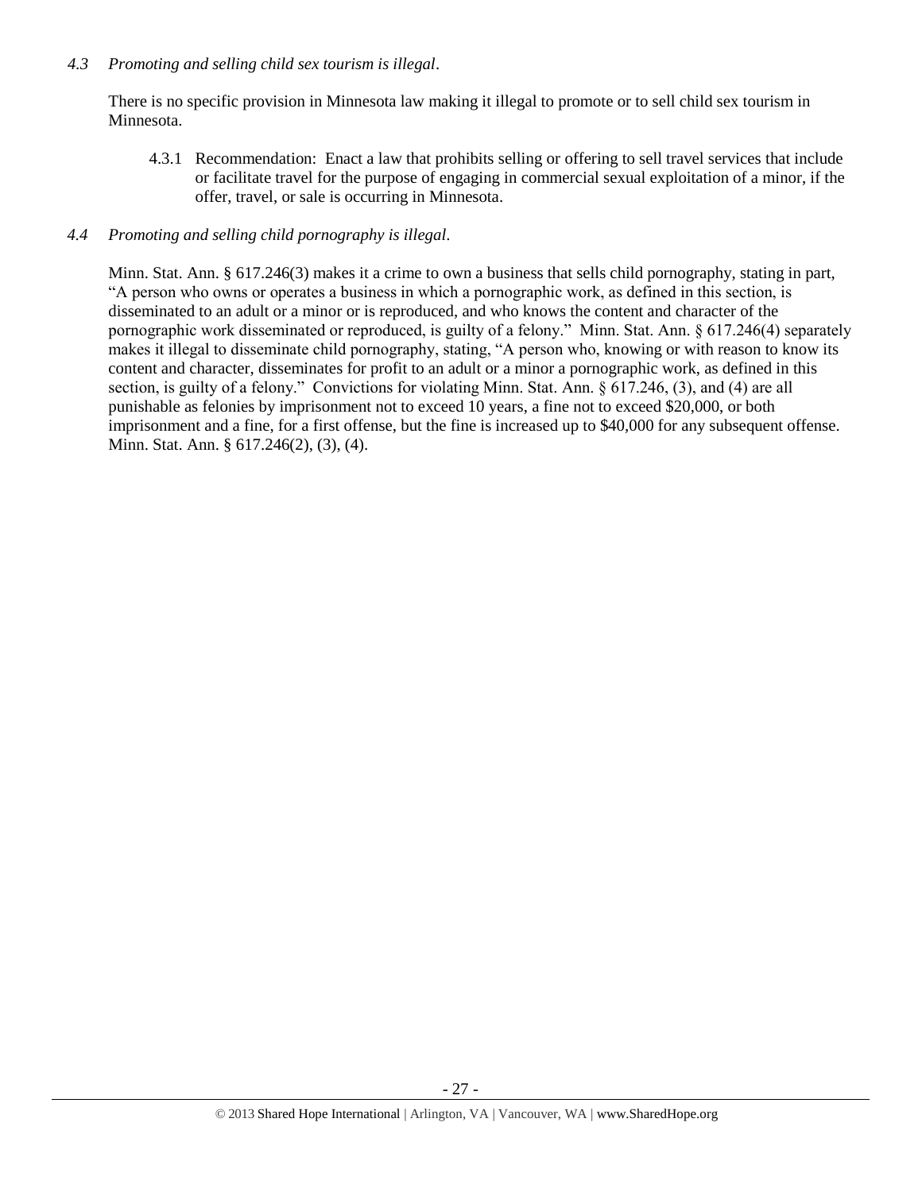*4.3 Promoting and selling child sex tourism is illegal*.

There is no specific provision in Minnesota law making it illegal to promote or to sell child sex tourism in Minnesota.

4.3.1 Recommendation: Enact a law that prohibits selling or offering to sell travel services that include or facilitate travel for the purpose of engaging in commercial sexual exploitation of a minor, if the offer, travel, or sale is occurring in Minnesota.

*4.4 Promoting and selling child pornography is illegal*.

Minn. Stat. Ann. § 617.246(3) makes it a crime to own a business that sells child pornography, stating in part, "A person who owns or operates a business in which a pornographic work, as defined in this section, is disseminated to an adult or a minor or is reproduced, and who knows the content and character of the pornographic work disseminated or reproduced, is guilty of a felony." Minn. Stat. Ann. § 617.246(4) separately makes it illegal to disseminate child pornography, stating, "A person who, knowing or with reason to know its content and character, disseminates for profit to an adult or a minor a pornographic work, as defined in this section, is guilty of a felony." Convictions for violating Minn. Stat. Ann. § 617.246, (3), and (4) are all punishable as felonies by imprisonment not to exceed 10 years, a fine not to exceed $20,000, or both imprisonment and a fine, for a first offense, but the fine is increased up to $40,000 for any subsequent offense. Minn. Stat. Ann. § 617.246(2), (3), (4).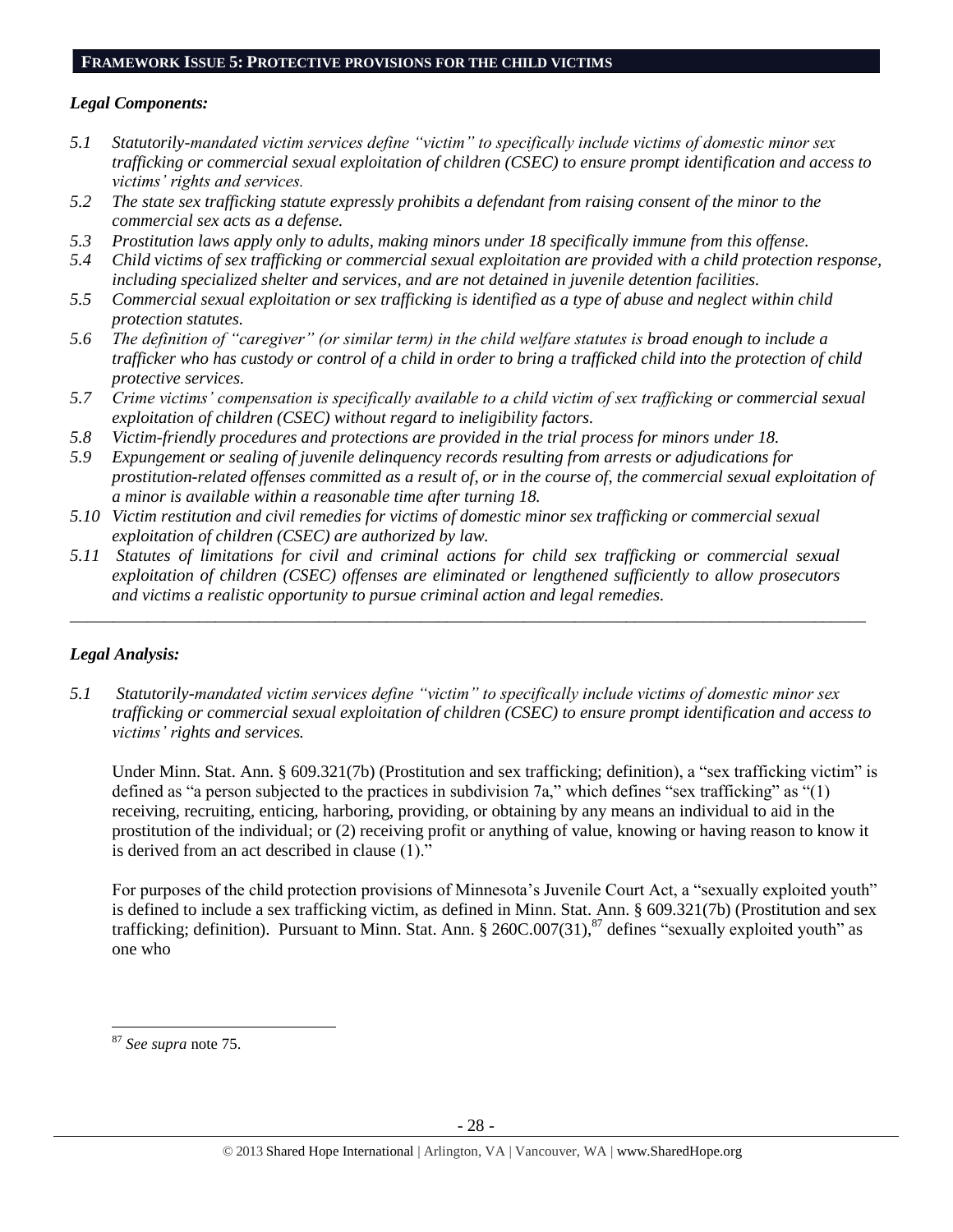## **Framework Issue 5: Protective provisions for the child victims**

### *Legal Components:*

- *5.1 Statutorily-mandated victim services define "victim" to specifically include victims of domestic minor sex trafficking or commercial sexual exploitation of children (CSEC) to ensure prompt identification and access to victims' rights and services.*
- *5.2 The state sex trafficking statute expressly prohibits a defendant from raising consent of the minor to the commercial sex acts as a defense.*
- *5.3 Prostitution laws apply only to adults, making minors under 18 specifically immune from this offense.*
- *5.4 Child victims of sex trafficking or commercial sexual exploitation are provided with a child protection response, including specialized shelter and services, and are not detained in juvenile detention facilities.*
- *5.5 Commercial sexual exploitation or sex trafficking is identified as a type of abuse and neglect within child protection statutes.*
- *5.6 The definition of "caregiver" (or similar term) in the child welfare statutes is broad enough to include a trafficker who has custody or control of a child in order to bring a trafficked child into the protection of child protective services.*
- *5.7 Crime victims' compensation is specifically available to a child victim of sex trafficking or commercial sexual exploitation of children (CSEC) without regard to ineligibility factors.*
- *5.8 Victim-friendly procedures and protections are provided in the trial process for minors under 18.*
- *5.9 Expungement or sealing of juvenile delinquency records resulting from arrests or adjudications for prostitution-related offenses committed as a result of, or in the course of, the commercial sexual exploitation of a minor is available within a reasonable time after turning 18.*
- *5.10 Victim restitution and civil remedies for victims of domestic minor sex trafficking or commercial sexual exploitation of children (CSEC) are authorized by law.*
- *5.11 Statutes of limitations for civil and criminal actions for child sex trafficking or commercial sexual exploitation of children (CSEC) offenses are eliminated or lengthened sufficiently to allow prosecutors and victims a realistic opportunity to pursue criminal action and legal remedies.*

---

### *Legal Analysis:*

*5.1 Statutorily-mandated victim services define "victim" to specifically include victims of domestic minor sex trafficking or commercial sexual exploitation of children (CSEC) to ensure prompt identification and access to victims' rights and services.*

Under Minn. Stat. Ann. § 609.321(7b) (Prostitution and sex trafficking; definition), a "sex trafficking victim" is defined as "a person subjected to the practices in subdivision 7a," which defines "sex trafficking" as "(1) receiving, recruiting, enticing, harboring, providing, or obtaining by any means an individual to aid in the prostitution of the individual; or (2) receiving profit or anything of value, knowing or having reason to know it is derived from an act described in clause (1)."

For purposes of the child protection provisions of Minnesota's Juvenile Court Act, a "sexually exploited youth" is defined to include a sex trafficking victim, as defined in Minn. Stat. Ann. § 609.321(7b) (Prostitution and sex trafficking; definition). Pursuant to Minn. Stat. Ann. § 260C.007(31),[87] defines "sexually exploited youth" as one who

[87] *See supra* note 75.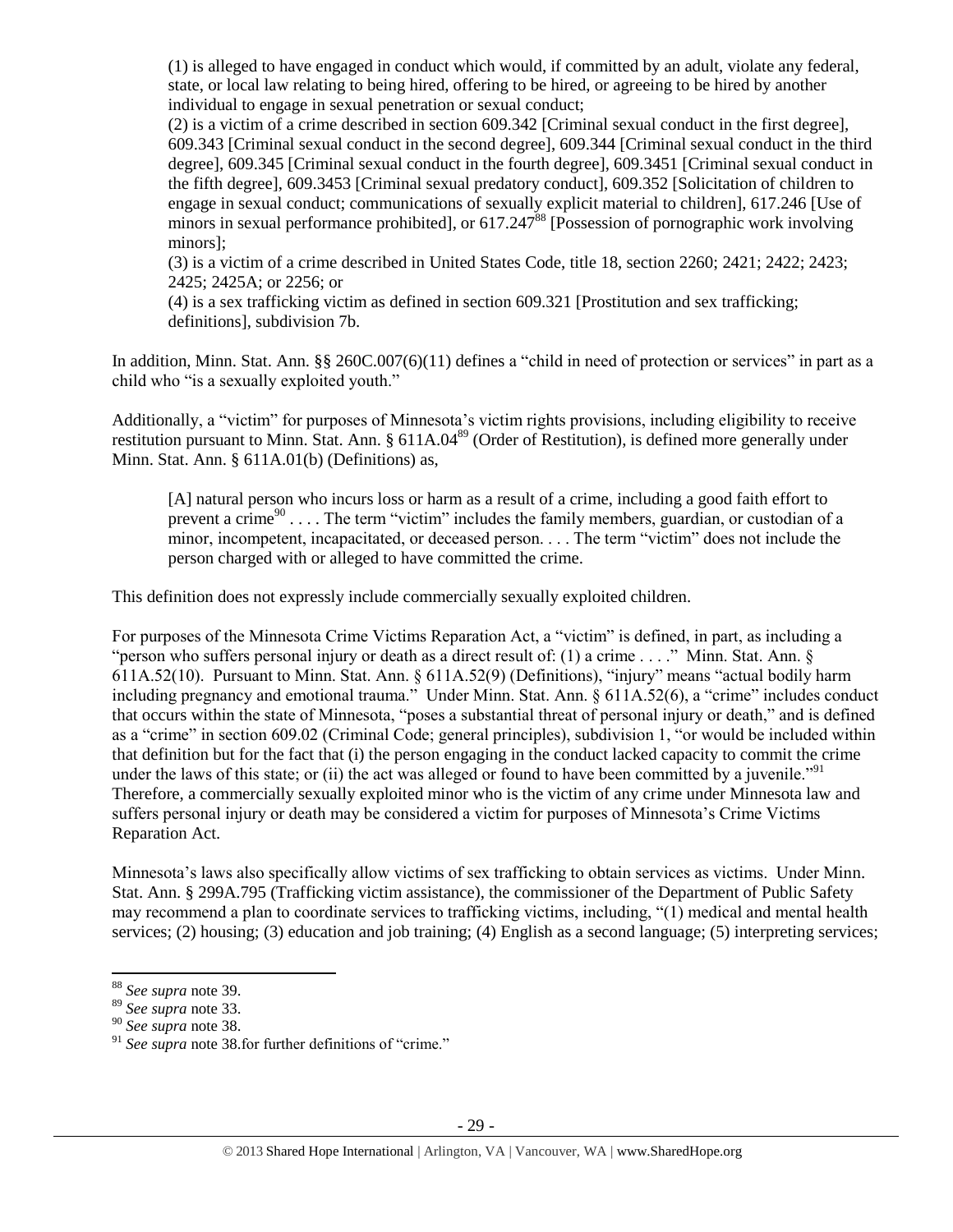(1) is alleged to have engaged in conduct which would, if committed by an adult, violate any federal, state, or local law relating to being hired, offering to be hired, or agreeing to be hired by another individual to engage in sexual penetration or sexual conduct;

(2) is a victim of a crime described in section 609.342 [Criminal sexual conduct in the first degree], 609.343 [Criminal sexual conduct in the second degree], 609.344 [Criminal sexual conduct in the third degree], 609.345 [Criminal sexual conduct in the fourth degree], 609.3451 [Criminal sexual conduct in the fifth degree], 609.3453 [Criminal sexual predatory conduct], 609.352 [Solicitation of children to engage in sexual conduct; communications of sexually explicit material to children], 617.246 [Use of minors in sexual performance prohibited], or 617.247[88] [Possession of pornographic work involving minors];

(3) is a victim of a crime described in United States Code, title 18, section 2260; 2421; 2422; 2423; 2425; 2425A; or 2256; or

(4) is a sex trafficking victim as defined in section 609.321 [Prostitution and sex trafficking; definitions], subdivision 7b.

In addition, Minn. Stat. Ann. §§ 260C.007(6)(11) defines a "child in need of protection or services" in part as a child who "is a sexually exploited youth."

Additionally, a "victim" for purposes of Minnesota's victim rights provisions, including eligibility to receive restitution pursuant to Minn. Stat. Ann. § 611A.04[89] (Order of Restitution), is defined more generally under Minn. Stat. Ann. § 611A.01(b) (Definitions) as,

> [A] natural person who incurs loss or harm as a result of a crime, including a good faith effort to prevent a crime[90] . . . . The term "victim" includes the family members, guardian, or custodian of a minor, incompetent, incapacitated, or deceased person. . . . The term "victim" does not include the person charged with or alleged to have committed the crime.

This definition does not expressly include commercially sexually exploited children.

For purposes of the Minnesota Crime Victims Reparation Act, a "victim" is defined, in part, as including a "person who suffers personal injury or death as a direct result of: (1) a crime . . . ." Minn. Stat. Ann. § 611A.52(10). Pursuant to Minn. Stat. Ann. § 611A.52(9) (Definitions), "injury" means "actual bodily harm including pregnancy and emotional trauma." Under Minn. Stat. Ann. § 611A.52(6), a "crime" includes conduct that occurs within the state of Minnesota, "poses a substantial threat of personal injury or death," and is defined as a "crime" in section 609.02 (Criminal Code; general principles), subdivision 1, "or would be included within that definition but for the fact that (i) the person engaging in the conduct lacked capacity to commit the crime under the laws of this state; or (ii) the act was alleged or found to have been committed by a juvenile."[91] Therefore, a commercially sexually exploited minor who is the victim of any crime under Minnesota law and suffers personal injury or death may be considered a victim for purposes of Minnesota's Crime Victims Reparation Act.

Minnesota's laws also specifically allow victims of sex trafficking to obtain services as victims. Under Minn. Stat. Ann. § 299A.795 (Trafficking victim assistance), the commissioner of the Department of Public Safety may recommend a plan to coordinate services to trafficking victims, including, "(1) medical and mental health services; (2) housing; (3) education and job training; (4) English as a second language; (5) interpreting services;

---

[88] *See supra* note 39.

[89] *See supra* note 33.

[90] *See supra* note 38.

[91] *See supra* note 38.for further definitions of "crime."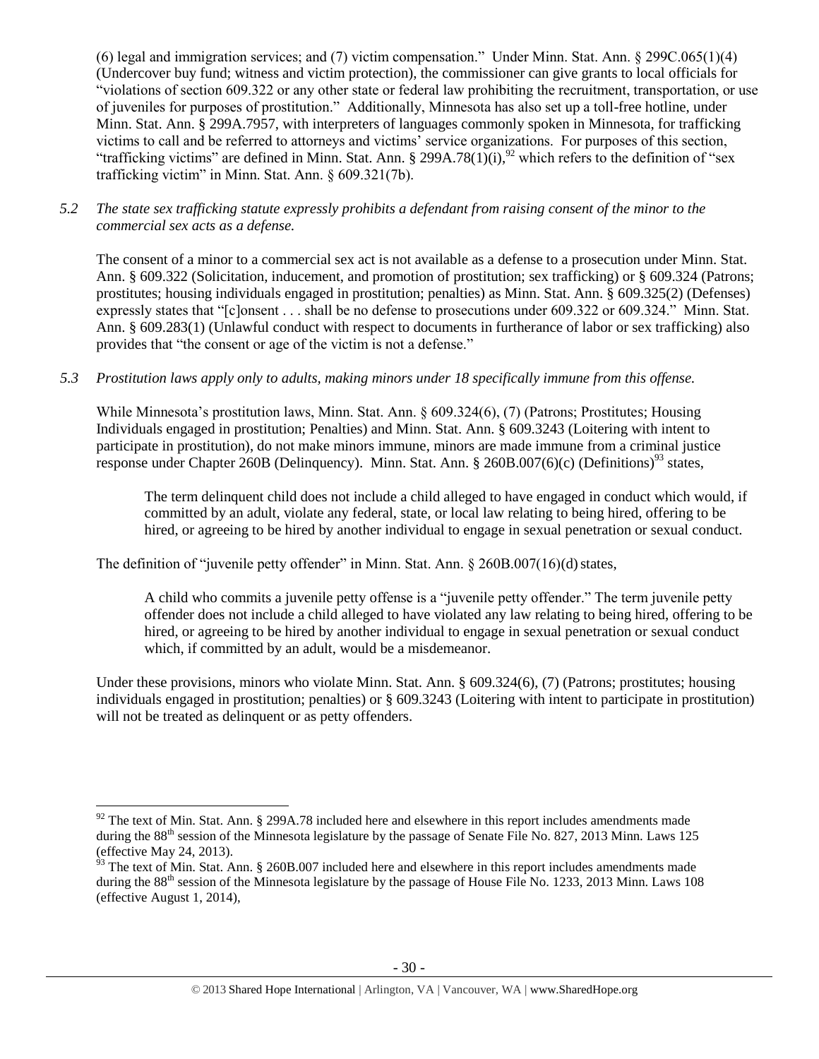(6) legal and immigration services; and (7) victim compensation." Under Minn. Stat. Ann. § 299C.065(1)(4) (Undercover buy fund; witness and victim protection), the commissioner can give grants to local officials for "violations of section 609.322 or any other state or federal law prohibiting the recruitment, transportation, or use of juveniles for purposes of prostitution." Additionally, Minnesota has also set up a toll-free hotline, under Minn. Stat. Ann. § 299A.7957, with interpreters of languages commonly spoken in Minnesota, for trafficking victims to call and be referred to attorneys and victims' service organizations. For purposes of this section, "trafficking victims" are defined in Minn. Stat. Ann. § 299A.78(1)(i),[92] which refers to the definition of "sex trafficking victim" in Minn. Stat. Ann. § 609.321(7b).

*5.2 The state sex trafficking statute expressly prohibits a defendant from raising consent of the minor to the commercial sex acts as a defense.*

The consent of a minor to a commercial sex act is not available as a defense to a prosecution under Minn. Stat. Ann. § 609.322 (Solicitation, inducement, and promotion of prostitution; sex trafficking) or § 609.324 (Patrons; prostitutes; housing individuals engaged in prostitution; penalties) as Minn. Stat. Ann. § 609.325(2) (Defenses) expressly states that "[c]onsent . . . shall be no defense to prosecutions under 609.322 or 609.324." Minn. Stat. Ann. § 609.283(1) (Unlawful conduct with respect to documents in furtherance of labor or sex trafficking) also provides that "the consent or age of the victim is not a defense."

*5.3 Prostitution laws apply only to adults, making minors under 18 specifically immune from this offense.*

While Minnesota's prostitution laws, Minn. Stat. Ann. § 609.324(6), (7) (Patrons; Prostitutes; Housing Individuals engaged in prostitution; Penalties) and Minn. Stat. Ann. § 609.3243 (Loitering with intent to participate in prostitution), do not make minors immune, minors are made immune from a criminal justice response under Chapter 260B (Delinquency). Minn. Stat. Ann. § 260B.007(6)(c) (Definitions)[93] states,

> The term delinquent child does not include a child alleged to have engaged in conduct which would, if committed by an adult, violate any federal, state, or local law relating to being hired, offering to be hired, or agreeing to be hired by another individual to engage in sexual penetration or sexual conduct.

The definition of "juvenile petty offender" in Minn. Stat. Ann. § 260B.007(16)(d) states,

> A child who commits a juvenile petty offense is a "juvenile petty offender." The term juvenile petty offender does not include a child alleged to have violated any law relating to being hired, offering to be hired, or agreeing to be hired by another individual to engage in sexual penetration or sexual conduct which, if committed by an adult, would be a misdemeanor.

Under these provisions, minors who violate Minn. Stat. Ann. § 609.324(6), (7) (Patrons; prostitutes; housing individuals engaged in prostitution; penalties) or § 609.3243 (Loitering with intent to participate in prostitution) will not be treated as delinquent or as petty offenders.

---

[92] The text of Min. Stat. Ann. § 299A.78 included here and elsewhere in this report includes amendments made during the 88th session of the Minnesota legislature by the passage of Senate File No. 827, 2013 Minn. Laws 125 (effective May 24, 2013).

[93] The text of Min. Stat. Ann. § 260B.007 included here and elsewhere in this report includes amendments made during the 88th session of the Minnesota legislature by the passage of House File No. 1233, 2013 Minn. Laws 108 (effective August 1, 2014),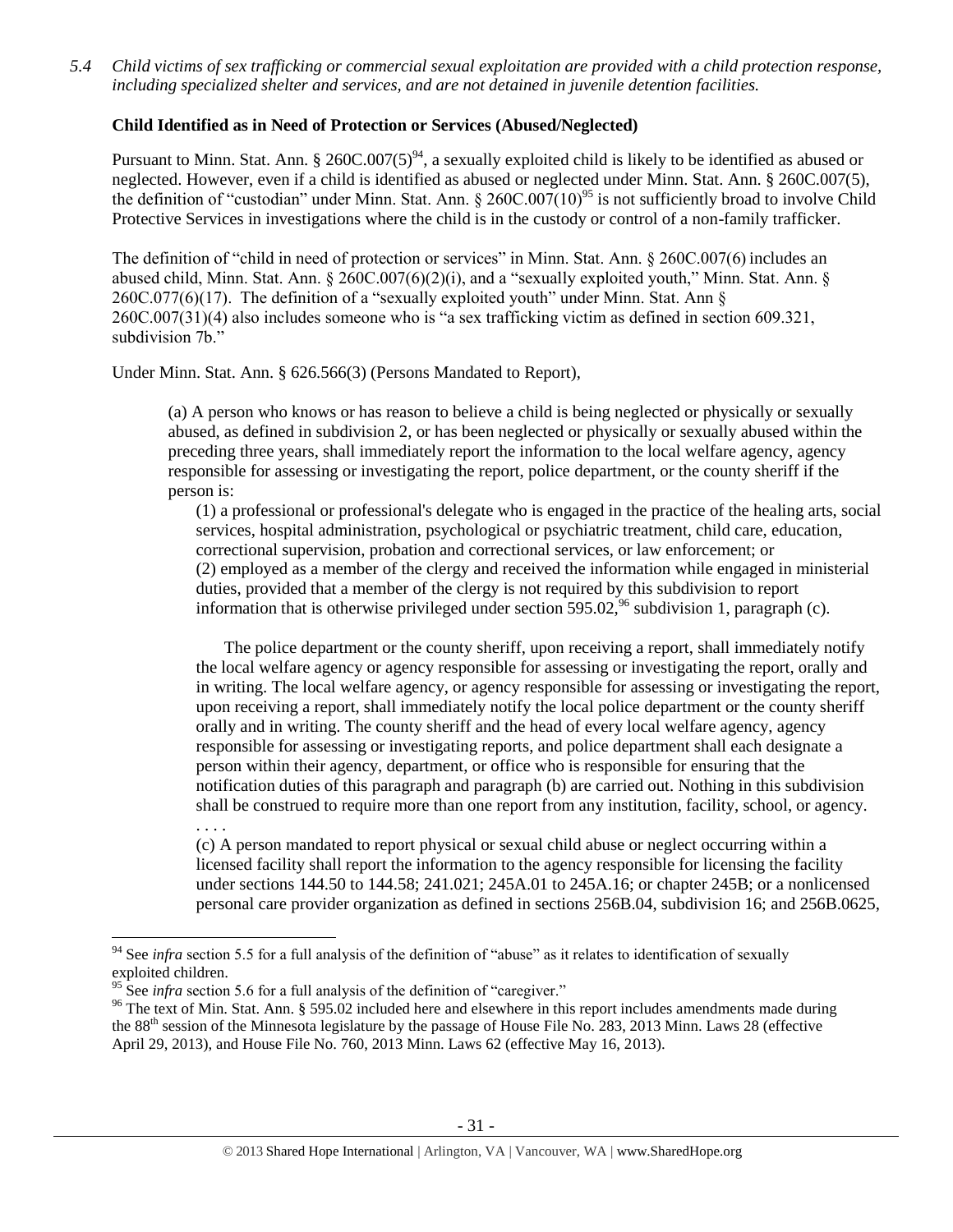*5.4 Child victims of sex trafficking or commercial sexual exploitation are provided with a child protection response, including specialized shelter and services, and are not detained in juvenile detention facilities.*

**Child Identified as in Need of Protection or Services (Abused/Neglected)**

Pursuant to Minn. Stat. Ann. § 260C.007(5)[94], a sexually exploited child is likely to be identified as abused or neglected. However, even if a child is identified as abused or neglected under Minn. Stat. Ann. § 260C.007(5), the definition of "custodian" under Minn. Stat. Ann. § 260C.007(10)[95] is not sufficiently broad to involve Child Protective Services in investigations where the child is in the custody or control of a non-family trafficker.

The definition of "child in need of protection or services" in Minn. Stat. Ann. § 260C.007(6) includes an abused child, Minn. Stat. Ann. § 260C.007(6)(2)(i), and a "sexually exploited youth," Minn. Stat. Ann. § 260C.077(6)(17). The definition of a "sexually exploited youth" under Minn. Stat. Ann § 260C.007(31)(4) also includes someone who is "a sex trafficking victim as defined in section 609.321, subdivision 7b."

Under Minn. Stat. Ann. § 626.566(3) (Persons Mandated to Report),

> (a) A person who knows or has reason to believe a child is being neglected or physically or sexually abused, as defined in subdivision 2, or has been neglected or physically or sexually abused within the preceding three years, shall immediately report the information to the local welfare agency, agency responsible for assessing or investigating the report, police department, or the county sheriff if the person is:
>
> (1) a professional or professional's delegate who is engaged in the practice of the healing arts, social services, hospital administration, psychological or psychiatric treatment, child care, education, correctional supervision, probation and correctional services, or law enforcement; or
> (2) employed as a member of the clergy and received the information while engaged in ministerial duties, provided that a member of the clergy is not required by this subdivision to report information that is otherwise privileged under section 595.02,[96] subdivision 1, paragraph (c).
>
> The police department or the county sheriff, upon receiving a report, shall immediately notify the local welfare agency or agency responsible for assessing or investigating the report, orally and in writing. The local welfare agency, or agency responsible for assessing or investigating the report, upon receiving a report, shall immediately notify the local police department or the county sheriff orally and in writing. The county sheriff and the head of every local welfare agency, agency responsible for assessing or investigating reports, and police department shall each designate a person within their agency, department, or office who is responsible for ensuring that the notification duties of this paragraph and paragraph (b) are carried out. Nothing in this subdivision shall be construed to require more than one report from any institution, facility, school, or agency.
> . . . .
> (c) A person mandated to report physical or sexual child abuse or neglect occurring within a licensed facility shall report the information to the agency responsible for licensing the facility under sections 144.50 to 144.58; 241.021; 245A.01 to 245A.16; or chapter 245B; or a nonlicensed personal care provider organization as defined in sections 256B.04, subdivision 16; and 256B.0625,

---

[94] See *infra* section 5.5 for a full analysis of the definition of "abuse" as it relates to identification of sexually exploited children.

[95] See *infra* section 5.6 for a full analysis of the definition of "caregiver."

[96] The text of Min. Stat. Ann. § 595.02 included here and elsewhere in this report includes amendments made during the 88th session of the Minnesota legislature by the passage of House File No. 283, 2013 Minn. Laws 28 (effective April 29, 2013), and House File No. 760, 2013 Minn. Laws 62 (effective May 16, 2013).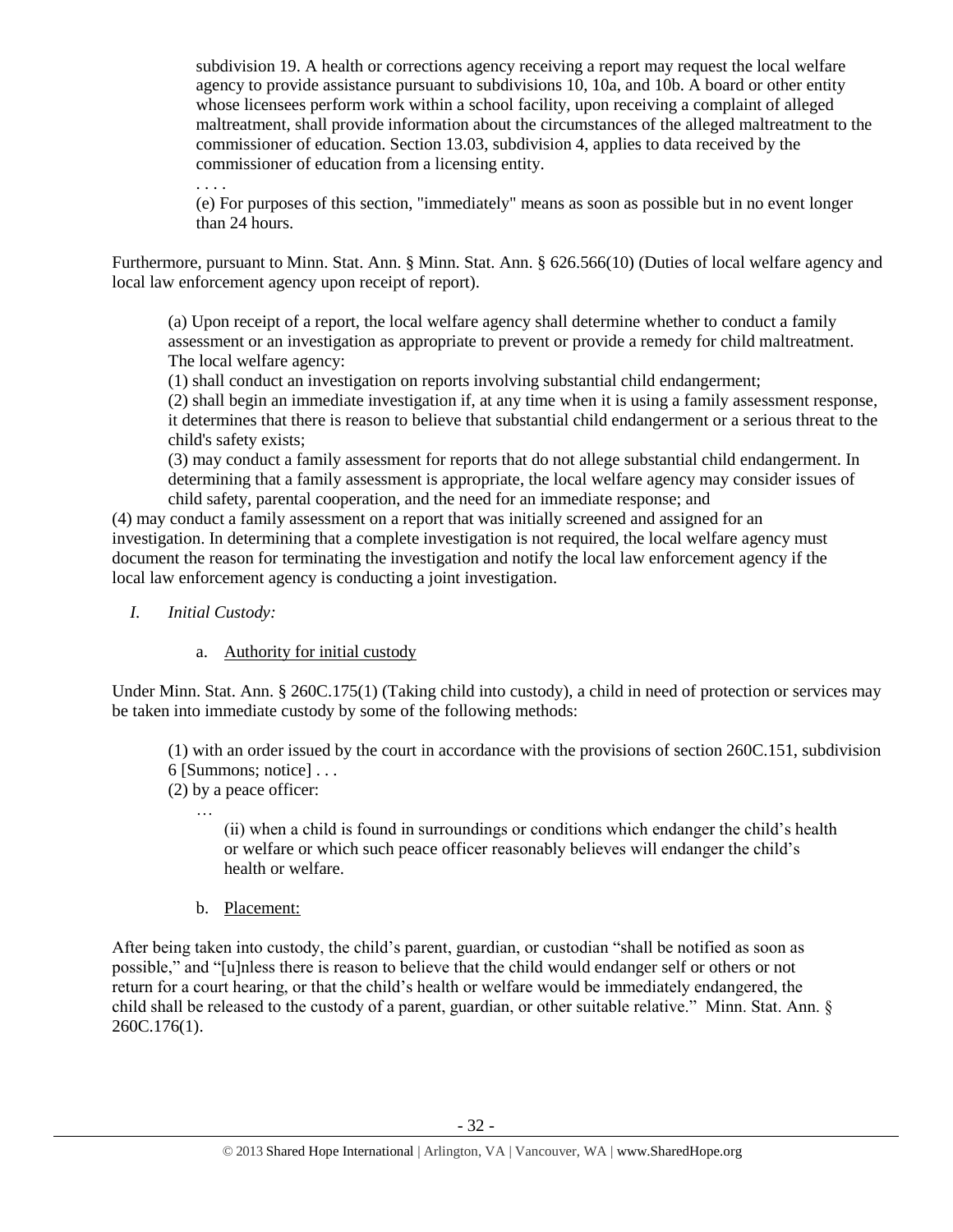> subdivision 19. A health or corrections agency receiving a report may request the local welfare agency to provide assistance pursuant to subdivisions 10, 10a, and 10b. A board or other entity whose licensees perform work within a school facility, upon receiving a complaint of alleged maltreatment, shall provide information about the circumstances of the alleged maltreatment to the commissioner of education. Section 13.03, subdivision 4, applies to data received by the commissioner of education from a licensing entity.
>
> . . . .
>
> (e) For purposes of this section, "immediately" means as soon as possible but in no event longer than 24 hours.

Furthermore, pursuant to Minn. Stat. Ann. § Minn. Stat. Ann. § 626.566(10) (Duties of local welfare agency and local law enforcement agency upon receipt of report).

> (a) Upon receipt of a report, the local welfare agency shall determine whether to conduct a family assessment or an investigation as appropriate to prevent or provide a remedy for child maltreatment. The local welfare agency:
>
> (1) shall conduct an investigation on reports involving substantial child endangerment;
>
> (2) shall begin an immediate investigation if, at any time when it is using a family assessment response, it determines that there is reason to believe that substantial child endangerment or a serious threat to the child's safety exists;
>
> (3) may conduct a family assessment for reports that do not allege substantial child endangerment. In determining that a family assessment is appropriate, the local welfare agency may consider issues of child safety, parental cooperation, and the need for an immediate response; and
>
> (4) may conduct a family assessment on a report that was initially screened and assigned for an investigation. In determining that a complete investigation is not required, the local welfare agency must document the reason for terminating the investigation and notify the local law enforcement agency if the local law enforcement agency is conducting a joint investigation.

*I. Initial Custody:*

a. Authority for initial custody

Under Minn. Stat. Ann. § 260C.175(1) (Taking child into custody), a child in need of protection or services may be taken into immediate custody by some of the following methods:

> (1) with an order issued by the court in accordance with the provisions of section 260C.151, subdivision 6 [Summons; notice] . . .
>
> (2) by a peace officer:
>
> …
>
> (ii) when a child is found in surroundings or conditions which endanger the child's health or welfare or which such peace officer reasonably believes will endanger the child's health or welfare.

b. Placement:

After being taken into custody, the child's parent, guardian, or custodian "shall be notified as soon as possible," and "[u]nless there is reason to believe that the child would endanger self or others or not return for a court hearing, or that the child's health or welfare would be immediately endangered, the child shall be released to the custody of a parent, guardian, or other suitable relative." Minn. Stat. Ann. § 260C.176(1).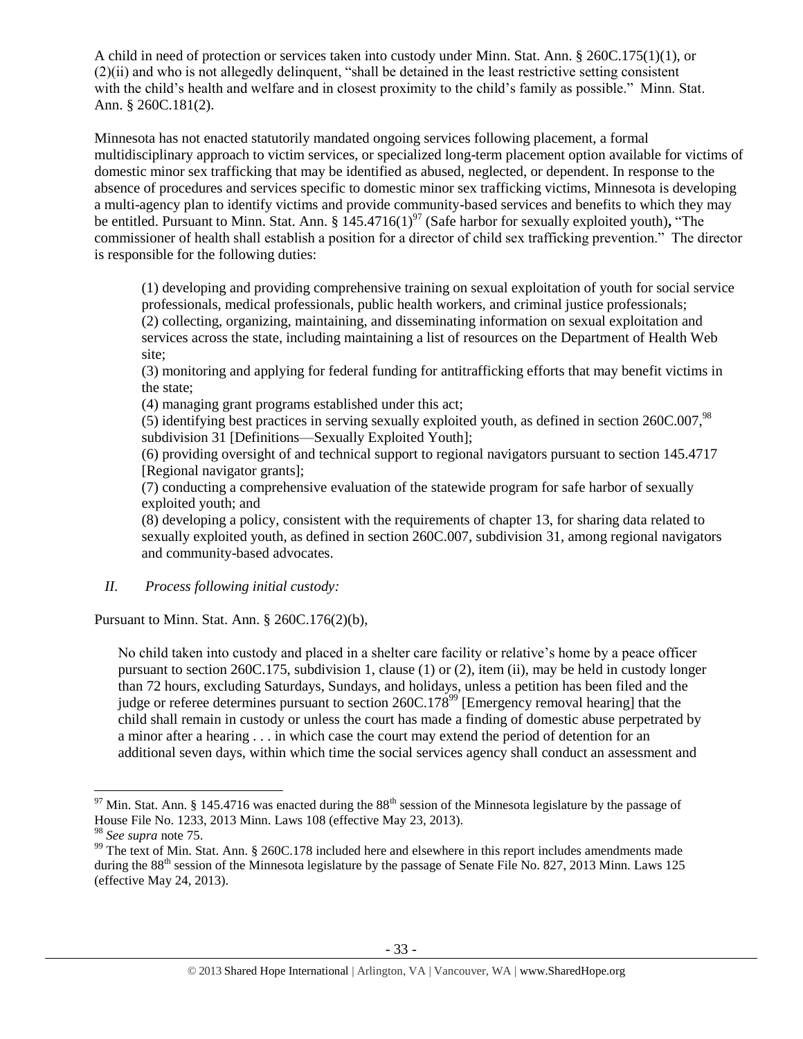A child in need of protection or services taken into custody under Minn. Stat. Ann. § 260C.175(1)(1), or (2)(ii) and who is not allegedly delinquent, "shall be detained in the least restrictive setting consistent with the child's health and welfare and in closest proximity to the child's family as possible." Minn. Stat. Ann. § 260C.181(2).

Minnesota has not enacted statutorily mandated ongoing services following placement, a formal multidisciplinary approach to victim services, or specialized long-term placement option available for victims of domestic minor sex trafficking that may be identified as abused, neglected, or dependent. In response to the absence of procedures and services specific to domestic minor sex trafficking victims, Minnesota is developing a multi-agency plan to identify victims and provide community-based services and benefits to which they may be entitled. Pursuant to Minn. Stat. Ann. § 145.4716(1)[97] (Safe harbor for sexually exploited youth)**,** "The commissioner of health shall establish a position for a director of child sex trafficking prevention." The director is responsible for the following duties:

> (1) developing and providing comprehensive training on sexual exploitation of youth for social service professionals, medical professionals, public health workers, and criminal justice professionals;
> (2) collecting, organizing, maintaining, and disseminating information on sexual exploitation and services across the state, including maintaining a list of resources on the Department of Health Web site;
> (3) monitoring and applying for federal funding for antitrafficking efforts that may benefit victims in the state;
> (4) managing grant programs established under this act;
> (5) identifying best practices in serving sexually exploited youth, as defined in section 260C.007,[98] subdivision 31 [Definitions—Sexually Exploited Youth];
> (6) providing oversight of and technical support to regional navigators pursuant to section 145.4717 [Regional navigator grants];
> (7) conducting a comprehensive evaluation of the statewide program for safe harbor of sexually exploited youth; and
> (8) developing a policy, consistent with the requirements of chapter 13, for sharing data related to sexually exploited youth, as defined in section 260C.007, subdivision 31, among regional navigators and community-based advocates.

*II. Process following initial custody:*

Pursuant to Minn. Stat. Ann. § 260C.176(2)(b),

> No child taken into custody and placed in a shelter care facility or relative's home by a peace officer pursuant to section 260C.175, subdivision 1, clause (1) or (2), item (ii), may be held in custody longer than 72 hours, excluding Saturdays, Sundays, and holidays, unless a petition has been filed and the judge or referee determines pursuant to section 260C.178[99] [Emergency removal hearing] that the child shall remain in custody or unless the court has made a finding of domestic abuse perpetrated by a minor after a hearing . . . in which case the court may extend the period of detention for an additional seven days, within which time the social services agency shall conduct an assessment and

---

[97] Min. Stat. Ann. § 145.4716 was enacted during the 88th session of the Minnesota legislature by the passage of House File No. 1233, 2013 Minn. Laws 108 (effective May 23, 2013).

[98] *See supra* note 75.

[99] The text of Min. Stat. Ann. § 260C.178 included here and elsewhere in this report includes amendments made during the 88th session of the Minnesota legislature by the passage of Senate File No. 827, 2013 Minn. Laws 125 (effective May 24, 2013).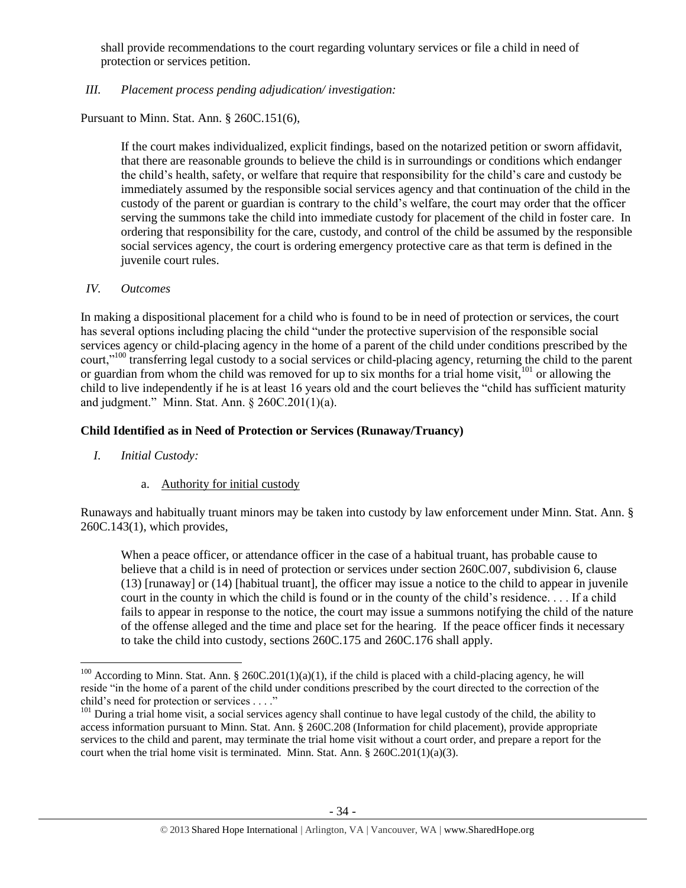shall provide recommendations to the court regarding voluntary services or file a child in need of protection or services petition.

*III. Placement process pending adjudication/ investigation:*

Pursuant to Minn. Stat. Ann. § 260C.151(6),

> If the court makes individualized, explicit findings, based on the notarized petition or sworn affidavit, that there are reasonable grounds to believe the child is in surroundings or conditions which endanger the child's health, safety, or welfare that require that responsibility for the child's care and custody be immediately assumed by the responsible social services agency and that continuation of the child in the custody of the parent or guardian is contrary to the child's welfare, the court may order that the officer serving the summons take the child into immediate custody for placement of the child in foster care. In ordering that responsibility for the care, custody, and control of the child be assumed by the responsible social services agency, the court is ordering emergency protective care as that term is defined in the juvenile court rules.

*IV. Outcomes*

In making a dispositional placement for a child who is found to be in need of protection or services, the court has several options including placing the child "under the protective supervision of the responsible social services agency or child-placing agency in the home of a parent of the child under conditions prescribed by the court,"[100] transferring legal custody to a social services or child-placing agency, returning the child to the parent or guardian from whom the child was removed for up to six months for a trial home visit,[101] or allowing the child to live independently if he is at least 16 years old and the court believes the "child has sufficient maturity and judgment." Minn. Stat. Ann. § 260C.201(1)(a).

**Child Identified as in Need of Protection or Services (Runaway/Truancy)**

*I. Initial Custody:*

a. Authority for initial custody

Runaways and habitually truant minors may be taken into custody by law enforcement under Minn. Stat. Ann. § 260C.143(1), which provides,

> When a peace officer, or attendance officer in the case of a habitual truant, has probable cause to believe that a child is in need of protection or services under section 260C.007, subdivision 6, clause (13) [runaway] or (14) [habitual truant], the officer may issue a notice to the child to appear in juvenile court in the county in which the child is found or in the county of the child's residence. . . . If a child fails to appear in response to the notice, the court may issue a summons notifying the child of the nature of the offense alleged and the time and place set for the hearing. If the peace officer finds it necessary to take the child into custody, sections 260C.175 and 260C.176 shall apply.

---

[100] According to Minn. Stat. Ann. § 260C.201(1)(a)(1), if the child is placed with a child-placing agency, he will reside "in the home of a parent of the child under conditions prescribed by the court directed to the correction of the child's need for protection or services . . . ."

[101] During a trial home visit, a social services agency shall continue to have legal custody of the child, the ability to access information pursuant to Minn. Stat. Ann. § 260C.208 (Information for child placement), provide appropriate services to the child and parent, may terminate the trial home visit without a court order, and prepare a report for the court when the trial home visit is terminated. Minn. Stat. Ann. § 260C.201(1)(a)(3).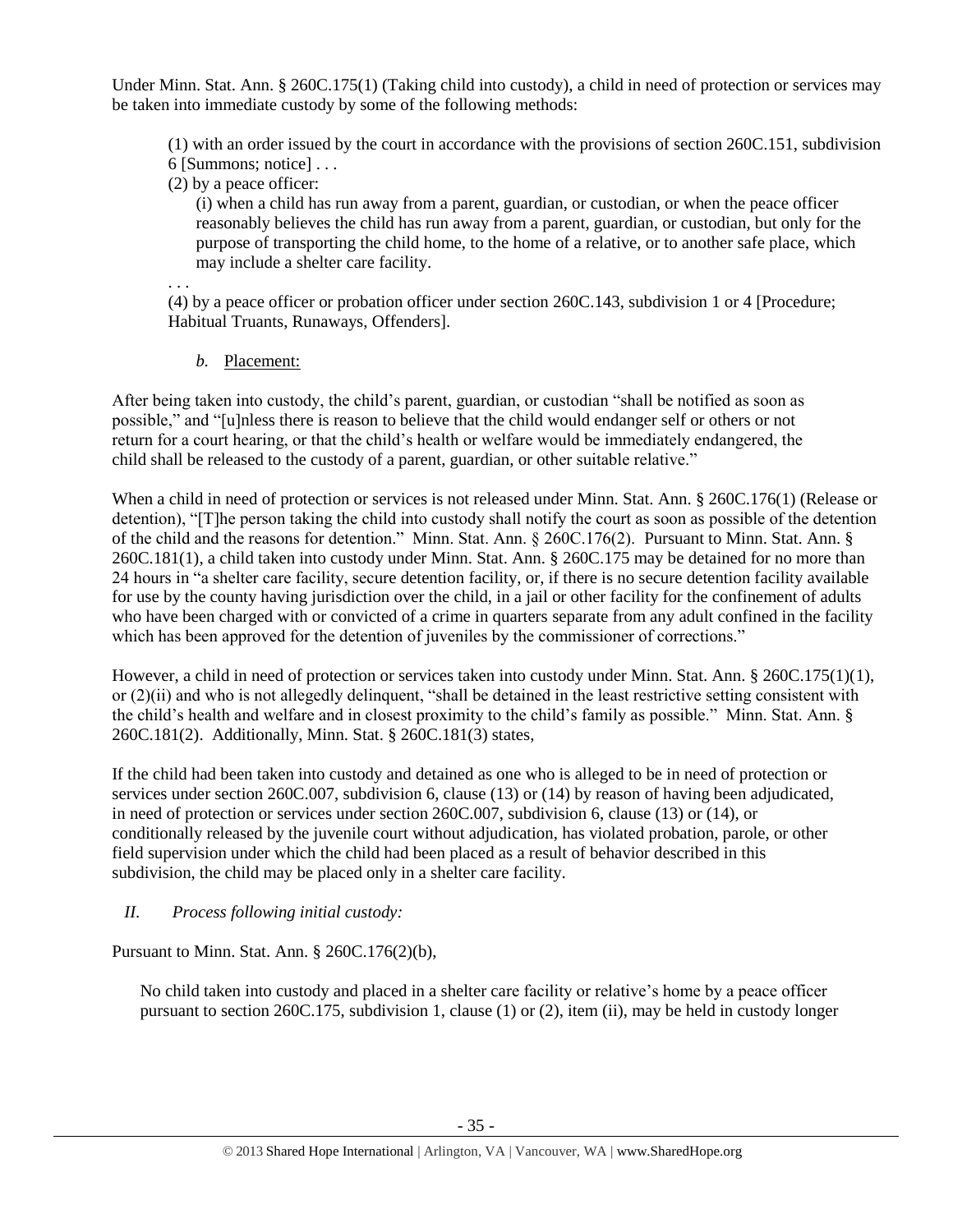Under Minn. Stat. Ann. § 260C.175(1) (Taking child into custody), a child in need of protection or services may be taken into immediate custody by some of the following methods:

> (1) with an order issued by the court in accordance with the provisions of section 260C.151, subdivision 6 [Summons; notice] . . .
>
> (2) by a peace officer:
>
> > (i) when a child has run away from a parent, guardian, or custodian, or when the peace officer reasonably believes the child has run away from a parent, guardian, or custodian, but only for the purpose of transporting the child home, to the home of a relative, or to another safe place, which may include a shelter care facility.
>
> . . .
>
> (4) by a peace officer or probation officer under section 260C.143, subdivision 1 or 4 [Procedure; Habitual Truants, Runaways, Offenders].

*b.* Placement:

After being taken into custody, the child's parent, guardian, or custodian "shall be notified as soon as possible," and "[u]nless there is reason to believe that the child would endanger self or others or not return for a court hearing, or that the child's health or welfare would be immediately endangered, the child shall be released to the custody of a parent, guardian, or other suitable relative."

When a child in need of protection or services is not released under Minn. Stat. Ann. § 260C.176(1) (Release or detention), "[T]he person taking the child into custody shall notify the court as soon as possible of the detention of the child and the reasons for detention." Minn. Stat. Ann. § 260C.176(2). Pursuant to Minn. Stat. Ann. § 260C.181(1), a child taken into custody under Minn. Stat. Ann. § 260C.175 may be detained for no more than 24 hours in "a shelter care facility, secure detention facility, or, if there is no secure detention facility available for use by the county having jurisdiction over the child, in a jail or other facility for the confinement of adults who have been charged with or convicted of a crime in quarters separate from any adult confined in the facility which has been approved for the detention of juveniles by the commissioner of corrections."

However, a child in need of protection or services taken into custody under Minn. Stat. Ann. § 260C.175(1)(1), or (2)(ii) and who is not allegedly delinquent, "shall be detained in the least restrictive setting consistent with the child's health and welfare and in closest proximity to the child's family as possible." Minn. Stat. Ann. § 260C.181(2). Additionally, Minn. Stat. § 260C.181(3) states,

If the child had been taken into custody and detained as one who is alleged to be in need of protection or services under section 260C.007, subdivision 6, clause (13) or (14) by reason of having been adjudicated, in need of protection or services under section 260C.007, subdivision 6, clause (13) or (14), or conditionally released by the juvenile court without adjudication, has violated probation, parole, or other field supervision under which the child had been placed as a result of behavior described in this subdivision, the child may be placed only in a shelter care facility.

*II. Process following initial custody:*

Pursuant to Minn. Stat. Ann. § 260C.176(2)(b),

> No child taken into custody and placed in a shelter care facility or relative's home by a peace officer pursuant to section 260C.175, subdivision 1, clause (1) or (2), item (ii), may be held in custody longer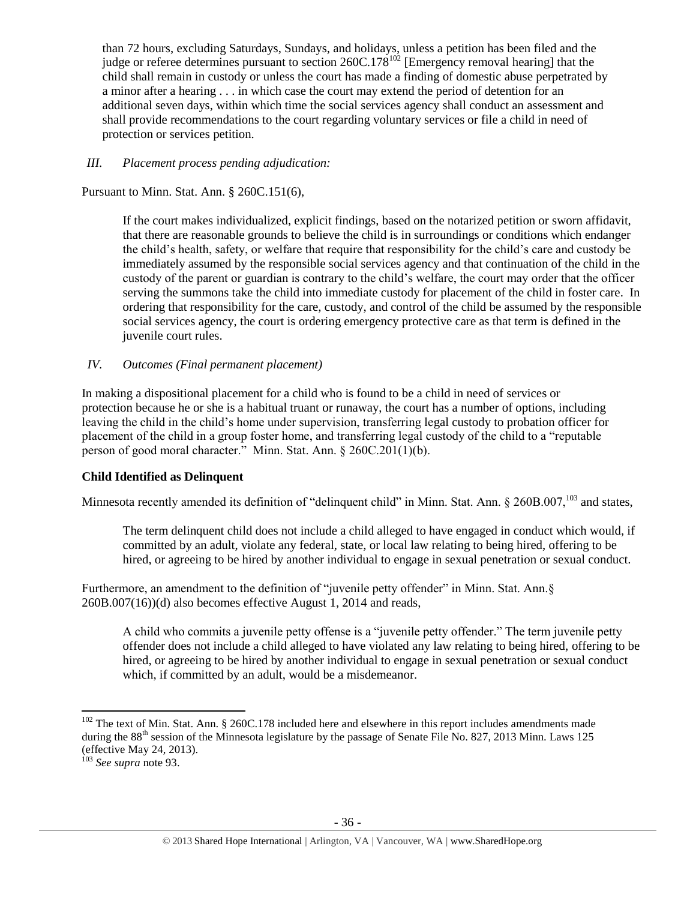than 72 hours, excluding Saturdays, Sundays, and holidays, unless a petition has been filed and the judge or referee determines pursuant to section 260C.178[102] [Emergency removal hearing] that the child shall remain in custody or unless the court has made a finding of domestic abuse perpetrated by a minor after a hearing . . . in which case the court may extend the period of detention for an additional seven days, within which time the social services agency shall conduct an assessment and shall provide recommendations to the court regarding voluntary services or file a child in need of protection or services petition.

*III. Placement process pending adjudication:*

Pursuant to Minn. Stat. Ann. § 260C.151(6),

> If the court makes individualized, explicit findings, based on the notarized petition or sworn affidavit, that there are reasonable grounds to believe the child is in surroundings or conditions which endanger the child's health, safety, or welfare that require that responsibility for the child's care and custody be immediately assumed by the responsible social services agency and that continuation of the child in the custody of the parent or guardian is contrary to the child's welfare, the court may order that the officer serving the summons take the child into immediate custody for placement of the child in foster care. In ordering that responsibility for the care, custody, and control of the child be assumed by the responsible social services agency, the court is ordering emergency protective care as that term is defined in the juvenile court rules.

*IV. Outcomes (Final permanent placement)*

In making a dispositional placement for a child who is found to be a child in need of services or protection because he or she is a habitual truant or runaway, the court has a number of options, including leaving the child in the child's home under supervision, transferring legal custody to probation officer for placement of the child in a group foster home, and transferring legal custody of the child to a "reputable person of good moral character." Minn. Stat. Ann. § 260C.201(1)(b).

**Child Identified as Delinquent**

Minnesota recently amended its definition of "delinquent child" in Minn. Stat. Ann. § 260B.007,[103] and states,

> The term delinquent child does not include a child alleged to have engaged in conduct which would, if committed by an adult, violate any federal, state, or local law relating to being hired, offering to be hired, or agreeing to be hired by another individual to engage in sexual penetration or sexual conduct.

Furthermore, an amendment to the definition of "juvenile petty offender" in Minn. Stat. Ann.§ 260B.007(16))(d) also becomes effective August 1, 2014 and reads,

> A child who commits a juvenile petty offense is a "juvenile petty offender." The term juvenile petty offender does not include a child alleged to have violated any law relating to being hired, offering to be hired, or agreeing to be hired by another individual to engage in sexual penetration or sexual conduct which, if committed by an adult, would be a misdemeanor.

---

[102] The text of Min. Stat. Ann. § 260C.178 included here and elsewhere in this report includes amendments made during the 88th session of the Minnesota legislature by the passage of Senate File No. 827, 2013 Minn. Laws 125 (effective May 24, 2013).

[103] *See supra* note 93.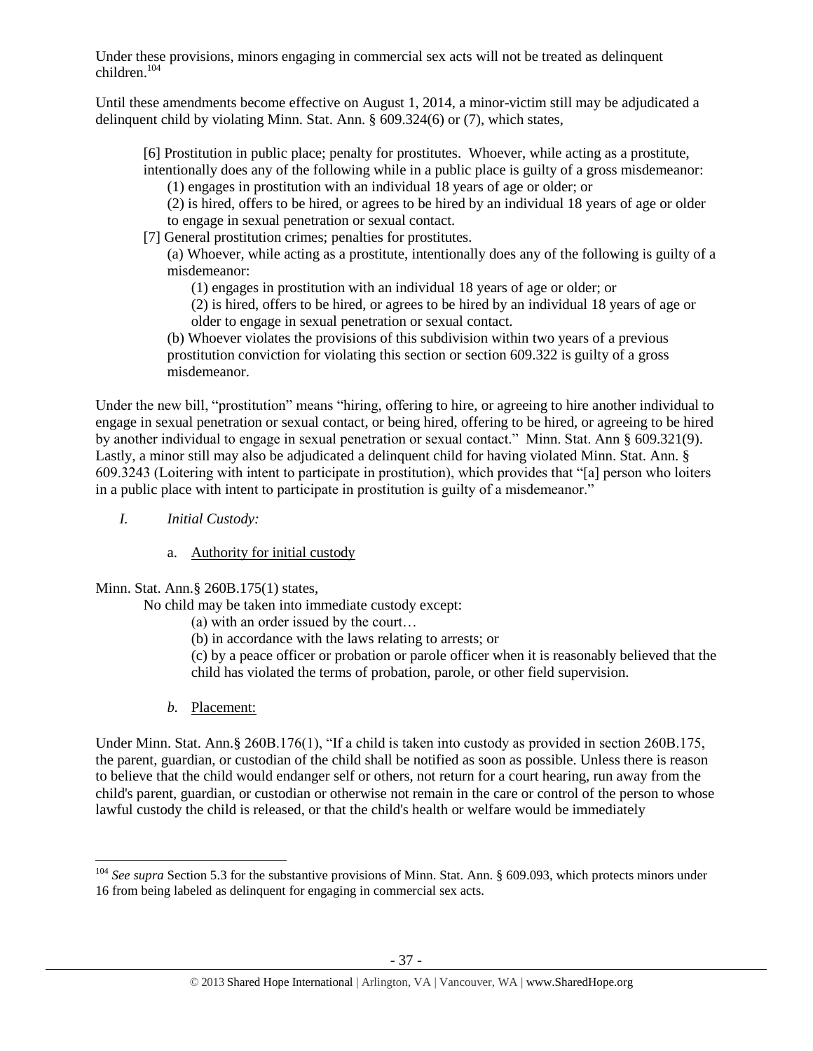Under these provisions, minors engaging in commercial sex acts will not be treated as delinquent children.[104]

Until these amendments become effective on August 1, 2014, a minor-victim still may be adjudicated a delinquent child by violating Minn. Stat. Ann. § 609.324(6) or (7), which states,

> [6] Prostitution in public place; penalty for prostitutes. Whoever, while acting as a prostitute, intentionally does any of the following while in a public place is guilty of a gross misdemeanor:
>
> (1) engages in prostitution with an individual 18 years of age or older; or
>
> (2) is hired, offers to be hired, or agrees to be hired by an individual 18 years of age or older to engage in sexual penetration or sexual contact.
>
> [7] General prostitution crimes; penalties for prostitutes.
>
> (a) Whoever, while acting as a prostitute, intentionally does any of the following is guilty of a misdemeanor:
>
> (1) engages in prostitution with an individual 18 years of age or older; or
>
> (2) is hired, offers to be hired, or agrees to be hired by an individual 18 years of age or older to engage in sexual penetration or sexual contact.
>
> (b) Whoever violates the provisions of this subdivision within two years of a previous prostitution conviction for violating this section or section 609.322 is guilty of a gross misdemeanor.

Under the new bill, "prostitution" means "hiring, offering to hire, or agreeing to hire another individual to engage in sexual penetration or sexual contact, or being hired, offering to be hired, or agreeing to be hired by another individual to engage in sexual penetration or sexual contact." Minn. Stat. Ann § 609.321(9). Lastly, a minor still may also be adjudicated a delinquent child for having violated Minn. Stat. Ann. § 609.3243 (Loitering with intent to participate in prostitution), which provides that "[a] person who loiters in a public place with intent to participate in prostitution is guilty of a misdemeanor."

*I. Initial Custody:*

a. Authority for initial custody

Minn. Stat. Ann.§ 260B.175(1) states,

> No child may be taken into immediate custody except:
>
> (a) with an order issued by the court…
>
> (b) in accordance with the laws relating to arrests; or
>
> (c) by a peace officer or probation or parole officer when it is reasonably believed that the child has violated the terms of probation, parole, or other field supervision.

*b.* Placement:

Under Minn. Stat. Ann.§ 260B.176(1), "If a child is taken into custody as provided in section 260B.175, the parent, guardian, or custodian of the child shall be notified as soon as possible. Unless there is reason to believe that the child would endanger self or others, not return for a court hearing, run away from the child's parent, guardian, or custodian or otherwise not remain in the care or control of the person to whose lawful custody the child is released, or that the child's health or welfare would be immediately

[104] *See supra* Section 5.3 for the substantive provisions of Minn. Stat. Ann. § 609.093, which protects minors under 16 from being labeled as delinquent for engaging in commercial sex acts.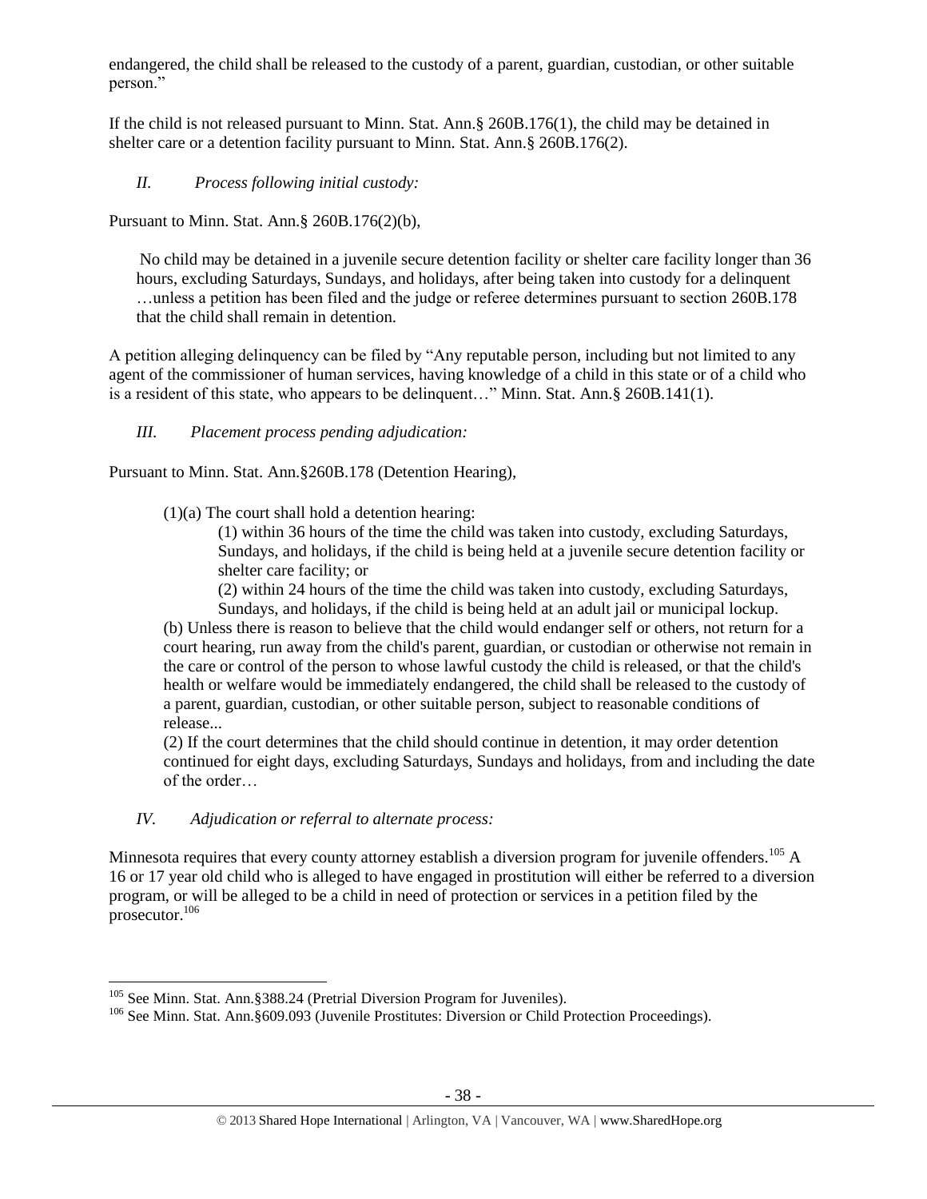endangered, the child shall be released to the custody of a parent, guardian, custodian, or other suitable person."

If the child is not released pursuant to Minn. Stat. Ann.§ 260B.176(1), the child may be detained in shelter care or a detention facility pursuant to Minn. Stat. Ann.§ 260B.176(2).

*II. Process following initial custody:*

Pursuant to Minn. Stat. Ann.§ 260B.176(2)(b),

> No child may be detained in a juvenile secure detention facility or shelter care facility longer than 36 hours, excluding Saturdays, Sundays, and holidays, after being taken into custody for a delinquent …unless a petition has been filed and the judge or referee determines pursuant to section 260B.178 that the child shall remain in detention.

A petition alleging delinquency can be filed by "Any reputable person, including but not limited to any agent of the commissioner of human services, having knowledge of a child in this state or of a child who is a resident of this state, who appears to be delinquent…" Minn. Stat. Ann.§ 260B.141(1).

*III. Placement process pending adjudication:*

Pursuant to Minn. Stat. Ann.§260B.178 (Detention Hearing),

> (1)(a) The court shall hold a detention hearing:
>
> > (1) within 36 hours of the time the child was taken into custody, excluding Saturdays, Sundays, and holidays, if the child is being held at a juvenile secure detention facility or shelter care facility; or
> >
> > (2) within 24 hours of the time the child was taken into custody, excluding Saturdays, Sundays, and holidays, if the child is being held at an adult jail or municipal lockup.
>
> (b) Unless there is reason to believe that the child would endanger self or others, not return for a court hearing, run away from the child's parent, guardian, or custodian or otherwise not remain in the care or control of the person to whose lawful custody the child is released, or that the child's health or welfare would be immediately endangered, the child shall be released to the custody of a parent, guardian, custodian, or other suitable person, subject to reasonable conditions of release...
>
> (2) If the court determines that the child should continue in detention, it may order detention continued for eight days, excluding Saturdays, Sundays and holidays, from and including the date of the order…

*IV. Adjudication or referral to alternate process:*

Minnesota requires that every county attorney establish a diversion program for juvenile offenders.[105] A 16 or 17 year old child who is alleged to have engaged in prostitution will either be referred to a diversion program, or will be alleged to be a child in need of protection or services in a petition filed by the prosecutor.[106]

---

[105] See Minn. Stat. Ann.§388.24 (Pretrial Diversion Program for Juveniles).

[106] See Minn. Stat. Ann.§609.093 (Juvenile Prostitutes: Diversion or Child Protection Proceedings).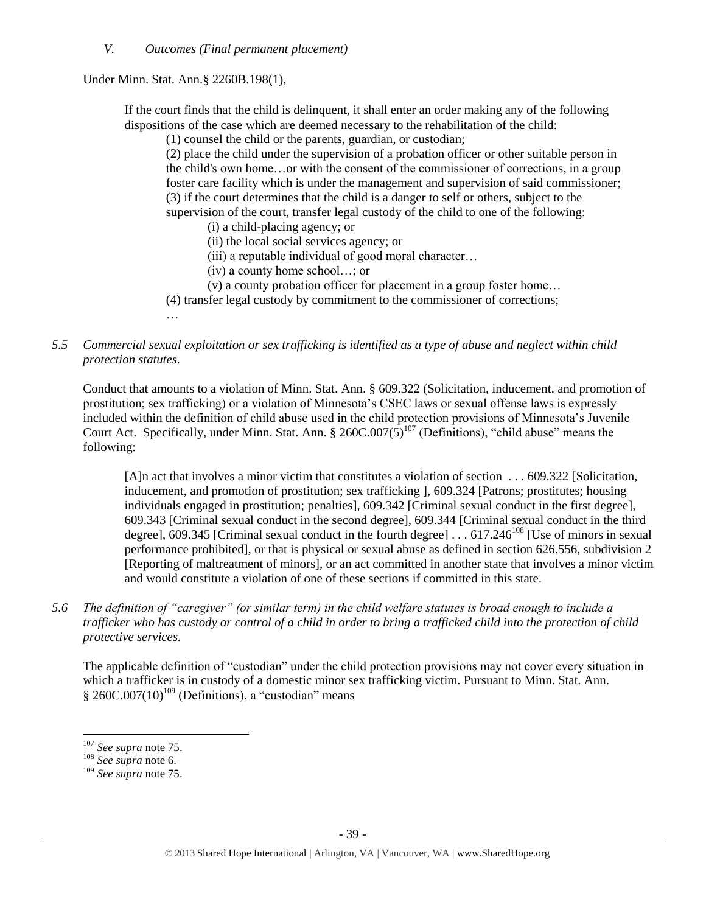*V. Outcomes (Final permanent placement)*

Under Minn. Stat. Ann.§ 2260B.198(1),

> If the court finds that the child is delinquent, it shall enter an order making any of the following dispositions of the case which are deemed necessary to the rehabilitation of the child:
>
> (1) counsel the child or the parents, guardian, or custodian;
>
> (2) place the child under the supervision of a probation officer or other suitable person in the child's own home…or with the consent of the commissioner of corrections, in a group foster care facility which is under the management and supervision of said commissioner;
>
> (3) if the court determines that the child is a danger to self or others, subject to the supervision of the court, transfer legal custody of the child to one of the following:
>
> (i) a child-placing agency; or
>
> (ii) the local social services agency; or
>
> (iii) a reputable individual of good moral character…
>
> (iv) a county home school…; or
>
> (v) a county probation officer for placement in a group foster home…
>
> (4) transfer legal custody by commitment to the commissioner of corrections;
>
> …

*5.5 Commercial sexual exploitation or sex trafficking is identified as a type of abuse and neglect within child protection statutes.*

Conduct that amounts to a violation of Minn. Stat. Ann. § 609.322 (Solicitation, inducement, and promotion of prostitution; sex trafficking) or a violation of Minnesota's CSEC laws or sexual offense laws is expressly included within the definition of child abuse used in the child protection provisions of Minnesota's Juvenile Court Act. Specifically, under Minn. Stat. Ann. § 260C.007(5)[107] (Definitions), "child abuse" means the following:

> [A]n act that involves a minor victim that constitutes a violation of section . . . 609.322 [Solicitation, inducement, and promotion of prostitution; sex trafficking ], 609.324 [Patrons; prostitutes; housing individuals engaged in prostitution; penalties], 609.342 [Criminal sexual conduct in the first degree], 609.343 [Criminal sexual conduct in the second degree], 609.344 [Criminal sexual conduct in the third degree], 609.345 [Criminal sexual conduct in the fourth degree] . . . 617.246[108] [Use of minors in sexual performance prohibited], or that is physical or sexual abuse as defined in section 626.556, subdivision 2 [Reporting of maltreatment of minors], or an act committed in another state that involves a minor victim and would constitute a violation of one of these sections if committed in this state.

*5.6 The definition of "caregiver" (or similar term) in the child welfare statutes is broad enough to include a trafficker who has custody or control of a child in order to bring a trafficked child into the protection of child protective services.*

The applicable definition of "custodian" under the child protection provisions may not cover every situation in which a trafficker is in custody of a domestic minor sex trafficking victim. Pursuant to Minn. Stat. Ann. § 260C.007(10)[109] (Definitions), a "custodian" means

[107] *See supra* note 75.

[108] *See supra* note 6.

[109] *See supra* note 75.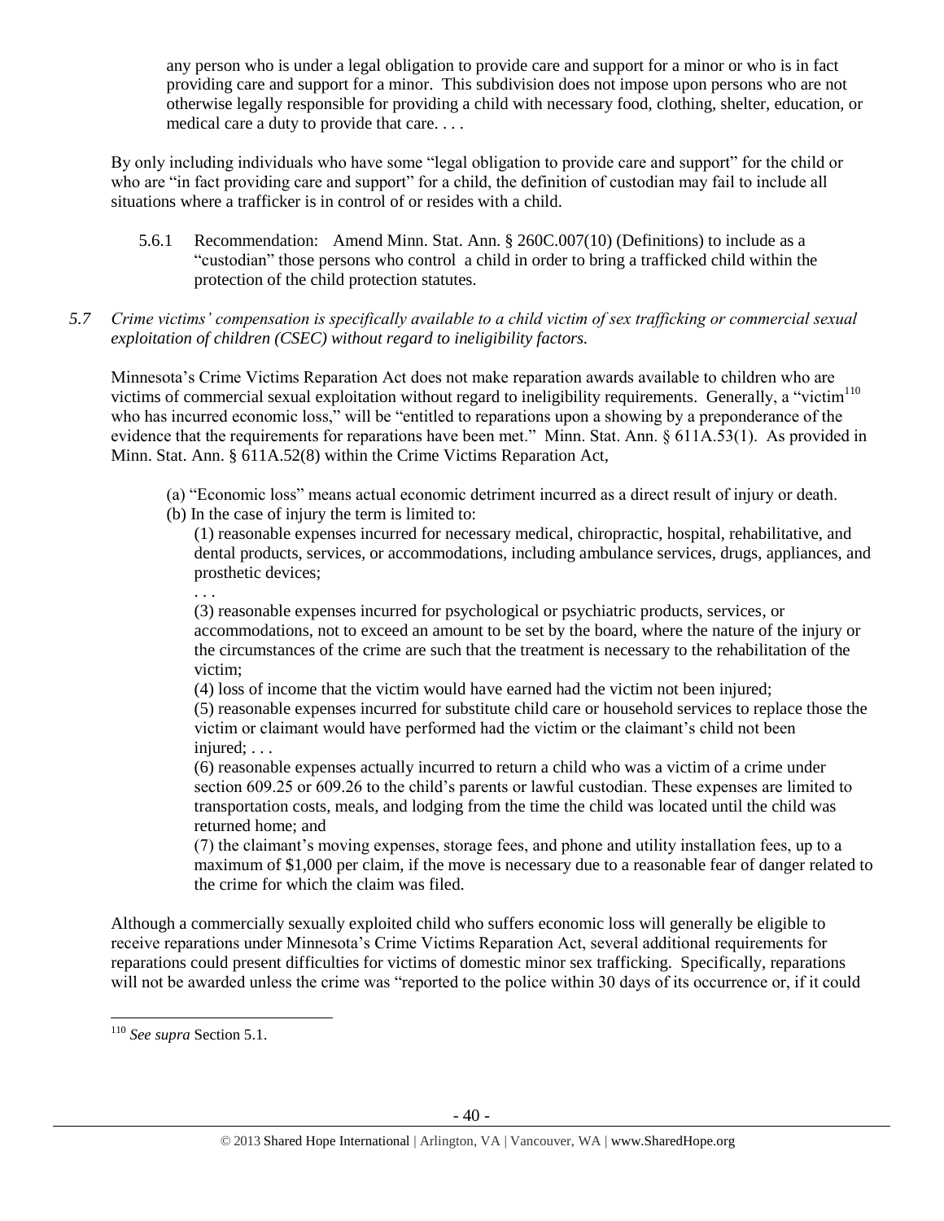any person who is under a legal obligation to provide care and support for a minor or who is in fact providing care and support for a minor. This subdivision does not impose upon persons who are not otherwise legally responsible for providing a child with necessary food, clothing, shelter, education, or medical care a duty to provide that care. . . .

By only including individuals who have some "legal obligation to provide care and support" for the child or who are "in fact providing care and support" for a child, the definition of custodian may fail to include all situations where a trafficker is in control of or resides with a child.

5.6.1 Recommendation: Amend Minn. Stat. Ann. § 260C.007(10) (Definitions) to include as a "custodian" those persons who control a child in order to bring a trafficked child within the protection of the child protection statutes.

*5.7 Crime victims' compensation is specifically available to a child victim of sex trafficking or commercial sexual exploitation of children (CSEC) without regard to ineligibility factors.*

Minnesota's Crime Victims Reparation Act does not make reparation awards available to children who are victims of commercial sexual exploitation without regard to ineligibility requirements. Generally, a "victim[110] who has incurred economic loss," will be "entitled to reparations upon a showing by a preponderance of the evidence that the requirements for reparations have been met." Minn. Stat. Ann. § 611A.53(1). As provided in Minn. Stat. Ann. § 611A.52(8) within the Crime Victims Reparation Act,

> (a) "Economic loss" means actual economic detriment incurred as a direct result of injury or death.
> (b) In the case of injury the term is limited to:
> (1) reasonable expenses incurred for necessary medical, chiropractic, hospital, rehabilitative, and dental products, services, or accommodations, including ambulance services, drugs, appliances, and prosthetic devices;
> . . .
> (3) reasonable expenses incurred for psychological or psychiatric products, services, or accommodations, not to exceed an amount to be set by the board, where the nature of the injury or the circumstances of the crime are such that the treatment is necessary to the rehabilitation of the victim;
> (4) loss of income that the victim would have earned had the victim not been injured;
> (5) reasonable expenses incurred for substitute child care or household services to replace those the victim or claimant would have performed had the victim or the claimant's child not been injured; . . .
> (6) reasonable expenses actually incurred to return a child who was a victim of a crime under section 609.25 or 609.26 to the child's parents or lawful custodian. These expenses are limited to transportation costs, meals, and lodging from the time the child was located until the child was returned home; and
> (7) the claimant's moving expenses, storage fees, and phone and utility installation fees, up to a maximum of $1,000 per claim, if the move is necessary due to a reasonable fear of danger related to the crime for which the claim was filed.

Although a commercially sexually exploited child who suffers economic loss will generally be eligible to receive reparations under Minnesota's Crime Victims Reparation Act, several additional requirements for reparations could present difficulties for victims of domestic minor sex trafficking. Specifically, reparations will not be awarded unless the crime was "reported to the police within 30 days of its occurrence or, if it could

[110] *See supra* Section 5.1.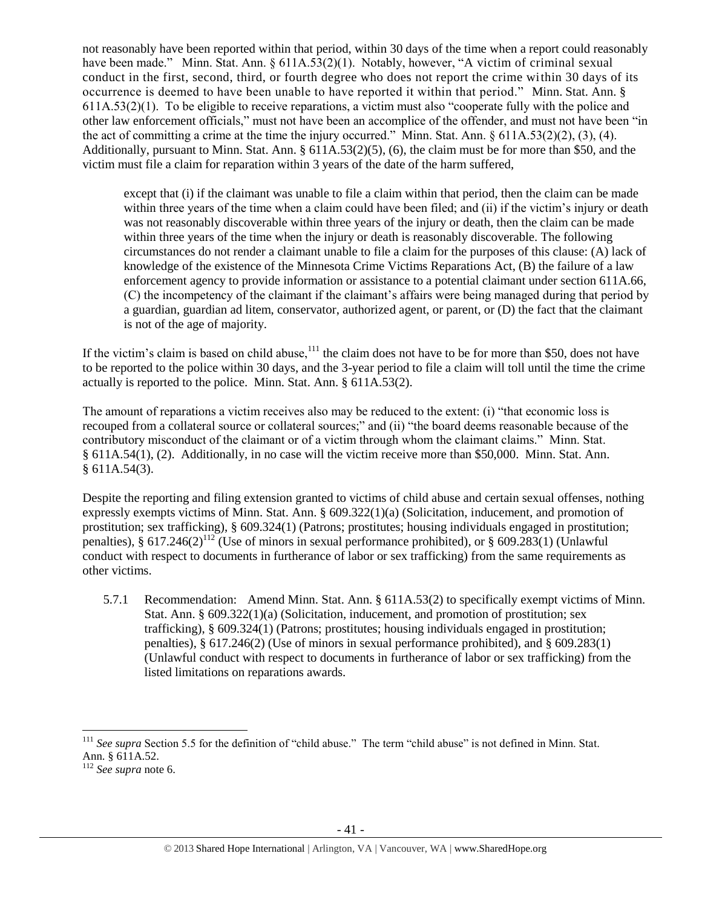not reasonably have been reported within that period, within 30 days of the time when a report could reasonably have been made." Minn. Stat. Ann. § 611A.53(2)(1). Notably, however, "A victim of criminal sexual conduct in the first, second, third, or fourth degree who does not report the crime within 30 days of its occurrence is deemed to have been unable to have reported it within that period." Minn. Stat. Ann. § 611A.53(2)(1). To be eligible to receive reparations, a victim must also "cooperate fully with the police and other law enforcement officials," must not have been an accomplice of the offender, and must not have been "in the act of committing a crime at the time the injury occurred." Minn. Stat. Ann. § 611A.53(2)(2), (3), (4). Additionally, pursuant to Minn. Stat. Ann. § 611A.53(2)(5), (6), the claim must be for more than $50, and the victim must file a claim for reparation within 3 years of the date of the harm suffered,

> except that (i) if the claimant was unable to file a claim within that period, then the claim can be made within three years of the time when a claim could have been filed; and (ii) if the victim's injury or death was not reasonably discoverable within three years of the injury or death, then the claim can be made within three years of the time when the injury or death is reasonably discoverable. The following circumstances do not render a claimant unable to file a claim for the purposes of this clause: (A) lack of knowledge of the existence of the Minnesota Crime Victims Reparations Act, (B) the failure of a law enforcement agency to provide information or assistance to a potential claimant under section 611A.66, (C) the incompetency of the claimant if the claimant's affairs were being managed during that period by a guardian, guardian ad litem, conservator, authorized agent, or parent, or (D) the fact that the claimant is not of the age of majority.

If the victim's claim is based on child abuse,[111] the claim does not have to be for more than $50, does not have to be reported to the police within 30 days, and the 3-year period to file a claim will toll until the time the crime actually is reported to the police. Minn. Stat. Ann. § 611A.53(2).

The amount of reparations a victim receives also may be reduced to the extent: (i) "that economic loss is recouped from a collateral source or collateral sources;" and (ii) "the board deems reasonable because of the contributory misconduct of the claimant or of a victim through whom the claimant claims." Minn. Stat. § 611A.54(1), (2). Additionally, in no case will the victim receive more than $50,000. Minn. Stat. Ann. § 611A.54(3).

Despite the reporting and filing extension granted to victims of child abuse and certain sexual offenses, nothing expressly exempts victims of Minn. Stat. Ann. § 609.322(1)(a) (Solicitation, inducement, and promotion of prostitution; sex trafficking), § 609.324(1) (Patrons; prostitutes; housing individuals engaged in prostitution; penalties), § 617.246(2)[112] (Use of minors in sexual performance prohibited), or § 609.283(1) (Unlawful conduct with respect to documents in furtherance of labor or sex trafficking) from the same requirements as other victims.

5.7.1 Recommendation: Amend Minn. Stat. Ann. § 611A.53(2) to specifically exempt victims of Minn. Stat. Ann. § 609.322(1)(a) (Solicitation, inducement, and promotion of prostitution; sex trafficking), § 609.324(1) (Patrons; prostitutes; housing individuals engaged in prostitution; penalties), § 617.246(2) (Use of minors in sexual performance prohibited), and § 609.283(1) (Unlawful conduct with respect to documents in furtherance of labor or sex trafficking) from the listed limitations on reparations awards.

---

[111] *See supra* Section 5.5 for the definition of "child abuse." The term "child abuse" is not defined in Minn. Stat. Ann. § 611A.52.

[112] *See supra* note 6.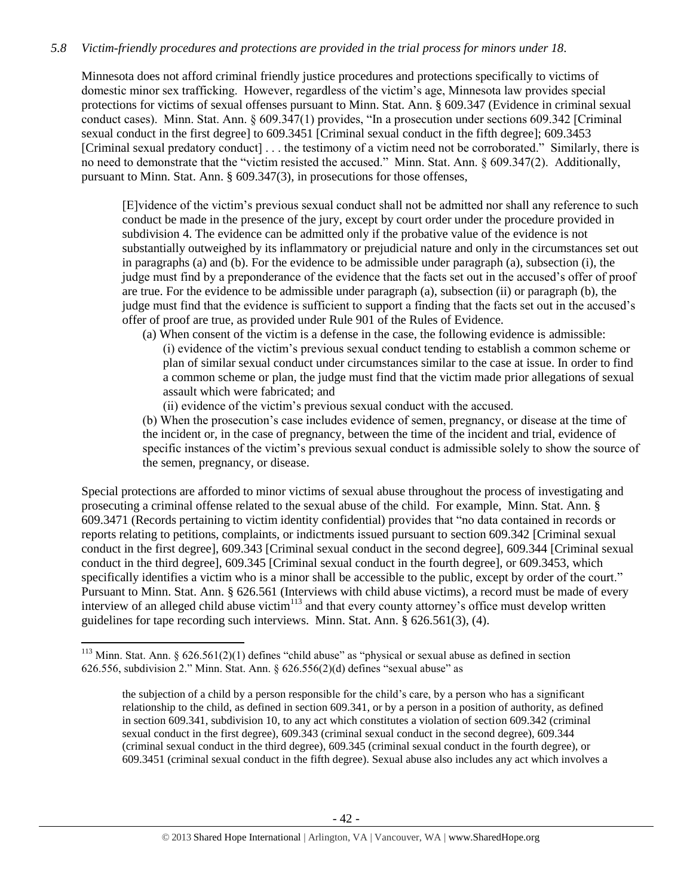*5.8 Victim-friendly procedures and protections are provided in the trial process for minors under 18.*

Minnesota does not afford criminal friendly justice procedures and protections specifically to victims of domestic minor sex trafficking. However, regardless of the victim's age, Minnesota law provides special protections for victims of sexual offenses pursuant to Minn. Stat. Ann. § 609.347 (Evidence in criminal sexual conduct cases). Minn. Stat. Ann. § 609.347(1) provides, "In a prosecution under sections 609.342 [Criminal sexual conduct in the first degree] to 609.3451 [Criminal sexual conduct in the fifth degree]; 609.3453 [Criminal sexual predatory conduct] . . . the testimony of a victim need not be corroborated." Similarly, there is no need to demonstrate that the "victim resisted the accused." Minn. Stat. Ann. § 609.347(2). Additionally, pursuant to Minn. Stat. Ann. § 609.347(3), in prosecutions for those offenses,

> [E]vidence of the victim's previous sexual conduct shall not be admitted nor shall any reference to such conduct be made in the presence of the jury, except by court order under the procedure provided in subdivision 4. The evidence can be admitted only if the probative value of the evidence is not substantially outweighed by its inflammatory or prejudicial nature and only in the circumstances set out in paragraphs (a) and (b). For the evidence to be admissible under paragraph (a), subsection (i), the judge must find by a preponderance of the evidence that the facts set out in the accused's offer of proof are true. For the evidence to be admissible under paragraph (a), subsection (ii) or paragraph (b), the judge must find that the evidence is sufficient to support a finding that the facts set out in the accused's offer of proof are true, as provided under Rule 901 of the Rules of Evidence.
>
> (a) When consent of the victim is a defense in the case, the following evidence is admissible:
>
> (i) evidence of the victim's previous sexual conduct tending to establish a common scheme or plan of similar sexual conduct under circumstances similar to the case at issue. In order to find a common scheme or plan, the judge must find that the victim made prior allegations of sexual assault which were fabricated; and
>
> (ii) evidence of the victim's previous sexual conduct with the accused.
>
> (b) When the prosecution's case includes evidence of semen, pregnancy, or disease at the time of the incident or, in the case of pregnancy, between the time of the incident and trial, evidence of specific instances of the victim's previous sexual conduct is admissible solely to show the source of the semen, pregnancy, or disease.

Special protections are afforded to minor victims of sexual abuse throughout the process of investigating and prosecuting a criminal offense related to the sexual abuse of the child. For example, Minn. Stat. Ann. § 609.3471 (Records pertaining to victim identity confidential) provides that "no data contained in records or reports relating to petitions, complaints, or indictments issued pursuant to section 609.342 [Criminal sexual conduct in the first degree], 609.343 [Criminal sexual conduct in the second degree], 609.344 [Criminal sexual conduct in the third degree], 609.345 [Criminal sexual conduct in the fourth degree], or 609.3453, which specifically identifies a victim who is a minor shall be accessible to the public, except by order of the court." Pursuant to Minn. Stat. Ann. § 626.561 (Interviews with child abuse victims), a record must be made of every interview of an alleged child abuse victim[113] and that every county attorney's office must develop written guidelines for tape recording such interviews. Minn. Stat. Ann. § 626.561(3), (4).

---

[113] Minn. Stat. Ann. § 626.561(2)(1) defines "child abuse" as "physical or sexual abuse as defined in section 626.556, subdivision 2." Minn. Stat. Ann. § 626.556(2)(d) defines "sexual abuse" as

> the subjection of a child by a person responsible for the child's care, by a person who has a significant relationship to the child, as defined in section 609.341, or by a person in a position of authority, as defined in section 609.341, subdivision 10, to any act which constitutes a violation of section 609.342 (criminal sexual conduct in the first degree), 609.343 (criminal sexual conduct in the second degree), 609.344 (criminal sexual conduct in the third degree), 609.345 (criminal sexual conduct in the fourth degree), or 609.3451 (criminal sexual conduct in the fifth degree). Sexual abuse also includes any act which involves a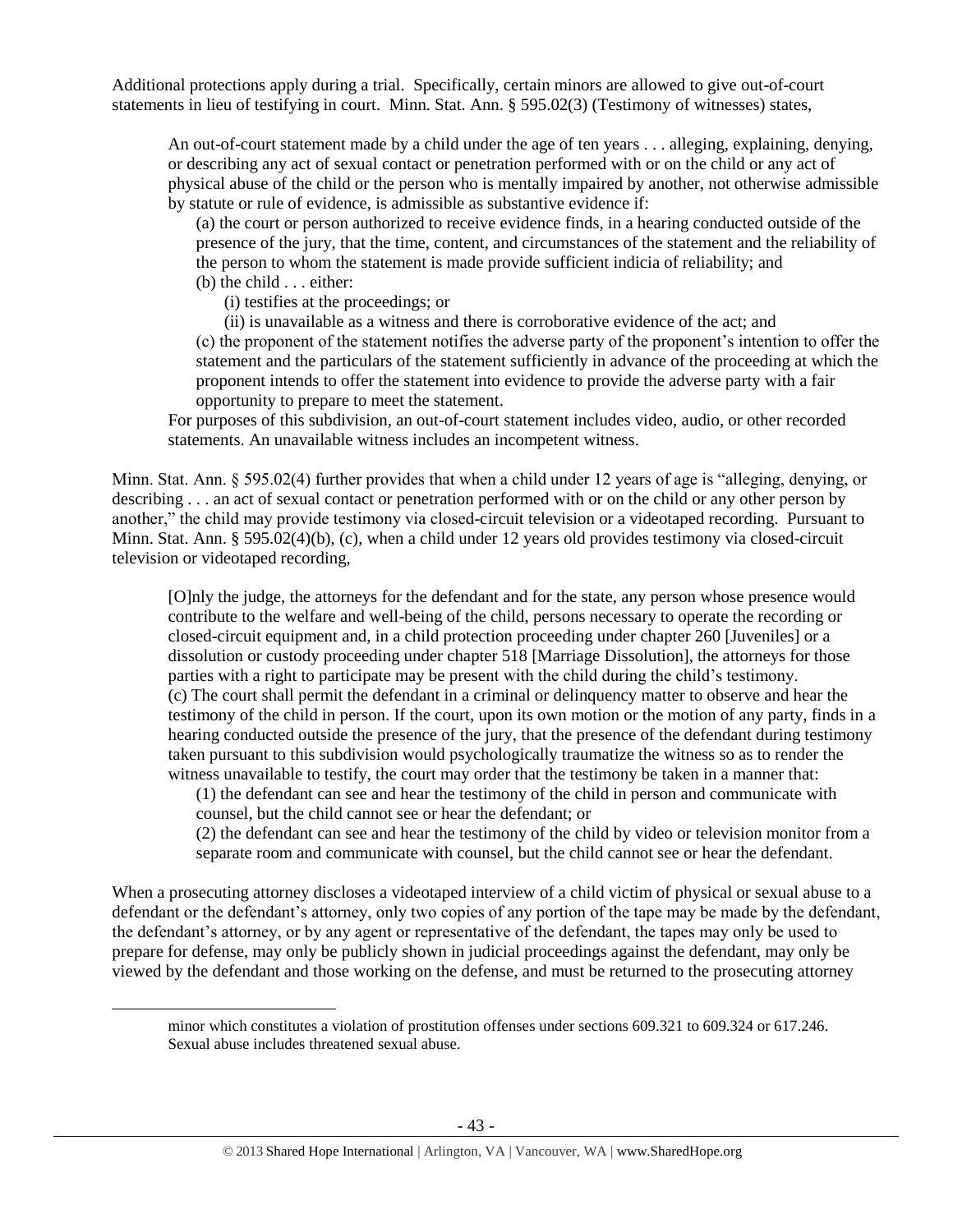Additional protections apply during a trial. Specifically, certain minors are allowed to give out-of-court statements in lieu of testifying in court. Minn. Stat. Ann. § 595.02(3) (Testimony of witnesses) states,

> An out-of-court statement made by a child under the age of ten years . . . alleging, explaining, denying, or describing any act of sexual contact or penetration performed with or on the child or any act of physical abuse of the child or the person who is mentally impaired by another, not otherwise admissible by statute or rule of evidence, is admissible as substantive evidence if:
>
> (a) the court or person authorized to receive evidence finds, in a hearing conducted outside of the presence of the jury, that the time, content, and circumstances of the statement and the reliability of the person to whom the statement is made provide sufficient indicia of reliability; and
>
> (b) the child . . . either:
>
> (i) testifies at the proceedings; or
>
> (ii) is unavailable as a witness and there is corroborative evidence of the act; and
>
> (c) the proponent of the statement notifies the adverse party of the proponent's intention to offer the statement and the particulars of the statement sufficiently in advance of the proceeding at which the proponent intends to offer the statement into evidence to provide the adverse party with a fair opportunity to prepare to meet the statement.
>
> For purposes of this subdivision, an out-of-court statement includes video, audio, or other recorded statements. An unavailable witness includes an incompetent witness.

Minn. Stat. Ann. § 595.02(4) further provides that when a child under 12 years of age is "alleging, denying, or describing . . . an act of sexual contact or penetration performed with or on the child or any other person by another," the child may provide testimony via closed-circuit television or a videotaped recording. Pursuant to Minn. Stat. Ann. § 595.02(4)(b), (c), when a child under 12 years old provides testimony via closed-circuit television or videotaped recording,

> [O]nly the judge, the attorneys for the defendant and for the state, any person whose presence would contribute to the welfare and well-being of the child, persons necessary to operate the recording or closed-circuit equipment and, in a child protection proceeding under chapter 260 [Juveniles] or a dissolution or custody proceeding under chapter 518 [Marriage Dissolution], the attorneys for those parties with a right to participate may be present with the child during the child's testimony.
>
> (c) The court shall permit the defendant in a criminal or delinquency matter to observe and hear the testimony of the child in person. If the court, upon its own motion or the motion of any party, finds in a hearing conducted outside the presence of the jury, that the presence of the defendant during testimony taken pursuant to this subdivision would psychologically traumatize the witness so as to render the witness unavailable to testify, the court may order that the testimony be taken in a manner that:
>
> (1) the defendant can see and hear the testimony of the child in person and communicate with counsel, but the child cannot see or hear the defendant; or
>
> (2) the defendant can see and hear the testimony of the child by video or television monitor from a separate room and communicate with counsel, but the child cannot see or hear the defendant.

When a prosecuting attorney discloses a videotaped interview of a child victim of physical or sexual abuse to a defendant or the defendant's attorney, only two copies of any portion of the tape may be made by the defendant, the defendant's attorney, or by any agent or representative of the defendant, the tapes may only be used to prepare for defense, may only be publicly shown in judicial proceedings against the defendant, may only be viewed by the defendant and those working on the defense, and must be returned to the prosecuting attorney

---

minor which constitutes a violation of prostitution offenses under sections 609.321 to 609.324 or 617.246. Sexual abuse includes threatened sexual abuse.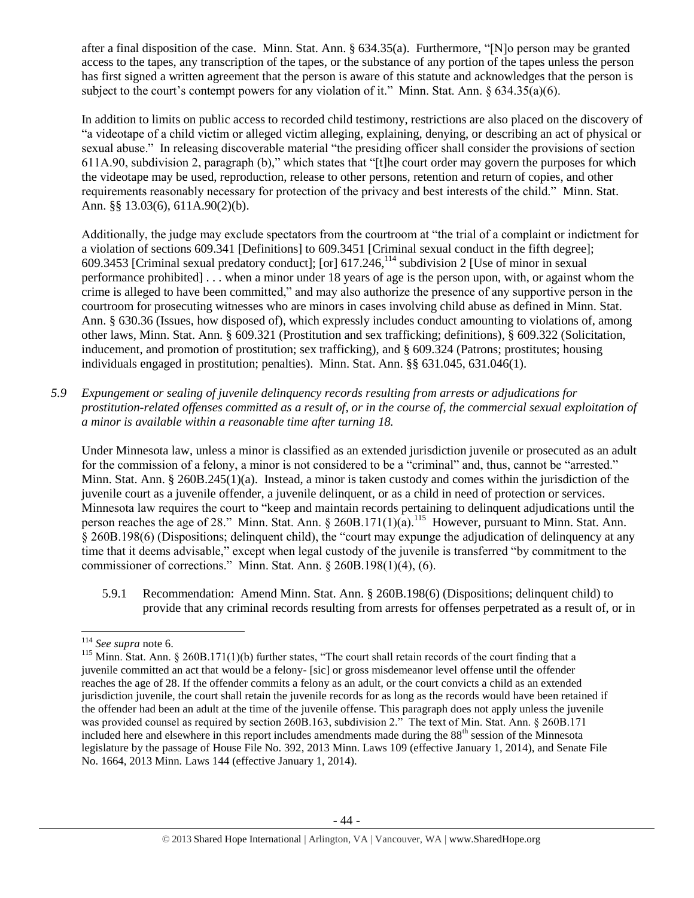after a final disposition of the case. Minn. Stat. Ann. § 634.35(a). Furthermore, "[N]o person may be granted access to the tapes, any transcription of the tapes, or the substance of any portion of the tapes unless the person has first signed a written agreement that the person is aware of this statute and acknowledges that the person is subject to the court's contempt powers for any violation of it." Minn. Stat. Ann. § 634.35(a)(6).

In addition to limits on public access to recorded child testimony, restrictions are also placed on the discovery of "a videotape of a child victim or alleged victim alleging, explaining, denying, or describing an act of physical or sexual abuse." In releasing discoverable material "the presiding officer shall consider the provisions of section 611A.90, subdivision 2, paragraph (b)," which states that "[t]he court order may govern the purposes for which the videotape may be used, reproduction, release to other persons, retention and return of copies, and other requirements reasonably necessary for protection of the privacy and best interests of the child." Minn. Stat. Ann. §§ 13.03(6), 611A.90(2)(b).

Additionally, the judge may exclude spectators from the courtroom at "the trial of a complaint or indictment for a violation of sections 609.341 [Definitions] to 609.3451 [Criminal sexual conduct in the fifth degree]; 609.3453 [Criminal sexual predatory conduct]; [or] 617.246,[114] subdivision 2 [Use of minor in sexual performance prohibited] . . . when a minor under 18 years of age is the person upon, with, or against whom the crime is alleged to have been committed," and may also authorize the presence of any supportive person in the courtroom for prosecuting witnesses who are minors in cases involving child abuse as defined in Minn. Stat. Ann. § 630.36 (Issues, how disposed of), which expressly includes conduct amounting to violations of, among other laws, Minn. Stat. Ann. § 609.321 (Prostitution and sex trafficking; definitions), § 609.322 (Solicitation, inducement, and promotion of prostitution; sex trafficking), and § 609.324 (Patrons; prostitutes; housing individuals engaged in prostitution; penalties). Minn. Stat. Ann. §§ 631.045, 631.046(1).

*5.9 Expungement or sealing of juvenile delinquency records resulting from arrests or adjudications for prostitution-related offenses committed as a result of, or in the course of, the commercial sexual exploitation of a minor is available within a reasonable time after turning 18.*

Under Minnesota law, unless a minor is classified as an extended jurisdiction juvenile or prosecuted as an adult for the commission of a felony, a minor is not considered to be a "criminal" and, thus, cannot be "arrested." Minn. Stat. Ann. § 260B.245(1)(a). Instead, a minor is taken custody and comes within the jurisdiction of the juvenile court as a juvenile offender, a juvenile delinquent, or as a child in need of protection or services. Minnesota law requires the court to "keep and maintain records pertaining to delinquent adjudications until the person reaches the age of 28." Minn. Stat. Ann. § 260B.171(1)(a).[115] However, pursuant to Minn. Stat. Ann. § 260B.198(6) (Dispositions; delinquent child), the "court may expunge the adjudication of delinquency at any time that it deems advisable," except when legal custody of the juvenile is transferred "by commitment to the commissioner of corrections." Minn. Stat. Ann. § 260B.198(1)(4), (6).

5.9.1 Recommendation: Amend Minn. Stat. Ann. § 260B.198(6) (Dispositions; delinquent child) to provide that any criminal records resulting from arrests for offenses perpetrated as a result of, or in

---

[114] *See supra* note 6.

[115] Minn. Stat. Ann. § 260B.171(1)(b) further states, "The court shall retain records of the court finding that a juvenile committed an act that would be a felony- [sic] or gross misdemeanor level offense until the offender reaches the age of 28. If the offender commits a felony as an adult, or the court convicts a child as an extended jurisdiction juvenile, the court shall retain the juvenile records for as long as the records would have been retained if the offender had been an adult at the time of the juvenile offense. This paragraph does not apply unless the juvenile was provided counsel as required by section 260B.163, subdivision 2." The text of Min. Stat. Ann. § 260B.171 included here and elsewhere in this report includes amendments made during the 88th session of the Minnesota legislature by the passage of House File No. 392, 2013 Minn. Laws 109 (effective January 1, 2014), and Senate File No. 1664, 2013 Minn. Laws 144 (effective January 1, 2014).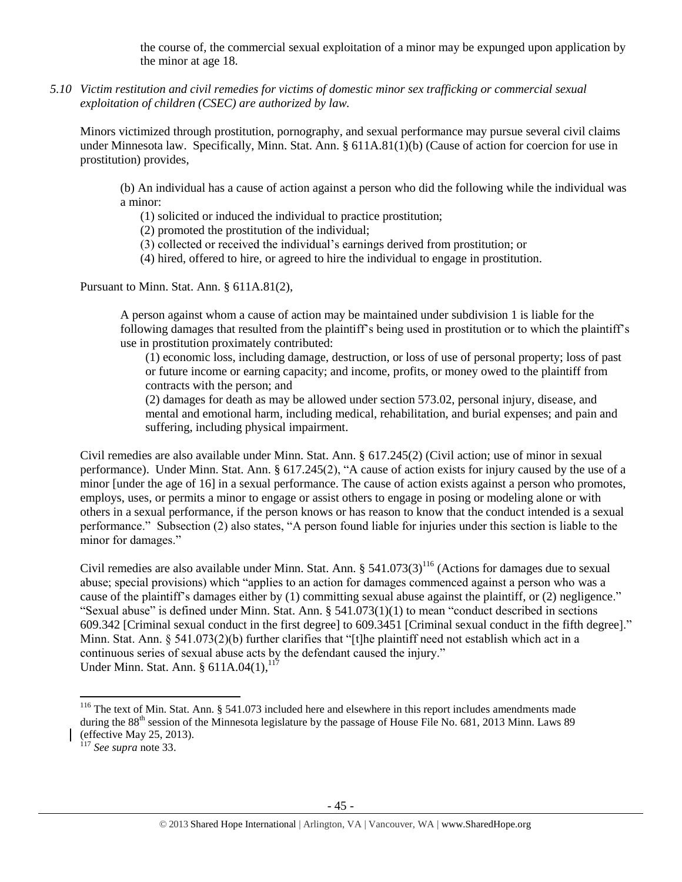the course of, the commercial sexual exploitation of a minor may be expunged upon application by the minor at age 18.

*5.10 Victim restitution and civil remedies for victims of domestic minor sex trafficking or commercial sexual exploitation of children (CSEC) are authorized by law.*

Minors victimized through prostitution, pornography, and sexual performance may pursue several civil claims under Minnesota law. Specifically, Minn. Stat. Ann. § 611A.81(1)(b) (Cause of action for coercion for use in prostitution) provides,

> (b) An individual has a cause of action against a person who did the following while the individual was a minor:
> (1) solicited or induced the individual to practice prostitution;
> (2) promoted the prostitution of the individual;
> (3) collected or received the individual's earnings derived from prostitution; or
> (4) hired, offered to hire, or agreed to hire the individual to engage in prostitution.

Pursuant to Minn. Stat. Ann. § 611A.81(2),

> A person against whom a cause of action may be maintained under subdivision 1 is liable for the following damages that resulted from the plaintiff's being used in prostitution or to which the plaintiff's use in prostitution proximately contributed:
> (1) economic loss, including damage, destruction, or loss of use of personal property; loss of past or future income or earning capacity; and income, profits, or money owed to the plaintiff from contracts with the person; and
> (2) damages for death as may be allowed under section 573.02, personal injury, disease, and mental and emotional harm, including medical, rehabilitation, and burial expenses; and pain and suffering, including physical impairment.

Civil remedies are also available under Minn. Stat. Ann. § 617.245(2) (Civil action; use of minor in sexual performance). Under Minn. Stat. Ann. § 617.245(2), "A cause of action exists for injury caused by the use of a minor [under the age of 16] in a sexual performance. The cause of action exists against a person who promotes, employs, uses, or permits a minor to engage or assist others to engage in posing or modeling alone or with others in a sexual performance, if the person knows or has reason to know that the conduct intended is a sexual performance." Subsection (2) also states, "A person found liable for injuries under this section is liable to the minor for damages."

Civil remedies are also available under Minn. Stat. Ann. § 541.073(3)[116] (Actions for damages due to sexual abuse; special provisions) which "applies to an action for damages commenced against a person who was a cause of the plaintiff's damages either by (1) committing sexual abuse against the plaintiff, or (2) negligence." "Sexual abuse" is defined under Minn. Stat. Ann. § 541.073(1)(1) to mean "conduct described in sections 609.342 [Criminal sexual conduct in the first degree] to 609.3451 [Criminal sexual conduct in the fifth degree]." Minn. Stat. Ann. § 541.073(2)(b) further clarifies that "[t]he plaintiff need not establish which act in a continuous series of sexual abuse acts by the defendant caused the injury."
Under Minn. Stat. Ann. § 611A.04(1),[117]

---

[116] The text of Min. Stat. Ann. § 541.073 included here and elsewhere in this report includes amendments made during the 88th session of the Minnesota legislature by the passage of House File No. 681, 2013 Minn. Laws 89 (effective May 25, 2013).

[117] *See supra* note 33.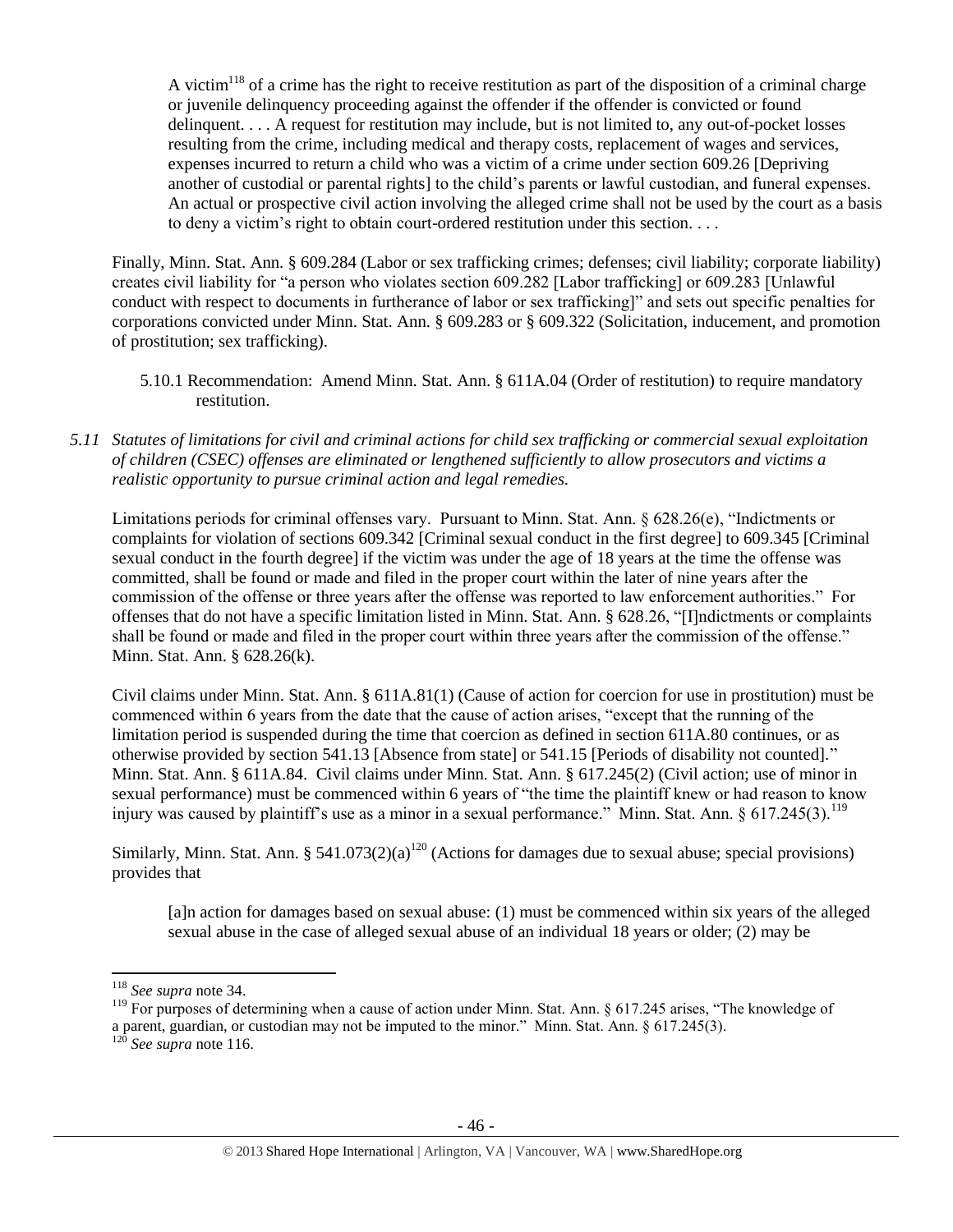> A victim[118] of a crime has the right to receive restitution as part of the disposition of a criminal charge or juvenile delinquency proceeding against the offender if the offender is convicted or found delinquent. . . . A request for restitution may include, but is not limited to, any out-of-pocket losses resulting from the crime, including medical and therapy costs, replacement of wages and services, expenses incurred to return a child who was a victim of a crime under section 609.26 [Depriving another of custodial or parental rights] to the child's parents or lawful custodian, and funeral expenses. An actual or prospective civil action involving the alleged crime shall not be used by the court as a basis to deny a victim's right to obtain court-ordered restitution under this section. . . .

Finally, Minn. Stat. Ann. § 609.284 (Labor or sex trafficking crimes; defenses; civil liability; corporate liability) creates civil liability for "a person who violates section 609.282 [Labor trafficking] or 609.283 [Unlawful conduct with respect to documents in furtherance of labor or sex trafficking]" and sets out specific penalties for corporations convicted under Minn. Stat. Ann. § 609.283 or § 609.322 (Solicitation, inducement, and promotion of prostitution; sex trafficking).

5.10.1 Recommendation: Amend Minn. Stat. Ann. § 611A.04 (Order of restitution) to require mandatory restitution.

*5.11 Statutes of limitations for civil and criminal actions for child sex trafficking or commercial sexual exploitation of children (CSEC) offenses are eliminated or lengthened sufficiently to allow prosecutors and victims a realistic opportunity to pursue criminal action and legal remedies.*

Limitations periods for criminal offenses vary. Pursuant to Minn. Stat. Ann. § 628.26(e), "Indictments or complaints for violation of sections 609.342 [Criminal sexual conduct in the first degree] to 609.345 [Criminal sexual conduct in the fourth degree] if the victim was under the age of 18 years at the time the offense was committed, shall be found or made and filed in the proper court within the later of nine years after the commission of the offense or three years after the offense was reported to law enforcement authorities." For offenses that do not have a specific limitation listed in Minn. Stat. Ann. § 628.26, "[I]ndictments or complaints shall be found or made and filed in the proper court within three years after the commission of the offense." Minn. Stat. Ann. § 628.26(k).

Civil claims under Minn. Stat. Ann. § 611A.81(1) (Cause of action for coercion for use in prostitution) must be commenced within 6 years from the date that the cause of action arises, "except that the running of the limitation period is suspended during the time that coercion as defined in section 611A.80 continues, or as otherwise provided by section 541.13 [Absence from state] or 541.15 [Periods of disability not counted]." Minn. Stat. Ann. § 611A.84. Civil claims under Minn. Stat. Ann. § 617.245(2) (Civil action; use of minor in sexual performance) must be commenced within 6 years of "the time the plaintiff knew or had reason to know injury was caused by plaintiff's use as a minor in a sexual performance." Minn. Stat. Ann. § 617.245(3).[119]

Similarly, Minn. Stat. Ann. § 541.073(2)(a)[120] (Actions for damages due to sexual abuse; special provisions) provides that

> [a]n action for damages based on sexual abuse: (1) must be commenced within six years of the alleged sexual abuse in the case of alleged sexual abuse of an individual 18 years or older; (2) may be

---

[118] *See supra* note 34.

[119] For purposes of determining when a cause of action under Minn. Stat. Ann. § 617.245 arises, "The knowledge of a parent, guardian, or custodian may not be imputed to the minor." Minn. Stat. Ann. § 617.245(3).

[120] *See supra* note 116.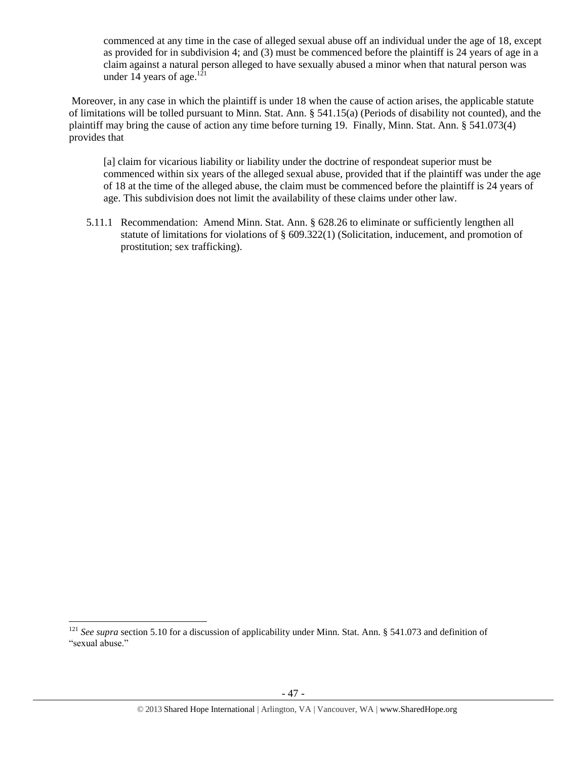> commenced at any time in the case of alleged sexual abuse off an individual under the age of 18, except as provided for in subdivision 4; and (3) must be commenced before the plaintiff is 24 years of age in a claim against a natural person alleged to have sexually abused a minor when that natural person was under 14 years of age.[121]

Moreover, in any case in which the plaintiff is under 18 when the cause of action arises, the applicable statute of limitations will be tolled pursuant to Minn. Stat. Ann. § 541.15(a) (Periods of disability not counted), and the plaintiff may bring the cause of action any time before turning 19. Finally, Minn. Stat. Ann. § 541.073(4) provides that

> [a] claim for vicarious liability or liability under the doctrine of respondeat superior must be commenced within six years of the alleged sexual abuse, provided that if the plaintiff was under the age of 18 at the time of the alleged abuse, the claim must be commenced before the plaintiff is 24 years of age. This subdivision does not limit the availability of these claims under other law.

5.11.1 Recommendation: Amend Minn. Stat. Ann. § 628.26 to eliminate or sufficiently lengthen all statute of limitations for violations of § 609.322(1) (Solicitation, inducement, and promotion of prostitution; sex trafficking).

---

[121] *See supra* section 5.10 for a discussion of applicability under Minn. Stat. Ann. § 541.073 and definition of "sexual abuse."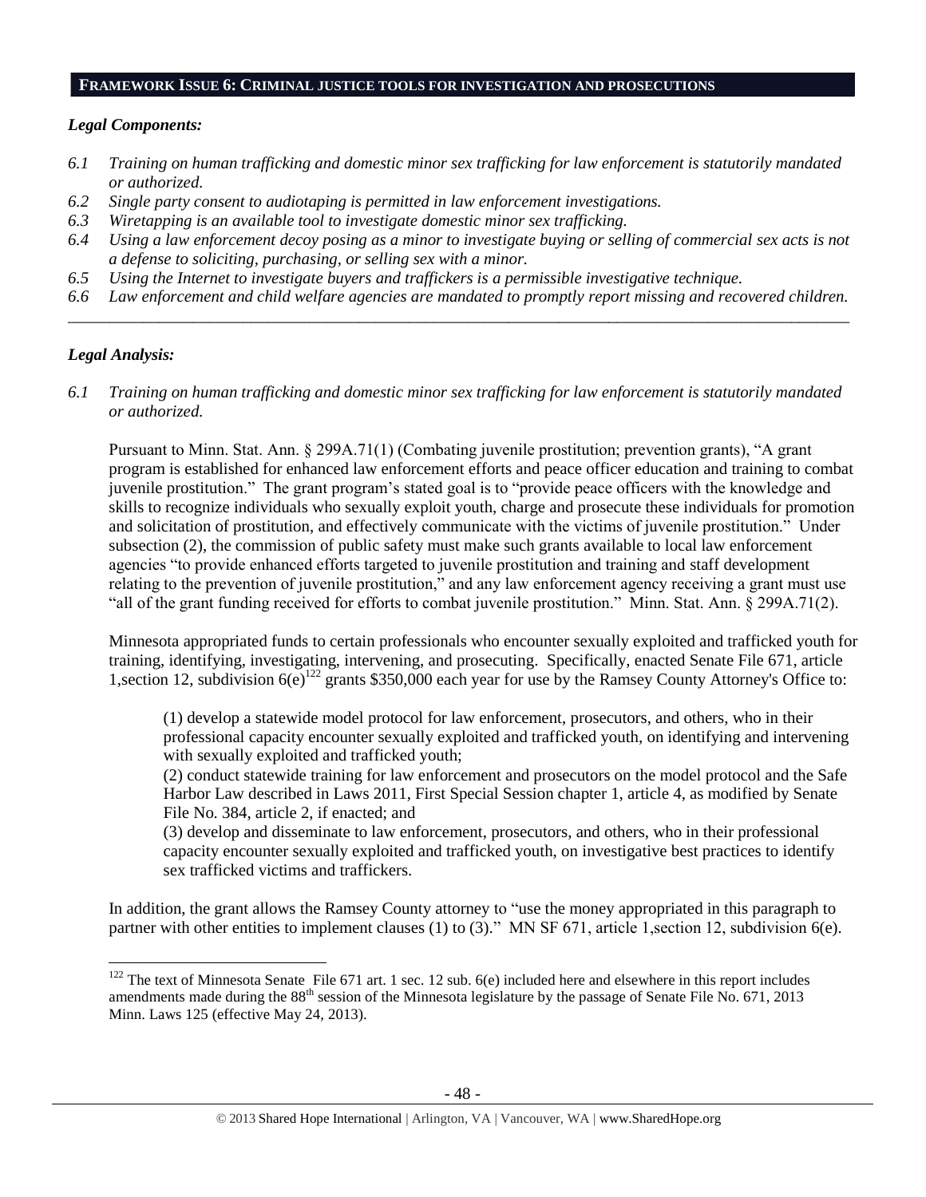## FRAMEWORK ISSUE 6: CRIMINAL JUSTICE TOOLS FOR INVESTIGATION AND PROSECUTIONS

### *Legal Components:*

*6.1 Training on human trafficking and domestic minor sex trafficking for law enforcement is statutorily mandated or authorized.*

*6.2 Single party consent to audiotaping is permitted in law enforcement investigations.*

*6.3 Wiretapping is an available tool to investigate domestic minor sex trafficking.*

*6.4 Using a law enforcement decoy posing as a minor to investigate buying or selling of commercial sex acts is not a defense to soliciting, purchasing, or selling sex with a minor.*

*6.5 Using the Internet to investigate buyers and traffickers is a permissible investigative technique.*

*6.6 Law enforcement and child welfare agencies are mandated to promptly report missing and recovered children.*

---

### *Legal Analysis:*

*6.1 Training on human trafficking and domestic minor sex trafficking for law enforcement is statutorily mandated or authorized.*

Pursuant to Minn. Stat. Ann. § 299A.71(1) (Combating juvenile prostitution; prevention grants), "A grant program is established for enhanced law enforcement efforts and peace officer education and training to combat juvenile prostitution." The grant program's stated goal is to "provide peace officers with the knowledge and skills to recognize individuals who sexually exploit youth, charge and prosecute these individuals for promotion and solicitation of prostitution, and effectively communicate with the victims of juvenile prostitution." Under subsection (2), the commission of public safety must make such grants available to local law enforcement agencies "to provide enhanced efforts targeted to juvenile prostitution and training and staff development relating to the prevention of juvenile prostitution," and any law enforcement agency receiving a grant must use "all of the grant funding received for efforts to combat juvenile prostitution." Minn. Stat. Ann. § 299A.71(2).

Minnesota appropriated funds to certain professionals who encounter sexually exploited and trafficked youth for training, identifying, investigating, intervening, and prosecuting. Specifically, enacted Senate File 671, article 1,section 12, subdivision 6(e)[122] grants $350,000 each year for use by the Ramsey County Attorney's Office to:

> (1) develop a statewide model protocol for law enforcement, prosecutors, and others, who in their professional capacity encounter sexually exploited and trafficked youth, on identifying and intervening with sexually exploited and trafficked youth;
>
> (2) conduct statewide training for law enforcement and prosecutors on the model protocol and the Safe Harbor Law described in Laws 2011, First Special Session chapter 1, article 4, as modified by Senate File No. 384, article 2, if enacted; and
>
> (3) develop and disseminate to law enforcement, prosecutors, and others, who in their professional capacity encounter sexually exploited and trafficked youth, on investigative best practices to identify sex trafficked victims and traffickers.

In addition, the grant allows the Ramsey County attorney to "use the money appropriated in this paragraph to partner with other entities to implement clauses (1) to (3)." MN SF 671, article 1,section 12, subdivision 6(e).

---

[122] The text of Minnesota Senate File 671 art. 1 sec. 12 sub. 6(e) included here and elsewhere in this report includes amendments made during the 88th session of the Minnesota legislature by the passage of Senate File No. 671, 2013 Minn. Laws 125 (effective May 24, 2013).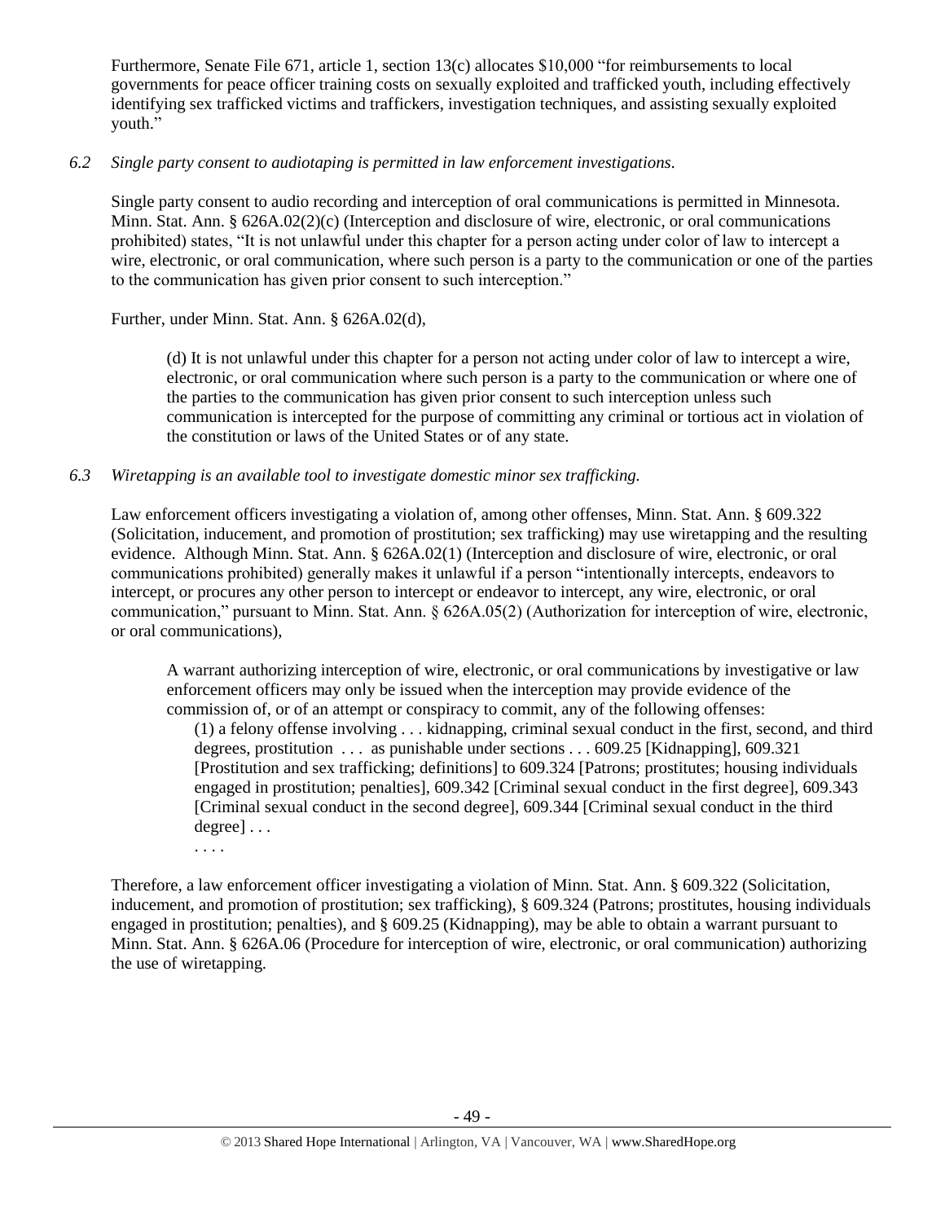Furthermore, Senate File 671, article 1, section 13(c) allocates $10,000 "for reimbursements to local governments for peace officer training costs on sexually exploited and trafficked youth, including effectively identifying sex trafficked victims and traffickers, investigation techniques, and assisting sexually exploited youth."

*6.2 Single party consent to audiotaping is permitted in law enforcement investigations.*

Single party consent to audio recording and interception of oral communications is permitted in Minnesota. Minn. Stat. Ann. § 626A.02(2)(c) (Interception and disclosure of wire, electronic, or oral communications prohibited) states, "It is not unlawful under this chapter for a person acting under color of law to intercept a wire, electronic, or oral communication, where such person is a party to the communication or one of the parties to the communication has given prior consent to such interception."

Further, under Minn. Stat. Ann. § 626A.02(d),

> (d) It is not unlawful under this chapter for a person not acting under color of law to intercept a wire, electronic, or oral communication where such person is a party to the communication or where one of the parties to the communication has given prior consent to such interception unless such communication is intercepted for the purpose of committing any criminal or tortious act in violation of the constitution or laws of the United States or of any state.

*6.3 Wiretapping is an available tool to investigate domestic minor sex trafficking.*

Law enforcement officers investigating a violation of, among other offenses, Minn. Stat. Ann. § 609.322 (Solicitation, inducement, and promotion of prostitution; sex trafficking) may use wiretapping and the resulting evidence. Although Minn. Stat. Ann. § 626A.02(1) (Interception and disclosure of wire, electronic, or oral communications prohibited) generally makes it unlawful if a person "intentionally intercepts, endeavors to intercept, or procures any other person to intercept or endeavor to intercept, any wire, electronic, or oral communication," pursuant to Minn. Stat. Ann. § 626A.05(2) (Authorization for interception of wire, electronic, or oral communications),

> A warrant authorizing interception of wire, electronic, or oral communications by investigative or law enforcement officers may only be issued when the interception may provide evidence of the commission of, or of an attempt or conspiracy to commit, any of the following offenses:
>
> (1) a felony offense involving . . . kidnapping, criminal sexual conduct in the first, second, and third degrees, prostitution . . . as punishable under sections . . . 609.25 [Kidnapping], 609.321 [Prostitution and sex trafficking; definitions] to 609.324 [Patrons; prostitutes; housing individuals engaged in prostitution; penalties], 609.342 [Criminal sexual conduct in the first degree], 609.343 [Criminal sexual conduct in the second degree], 609.344 [Criminal sexual conduct in the third degree] . . .
>
> . . . .

Therefore, a law enforcement officer investigating a violation of Minn. Stat. Ann. § 609.322 (Solicitation, inducement, and promotion of prostitution; sex trafficking), § 609.324 (Patrons; prostitutes, housing individuals engaged in prostitution; penalties), and § 609.25 (Kidnapping), may be able to obtain a warrant pursuant to Minn. Stat. Ann. § 626A.06 (Procedure for interception of wire, electronic, or oral communication) authorizing the use of wiretapping.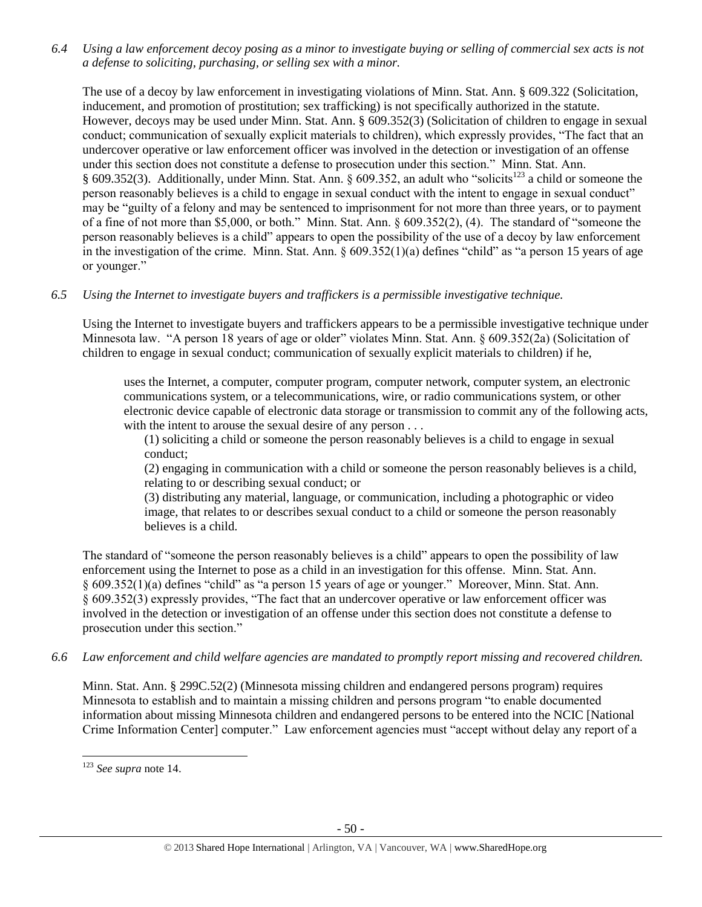*6.4 Using a law enforcement decoy posing as a minor to investigate buying or selling of commercial sex acts is not a defense to soliciting, purchasing, or selling sex with a minor.*

The use of a decoy by law enforcement in investigating violations of Minn. Stat. Ann. § 609.322 (Solicitation, inducement, and promotion of prostitution; sex trafficking) is not specifically authorized in the statute. However, decoys may be used under Minn. Stat. Ann. § 609.352(3) (Solicitation of children to engage in sexual conduct; communication of sexually explicit materials to children), which expressly provides, "The fact that an undercover operative or law enforcement officer was involved in the detection or investigation of an offense under this section does not constitute a defense to prosecution under this section." Minn. Stat. Ann. § 609.352(3). Additionally, under Minn. Stat. Ann. § 609.352, an adult who "solicits[123] a child or someone the person reasonably believes is a child to engage in sexual conduct with the intent to engage in sexual conduct" may be "guilty of a felony and may be sentenced to imprisonment for not more than three years, or to payment of a fine of not more than $5,000, or both." Minn. Stat. Ann. § 609.352(2), (4). The standard of "someone the person reasonably believes is a child" appears to open the possibility of the use of a decoy by law enforcement in the investigation of the crime. Minn. Stat. Ann. § 609.352(1)(a) defines "child" as "a person 15 years of age or younger."

*6.5 Using the Internet to investigate buyers and traffickers is a permissible investigative technique.*

Using the Internet to investigate buyers and traffickers appears to be a permissible investigative technique under Minnesota law. "A person 18 years of age or older" violates Minn. Stat. Ann. § 609.352(2a) (Solicitation of children to engage in sexual conduct; communication of sexually explicit materials to children) if he,

> uses the Internet, a computer, computer program, computer network, computer system, an electronic communications system, or a telecommunications, wire, or radio communications system, or other electronic device capable of electronic data storage or transmission to commit any of the following acts, with the intent to arouse the sexual desire of any person . . .
>
> (1) soliciting a child or someone the person reasonably believes is a child to engage in sexual conduct;
>
> (2) engaging in communication with a child or someone the person reasonably believes is a child, relating to or describing sexual conduct; or
>
> (3) distributing any material, language, or communication, including a photographic or video image, that relates to or describes sexual conduct to a child or someone the person reasonably believes is a child.

The standard of "someone the person reasonably believes is a child" appears to open the possibility of law enforcement using the Internet to pose as a child in an investigation for this offense. Minn. Stat. Ann. § 609.352(1)(a) defines "child" as "a person 15 years of age or younger." Moreover, Minn. Stat. Ann. § 609.352(3) expressly provides, "The fact that an undercover operative or law enforcement officer was involved in the detection or investigation of an offense under this section does not constitute a defense to prosecution under this section."

*6.6 Law enforcement and child welfare agencies are mandated to promptly report missing and recovered children.*

Minn. Stat. Ann. § 299C.52(2) (Minnesota missing children and endangered persons program) requires Minnesota to establish and to maintain a missing children and persons program "to enable documented information about missing Minnesota children and endangered persons to be entered into the NCIC [National Crime Information Center] computer." Law enforcement agencies must "accept without delay any report of a

---

[123] *See supra* note 14.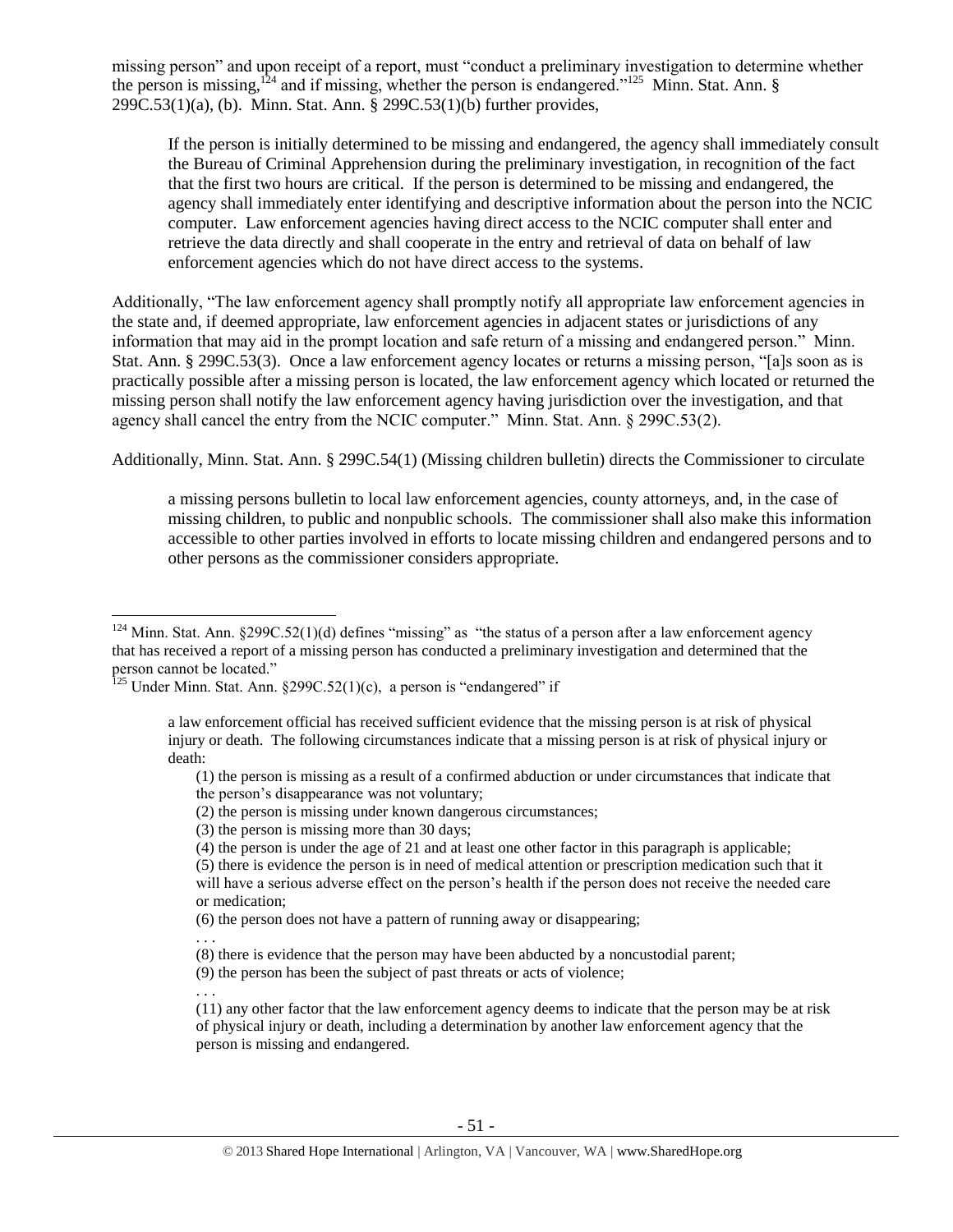missing person" and upon receipt of a report, must "conduct a preliminary investigation to determine whether the person is missing,[124] and if missing, whether the person is endangered."[125] Minn. Stat. Ann. § 299C.53(1)(a), (b). Minn. Stat. Ann. § 299C.53(1)(b) further provides,

> If the person is initially determined to be missing and endangered, the agency shall immediately consult the Bureau of Criminal Apprehension during the preliminary investigation, in recognition of the fact that the first two hours are critical. If the person is determined to be missing and endangered, the agency shall immediately enter identifying and descriptive information about the person into the NCIC computer. Law enforcement agencies having direct access to the NCIC computer shall enter and retrieve the data directly and shall cooperate in the entry and retrieval of data on behalf of law enforcement agencies which do not have direct access to the systems.

Additionally, "The law enforcement agency shall promptly notify all appropriate law enforcement agencies in the state and, if deemed appropriate, law enforcement agencies in adjacent states or jurisdictions of any information that may aid in the prompt location and safe return of a missing and endangered person." Minn. Stat. Ann. § 299C.53(3). Once a law enforcement agency locates or returns a missing person, "[a]s soon as is practically possible after a missing person is located, the law enforcement agency which located or returned the missing person shall notify the law enforcement agency having jurisdiction over the investigation, and that agency shall cancel the entry from the NCIC computer." Minn. Stat. Ann. § 299C.53(2).

Additionally, Minn. Stat. Ann. § 299C.54(1) (Missing children bulletin) directs the Commissioner to circulate

> a missing persons bulletin to local law enforcement agencies, county attorneys, and, in the case of missing children, to public and nonpublic schools. The commissioner shall also make this information accessible to other parties involved in efforts to locate missing children and endangered persons and to other persons as the commissioner considers appropriate.

---

[124] Minn. Stat. Ann. §299C.52(1)(d) defines "missing" as "the status of a person after a law enforcement agency that has received a report of a missing person has conducted a preliminary investigation and determined that the person cannot be located."

[125] Under Minn. Stat. Ann. §299C.52(1)(c), a person is "endangered" if

> a law enforcement official has received sufficient evidence that the missing person is at risk of physical injury or death. The following circumstances indicate that a missing person is at risk of physical injury or death:
>
> (1) the person is missing as a result of a confirmed abduction or under circumstances that indicate that the person's disappearance was not voluntary;
>
> (2) the person is missing under known dangerous circumstances;
>
> (3) the person is missing more than 30 days;
>
> (4) the person is under the age of 21 and at least one other factor in this paragraph is applicable;
>
> (5) there is evidence the person is in need of medical attention or prescription medication such that it will have a serious adverse effect on the person's health if the person does not receive the needed care or medication;
>
> (6) the person does not have a pattern of running away or disappearing;
>
> . . .
>
> (8) there is evidence that the person may have been abducted by a noncustodial parent;
>
> (9) the person has been the subject of past threats or acts of violence;
>
> . . .
>
> (11) any other factor that the law enforcement agency deems to indicate that the person may be at risk of physical injury or death, including a determination by another law enforcement agency that the person is missing and endangered.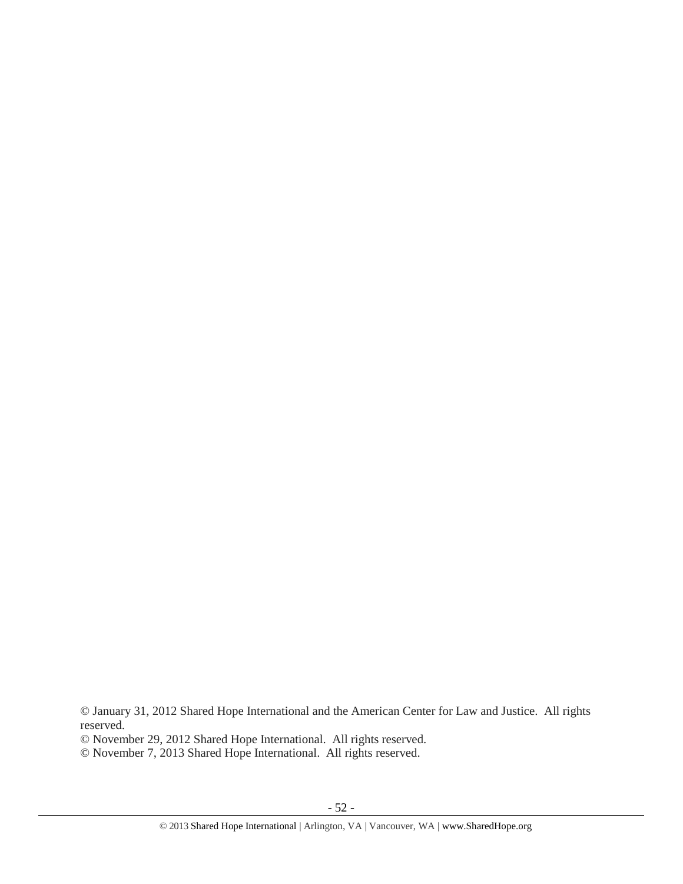© January 31, 2012 Shared Hope International and the American Center for Law and Justice. All rights reserved.

© November 29, 2012 Shared Hope International. All rights reserved.

© November 7, 2013 Shared Hope International. All rights reserved.